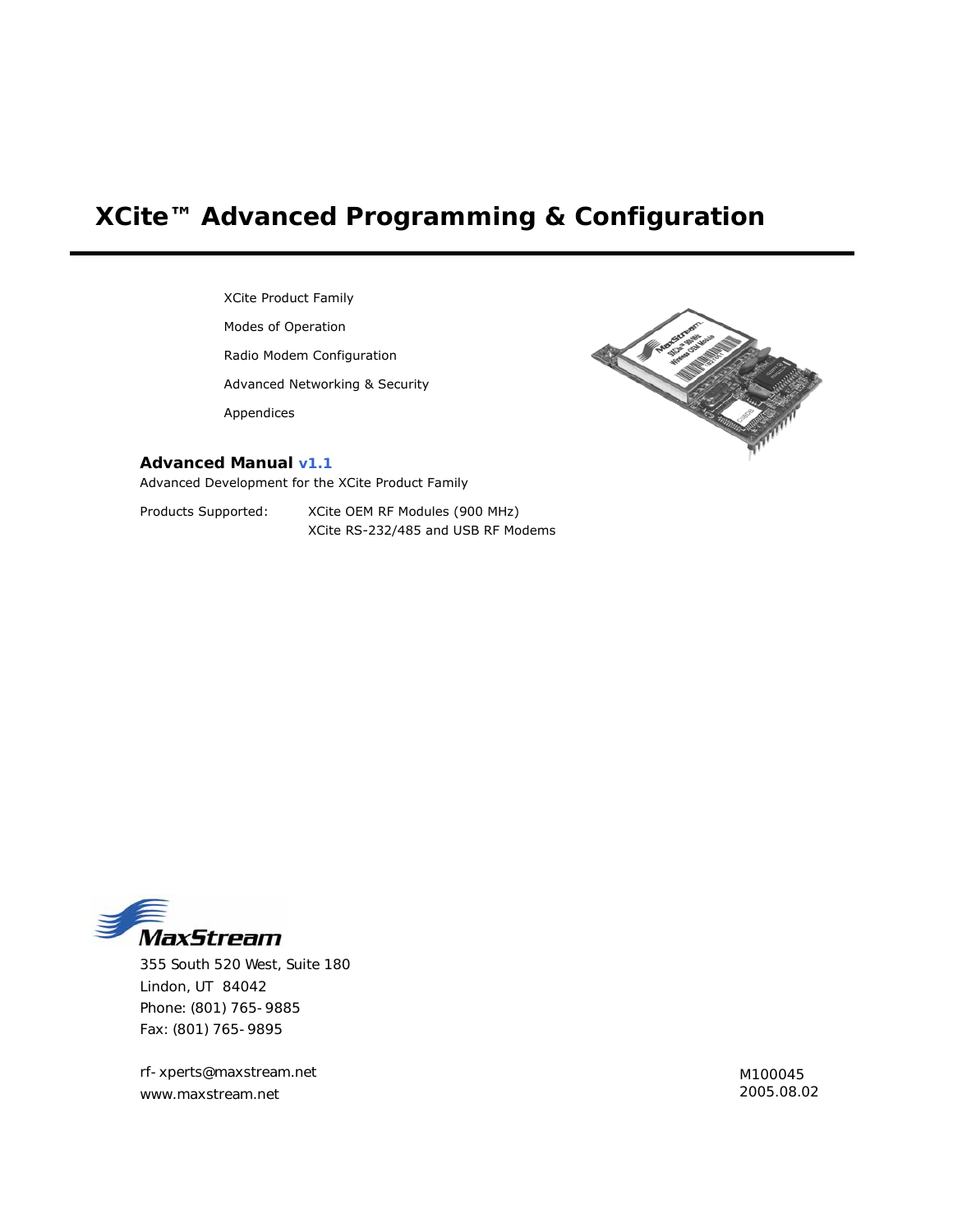# XCite™ Advanced Programming & Configuration

XCite Product Family

Modes of Operation

Radio Modem Configuration

Advanced Networking & Security

Appendices

**Advanced Manual v1.1**

Advanced Development for the XCite Product Family

Products Supported: XCite OEM RF Modules (900 MHz)
XCite RS-232/485 and USB RF Modems

MaxStream

355 South 520 West, Suite 180
Lindon, UT 84042
Phone: (801) 765-9885
Fax: (801) 765-9895

rf-xperts@maxstream.net
www.maxstream.net

M100045
2005.08.02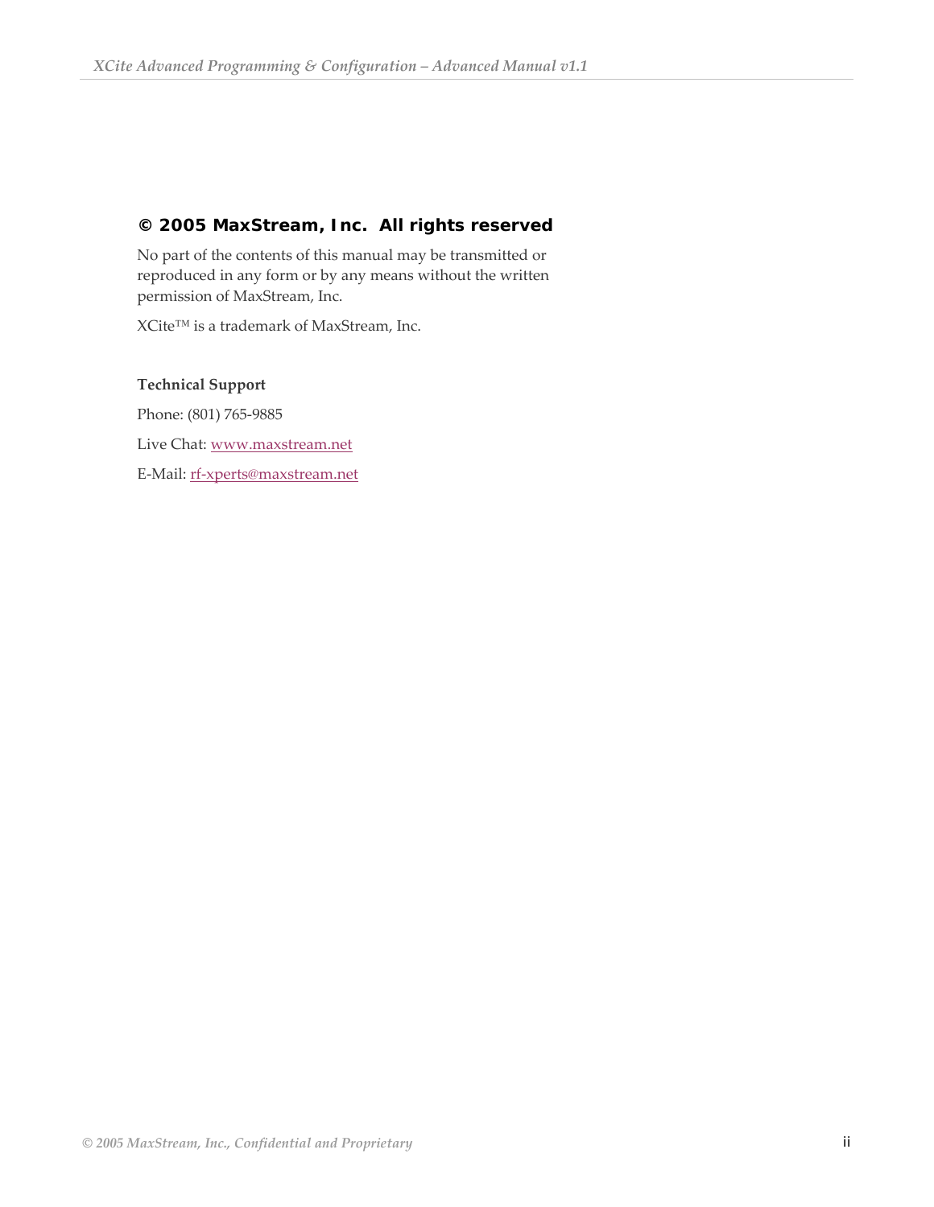## © 2005 MaxStream, Inc. All rights reserved

No part of the contents of this manual may be transmitted or reproduced in any form or by any means without the written permission of MaxStream, Inc.

XCite™ is a trademark of MaxStream, Inc.

**Technical Support**

Phone: (801) 765-9885

Live Chat: www.maxstream.net

E-Mail: rf-xperts@maxstream.net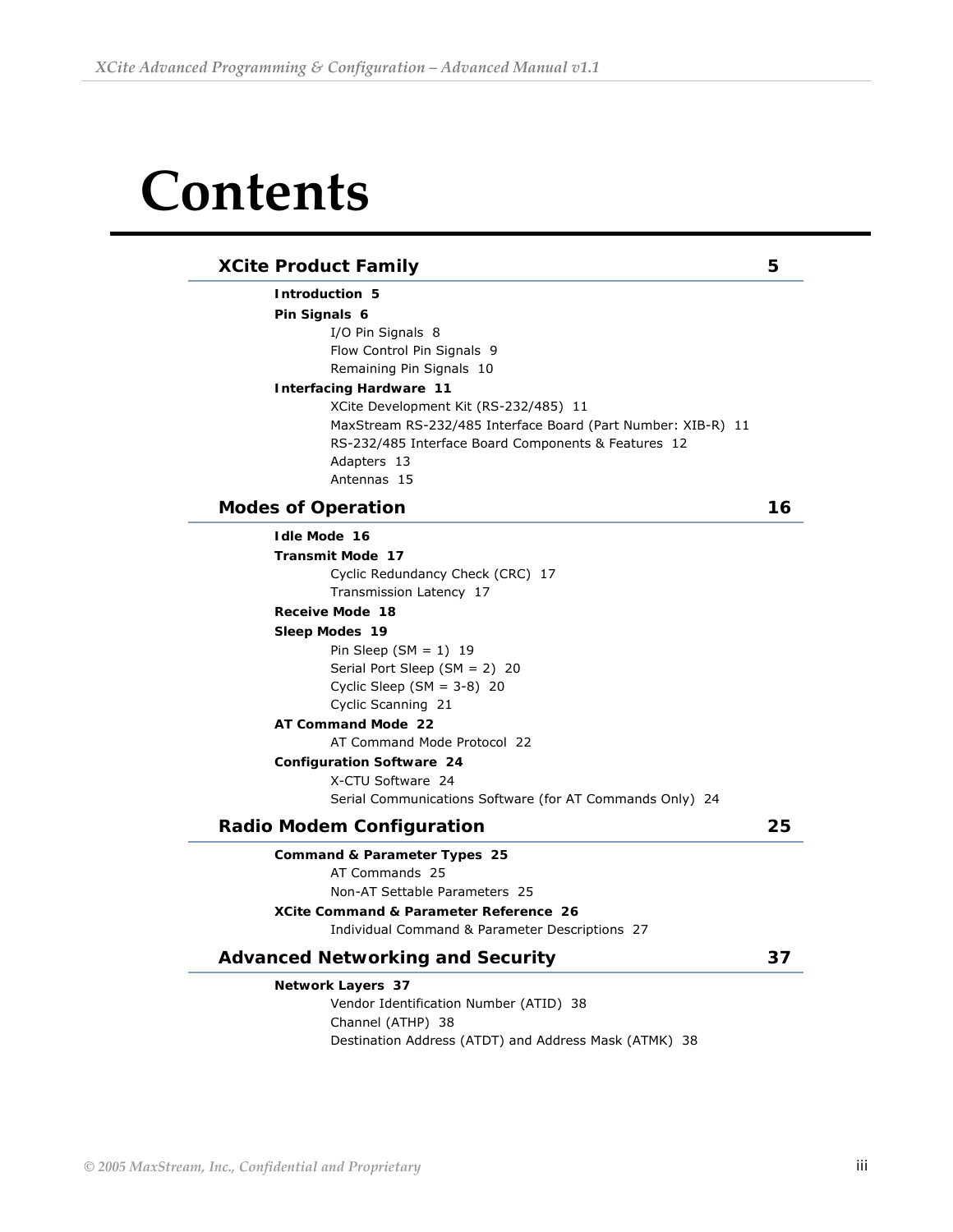# Contents

## XCite Product Family 5

**Introduction 5**

**Pin Signals 6**

- I/O Pin Signals 8
- Flow Control Pin Signals 9
- Remaining Pin Signals 10

**Interfacing Hardware 11**

- XCite Development Kit (RS-232/485) 11
- MaxStream RS-232/485 Interface Board (Part Number: XIB-R) 11
- RS-232/485 Interface Board Components & Features 12
- Adapters 13
- Antennas 15

## Modes of Operation 16

**Idle Mode 16**

**Transmit Mode 17**

- Cyclic Redundancy Check (CRC) 17
- Transmission Latency 17

**Receive Mode 18**

**Sleep Modes 19**

- Pin Sleep (SM = 1) 19
- Serial Port Sleep (SM = 2) 20
- Cyclic Sleep (SM = 3-8) 20
- Cyclic Scanning 21

**AT Command Mode 22**

- AT Command Mode Protocol 22

**Configuration Software 24**

- X-CTU Software 24
- Serial Communications Software (for AT Commands Only) 24

## Radio Modem Configuration 25

**Command & Parameter Types 25**

- AT Commands 25
- Non-AT Settable Parameters 25

**XCite Command & Parameter Reference 26**

- Individual Command & Parameter Descriptions 27

## Advanced Networking and Security 37

**Network Layers 37**

- Vendor Identification Number (ATID) 38
- Channel (ATHP) 38
- Destination Address (ATDT) and Address Mask (ATMK) 38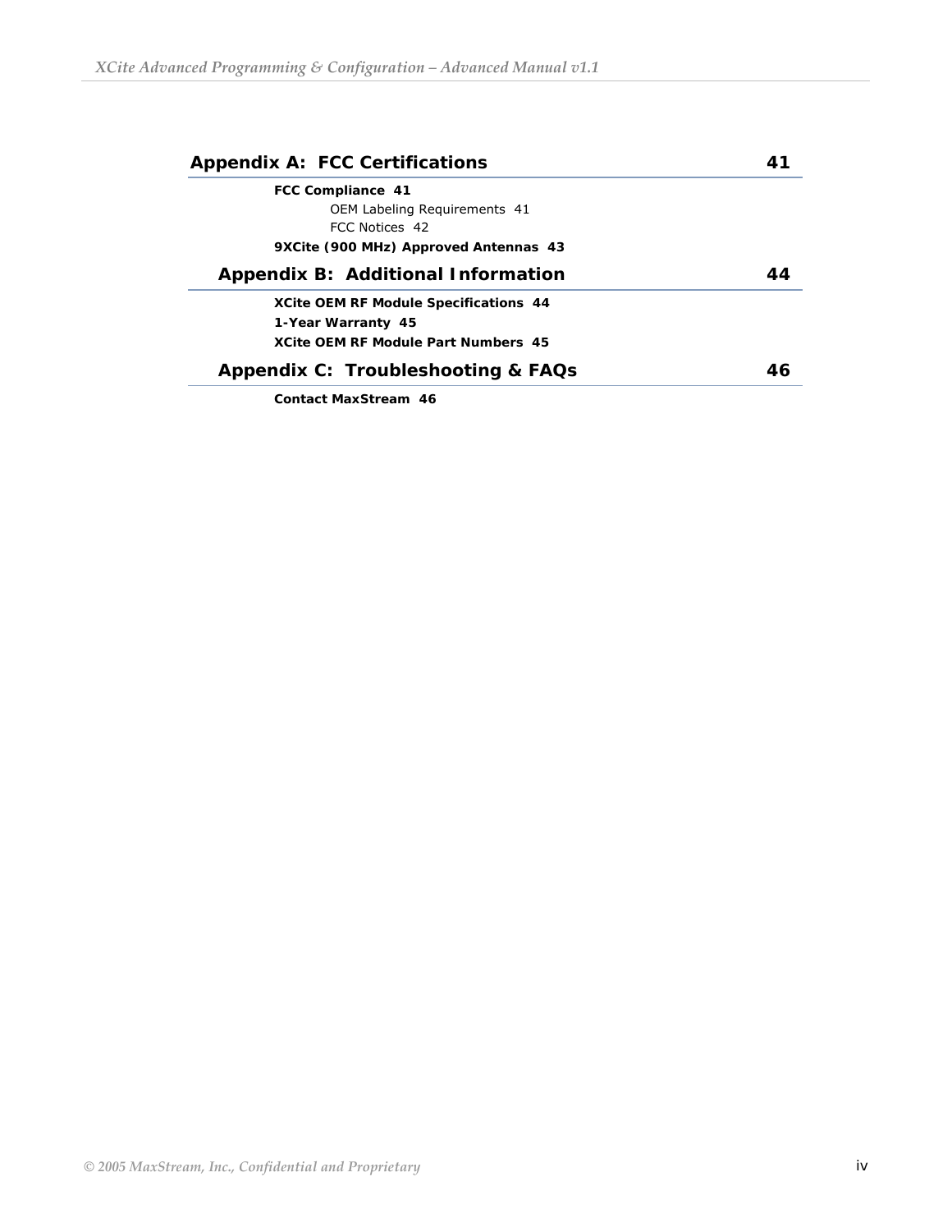**Appendix A: FCC Certifications 41**

**FCC Compliance 41**

OEM Labeling Requirements 41

FCC Notices 42

**9XCite (900 MHz) Approved Antennas 43**

**Appendix B: Additional Information 44**

**XCite OEM RF Module Specifications 44**

**1-Year Warranty 45**

**XCite OEM RF Module Part Numbers 45**

**Appendix C: Troubleshooting & FAQs 46**

**Contact MaxStream 46**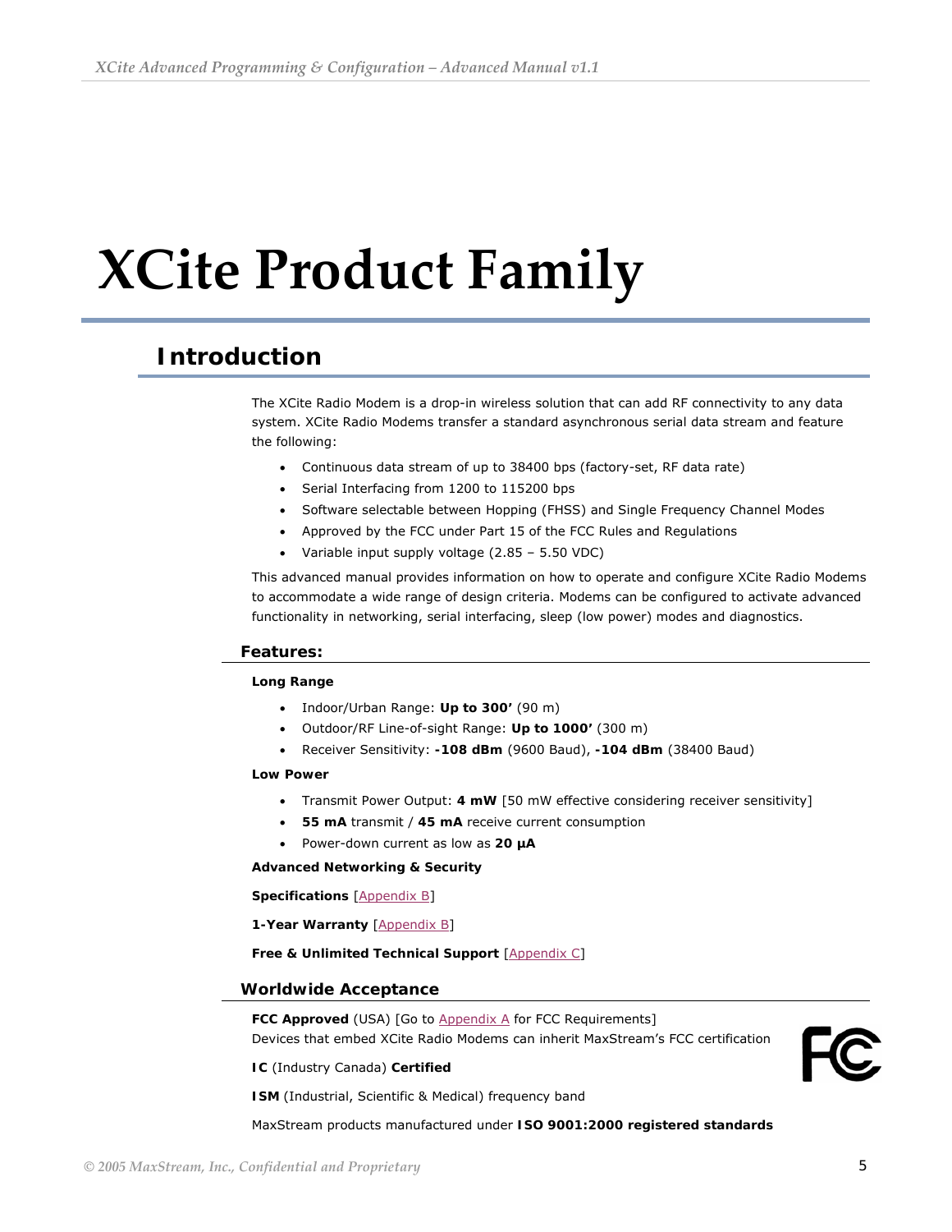# XCite Product Family

## Introduction

The XCite Radio Modem is a drop-in wireless solution that can add RF connectivity to any data system. XCite Radio Modems transfer a standard asynchronous serial data stream and feature the following:

- Continuous data stream of up to 38400 bps (factory-set, RF data rate)
- Serial Interfacing from 1200 to 115200 bps
- Software selectable between Hopping (FHSS) and Single Frequency Channel Modes
- Approved by the FCC under Part 15 of the FCC Rules and Regulations
- Variable input supply voltage (2.85 – 5.50 VDC)

This advanced manual provides information on how to operate and configure XCite Radio Modems to accommodate a wide range of design criteria. Modems can be configured to activate advanced functionality in networking, serial interfacing, sleep (low power) modes and diagnostics.

### Features:

**Long Range**

- Indoor/Urban Range: **Up to 300'** (90 m)
- Outdoor/RF Line-of-sight Range: **Up to 1000'** (300 m)
- Receiver Sensitivity: **-108 dBm** (9600 Baud), **-104 dBm** (38400 Baud)

**Low Power**

- Transmit Power Output: **4 mW** [50 mW effective considering receiver sensitivity]
- **55 mA** transmit / **45 mA** receive current consumption
- Power-down current as low as **20 µA**

**Advanced Networking & Security**

**Specifications** [Appendix B]

**1-Year Warranty** [Appendix B]

**Free & Unlimited Technical Support** [Appendix C]

### Worldwide Acceptance

**FCC Approved** (USA) [Go to Appendix A for FCC Requirements]
Devices that embed XCite Radio Modems can inherit MaxStream's FCC certification

**IC** (Industry Canada) **Certified**

**ISM** (Industrial, Scientific & Medical) frequency band

MaxStream products manufactured under **ISO 9001:2000 registered standards**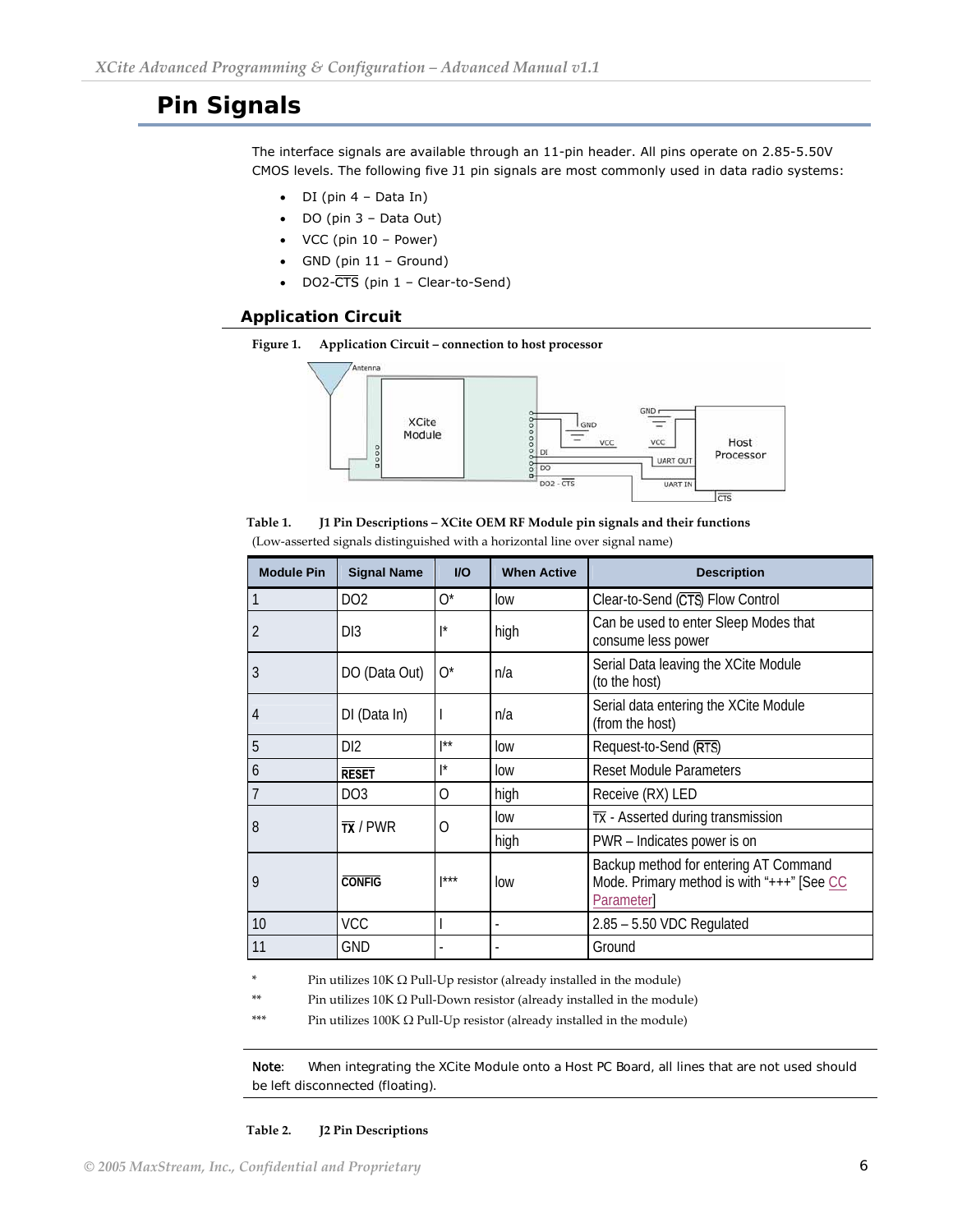# Pin Signals

The interface signals are available through an 11-pin header. All pins operate on 2.85-5.50V CMOS levels. The following five J1 pin signals are most commonly used in data radio systems:

- DI (pin 4 – Data In)
- DO (pin 3 – Data Out)
- VCC (pin 10 – Power)
- GND (pin 11 – Ground)
- DO2-$\overline{CTS}$ (pin 1 – Clear-to-Send)

## Application Circuit

**Figure 1. Application Circuit – connection to host processor**

**Table 1. J1 Pin Descriptions – XCite OEM RF Module pin signals and their functions**
(Low-asserted signals distinguished with a horizontal line over signal name)

| Module Pin | Signal Name | I/O | When Active | Description |
|---|---|---|---|---|
| 1 | DO2 | O* | low | Clear-to-Send ($\overline{CTS}$) Flow Control |
| 2 | DI3 | I* | high | Can be used to enter Sleep Modes that consume less power |
| 3 | DO (Data Out) | O* | n/a | Serial Data leaving the XCite Module (to the host) |
| 4 | DI (Data In) | I | n/a | Serial data entering the XCite Module (from the host) |
| 5 | DI2 | I** | low | Request-to-Send ($\overline{RTS}$) |
| 6 | $\overline{RESET}$ | I* | low | Reset Module Parameters |
| 7 | DO3 | O | high | Receive (RX) LED |
| 8 | $\overline{TX}$ / PWR | O | low | $\overline{TX}$ - Asserted during transmission |
| | | | high | PWR – Indicates power is on |
| 9 | $\overline{CONFIG}$ | I*** | low | Backup method for entering AT Command Mode. Primary method is with "+++" [See CC Parameter] |
| 10 | VCC | I | - | 2.85 – 5.50 VDC Regulated |
| 11 | GND | - | - | Ground |

\* Pin utilizes 10K Ω Pull-Up resistor (already installed in the module)

\*\* Pin utilizes 10K Ω Pull-Down resistor (already installed in the module)

\*\*\* Pin utilizes 100K Ω Pull-Up resistor (already installed in the module)

**Note**: When integrating the XCite Module onto a Host PC Board, all lines that are not used should be left disconnected (floating).

**Table 2. J2 Pin Descriptions**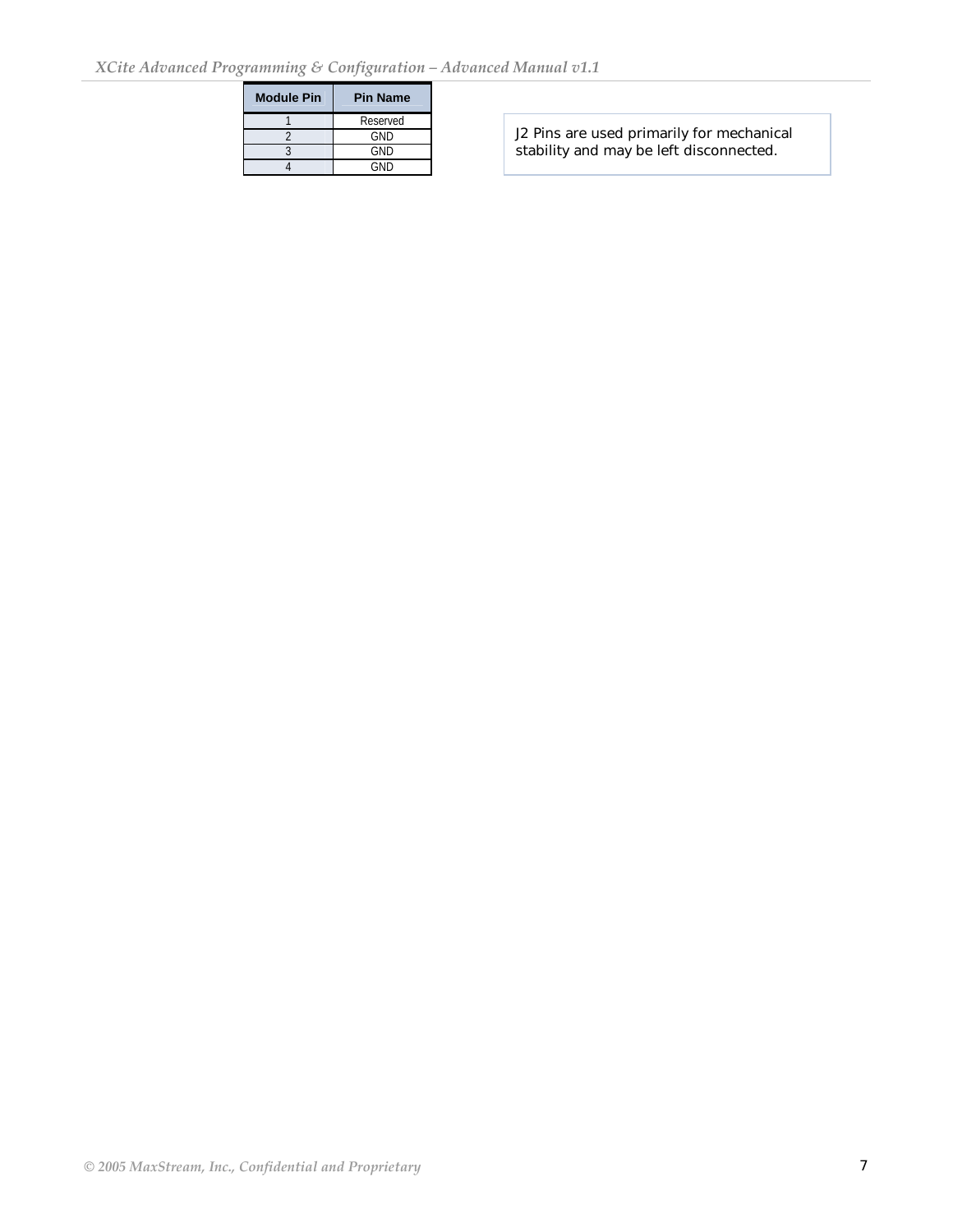| Module Pin | Pin Name |
|---|---|
| 1 | Reserved |
| 2 | GND |
| 3 | GND |
| 4 | GND |

J2 Pins are used primarily for mechanical stability and may be left disconnected.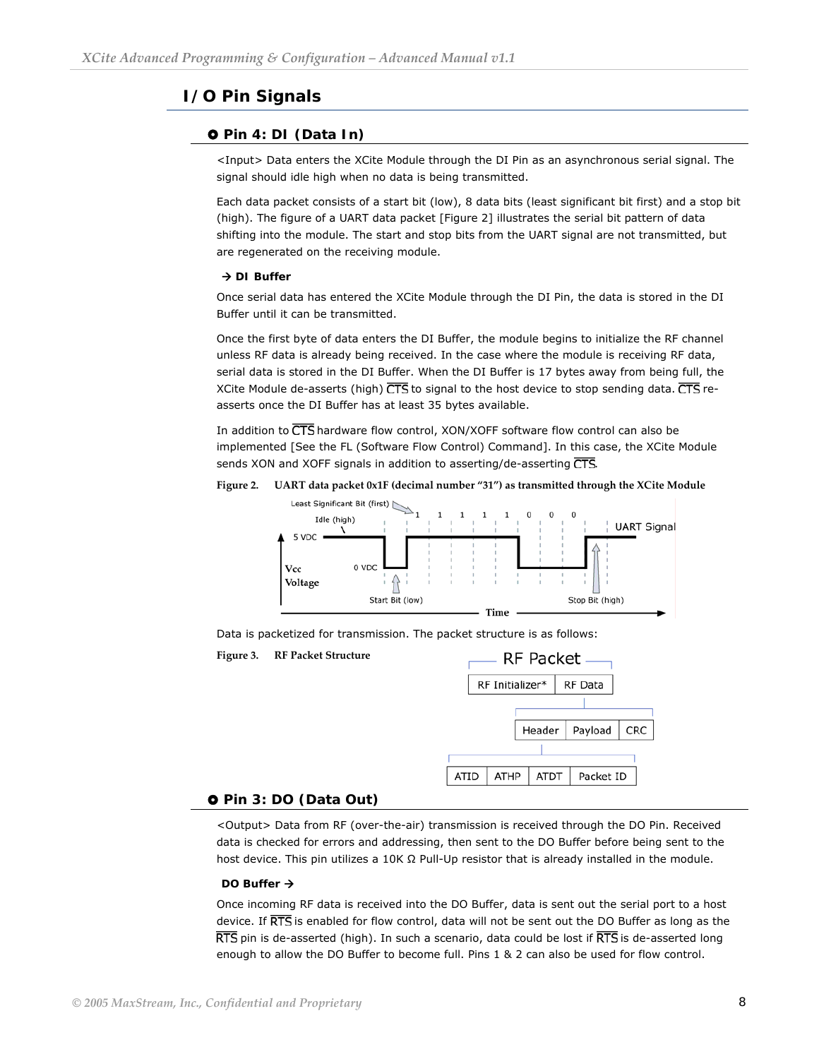## I/O Pin Signals

### Pin 4: DI (Data In)

<Input> Data enters the XCite Module through the DI Pin as an asynchronous serial signal. The signal should idle high when no data is being transmitted.

Each data packet consists of a start bit (low), 8 data bits (least significant bit first) and a stop bit (high). The figure of a UART data packet [Figure 2] illustrates the serial bit pattern of data shifting into the module. The start and stop bits from the UART signal are not transmitted, but are regenerated on the receiving module.

**→ DI Buffer**

Once serial data has entered the XCite Module through the DI Pin, the data is stored in the DI Buffer until it can be transmitted.

Once the first byte of data enters the DI Buffer, the module begins to initialize the RF channel unless RF data is already being received. In the case where the module is receiving RF data, serial data is stored in the DI Buffer. When the DI Buffer is 17 bytes away from being full, the XCite Module de-asserts (high) $\overline{CTS}$ to signal to the host device to stop sending data. $\overline{CTS}$ re-asserts once the DI Buffer has at least 35 bytes available.

In addition to $\overline{CTS}$ hardware flow control, XON/XOFF software flow control can also be implemented [See the FL (Software Flow Control) Command]. In this case, the XCite Module sends XON and XOFF signals in addition to asserting/de-asserting $\overline{CTS}$.

**Figure 2. UART data packet 0x1F (decimal number "31") as transmitted through the XCite Module**

Data is packetized for transmission. The packet structure is as follows:

**Figure 3. RF Packet Structure**

### Pin 3: DO (Data Out)

<Output> Data from RF (over-the-air) transmission is received through the DO Pin. Received data is checked for errors and addressing, then sent to the DO Buffer before being sent to the host device. This pin utilizes a 10K Ω Pull-Up resistor that is already installed in the module.

**DO Buffer →**

Once incoming RF data is received into the DO Buffer, data is sent out the serial port to a host device. If $\overline{RTS}$ is enabled for flow control, data will not be sent out the DO Buffer as long as the $\overline{RTS}$ pin is de-asserted (high). In such a scenario, data could be lost if $\overline{RTS}$ is de-asserted long enough to allow the DO Buffer to become full. Pins 1 & 2 can also be used for flow control.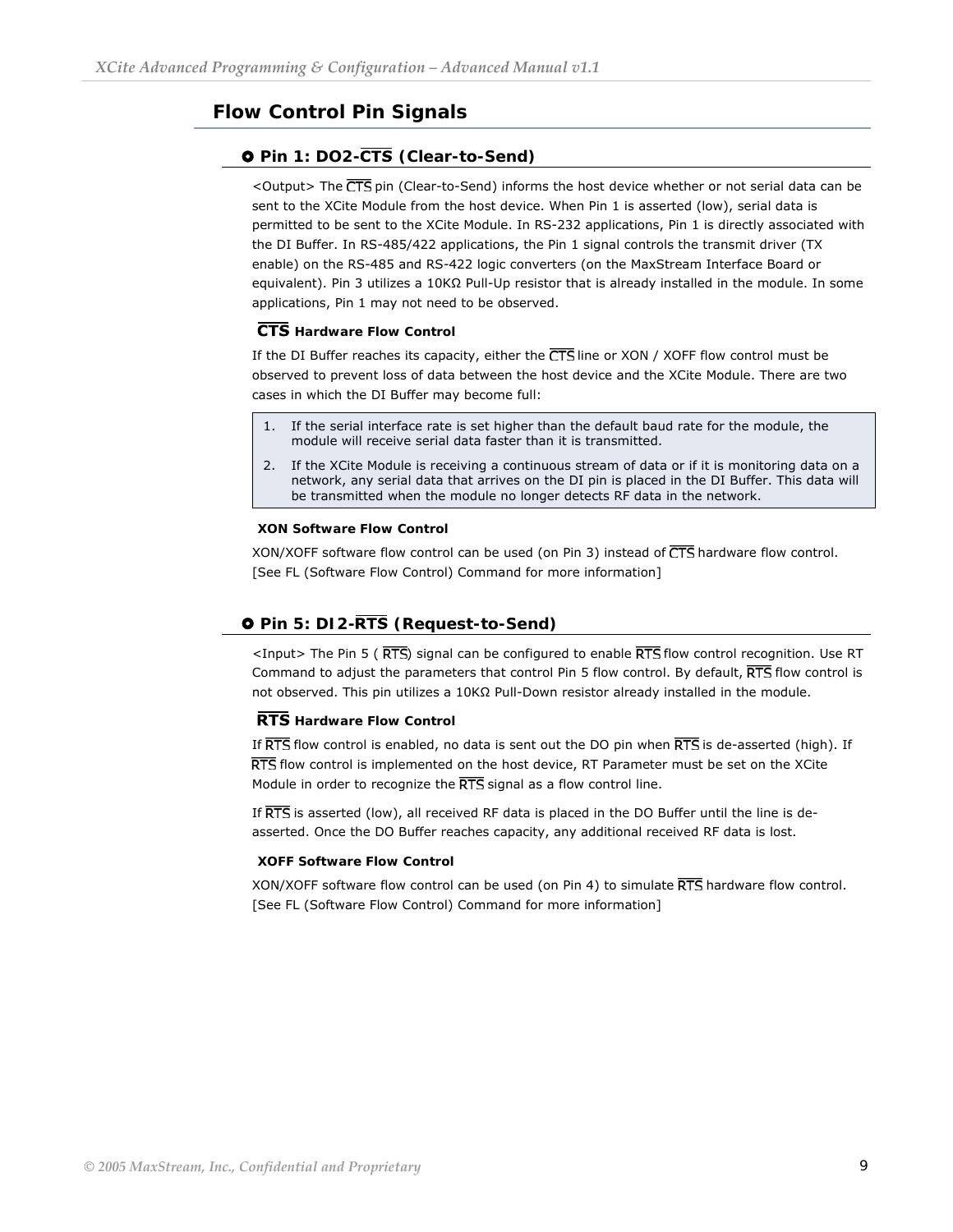## Flow Control Pin Signals

### Pin 1: DO2-$\overline{\text{CTS}}$ (Clear-to-Send)

<Output> The $\overline{\text{CTS}}$ pin (Clear-to-Send) informs the host device whether or not serial data can be sent to the XCite Module from the host device. When Pin 1 is asserted (low), serial data is permitted to be sent to the XCite Module. In RS-232 applications, Pin 1 is directly associated with the DI Buffer. In RS-485/422 applications, the Pin 1 signal controls the transmit driver (TX enable) on the RS-485 and RS-422 logic converters (on the MaxStream Interface Board or equivalent). Pin 3 utilizes a 10KΩ Pull-Up resistor that is already installed in the module. In some applications, Pin 1 may not need to be observed.

#### $\overline{\text{CTS}}$ Hardware Flow Control

If the DI Buffer reaches its capacity, either the $\overline{\text{CTS}}$ line or XON / XOFF flow control must be observed to prevent loss of data between the host device and the XCite Module. There are two cases in which the DI Buffer may become full:

1. If the serial interface rate is set higher than the default baud rate for the module, the module will receive serial data faster than it is transmitted.
2. If the XCite Module is receiving a continuous stream of data or if it is monitoring data on a network, any serial data that arrives on the DI pin is placed in the DI Buffer. This data will be transmitted when the module no longer detects RF data in the network.

#### XON Software Flow Control

XON/XOFF software flow control can be used (on Pin 3) instead of $\overline{\text{CTS}}$ hardware flow control. [See FL (Software Flow Control) Command for more information]

### Pin 5: DI2-$\overline{\text{RTS}}$ (Request-to-Send)

<Input> The Pin 5 ( $\overline{\text{RTS}}$) signal can be configured to enable $\overline{\text{RTS}}$ flow control recognition. Use RT Command to adjust the parameters that control Pin 5 flow control. By default, $\overline{\text{RTS}}$ flow control is not observed. This pin utilizes a 10KΩ Pull-Down resistor already installed in the module.

#### $\overline{\text{RTS}}$ Hardware Flow Control

If $\overline{\text{RTS}}$ flow control is enabled, no data is sent out the DO pin when $\overline{\text{RTS}}$ is de-asserted (high). If $\overline{\text{RTS}}$ flow control is implemented on the host device, RT Parameter must be set on the XCite Module in order to recognize the $\overline{\text{RTS}}$ signal as a flow control line.

If $\overline{\text{RTS}}$ is asserted (low), all received RF data is placed in the DO Buffer until the line is de-asserted. Once the DO Buffer reaches capacity, any additional received RF data is lost.

#### XOFF Software Flow Control

XON/XOFF software flow control can be used (on Pin 4) to simulate $\overline{\text{RTS}}$ hardware flow control. [See FL (Software Flow Control) Command for more information]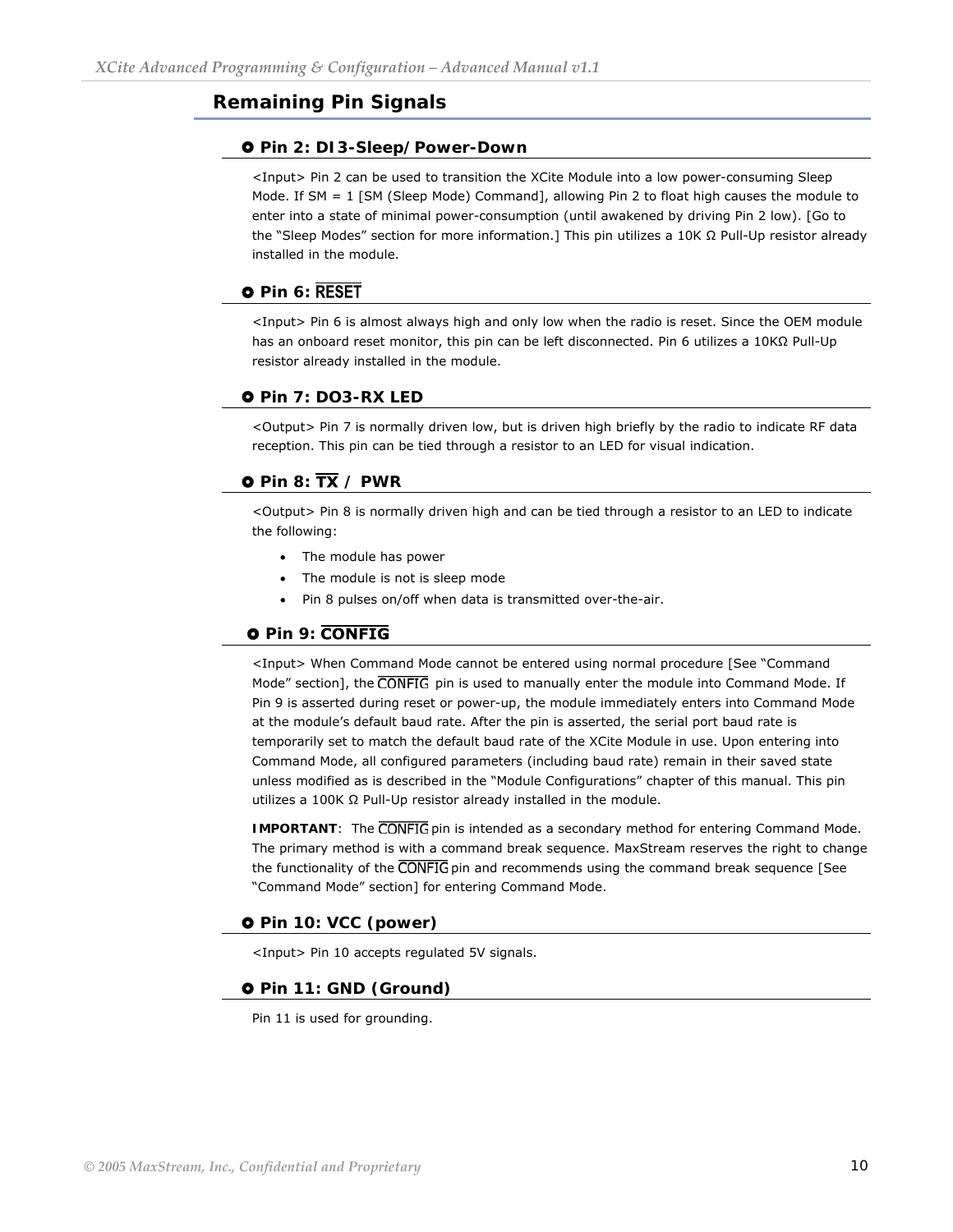## Remaining Pin Signals

### ✪ Pin 2: DI3-Sleep/Power-Down

<Input> Pin 2 can be used to transition the XCite Module into a low power-consuming Sleep Mode. If SM = 1 [SM (Sleep Mode) Command], allowing Pin 2 to float high causes the module to enter into a state of minimal power-consumption (until awakened by driving Pin 2 low). [Go to the "Sleep Modes" section for more information.] This pin utilizes a 10K Ω Pull-Up resistor already installed in the module.

### ✪ Pin 6: $\overline{\text{RESET}}$

<Input> Pin 6 is almost always high and only low when the radio is reset. Since the OEM module has an onboard reset monitor, this pin can be left disconnected. Pin 6 utilizes a 10KΩ Pull-Up resistor already installed in the module.

### ✪ Pin 7: DO3-RX LED

<Output> Pin 7 is normally driven low, but is driven high briefly by the radio to indicate RF data reception. This pin can be tied through a resistor to an LED for visual indication.

### ✪ Pin 8: $\overline{\text{TX}}$ / PWR

<Output> Pin 8 is normally driven high and can be tied through a resistor to an LED to indicate the following:

- The module has power
- The module is not is sleep mode
- Pin 8 pulses on/off when data is transmitted over-the-air.

### ✪ Pin 9: $\overline{\text{CONFIG}}$

<Input> When Command Mode cannot be entered using normal procedure [See "Command Mode" section], the $\overline{\text{CONFIG}}$ pin is used to manually enter the module into Command Mode. If Pin 9 is asserted during reset or power-up, the module immediately enters into Command Mode at the module's default baud rate. After the pin is asserted, the serial port baud rate is temporarily set to match the default baud rate of the XCite Module in use. Upon entering into Command Mode, all configured parameters (including baud rate) remain in their saved state unless modified as is described in the "Module Configurations" chapter of this manual. This pin utilizes a 100K Ω Pull-Up resistor already installed in the module.

**IMPORTANT**: The $\overline{\text{CONFIG}}$ pin is intended as a secondary method for entering Command Mode. The primary method is with a command break sequence. MaxStream reserves the right to change the functionality of the $\overline{\text{CONFIG}}$ pin and recommends using the command break sequence [See "Command Mode" section] for entering Command Mode.

### ✪ Pin 10: VCC (power)

<Input> Pin 10 accepts regulated 5V signals.

### ✪ Pin 11: GND (Ground)

Pin 11 is used for grounding.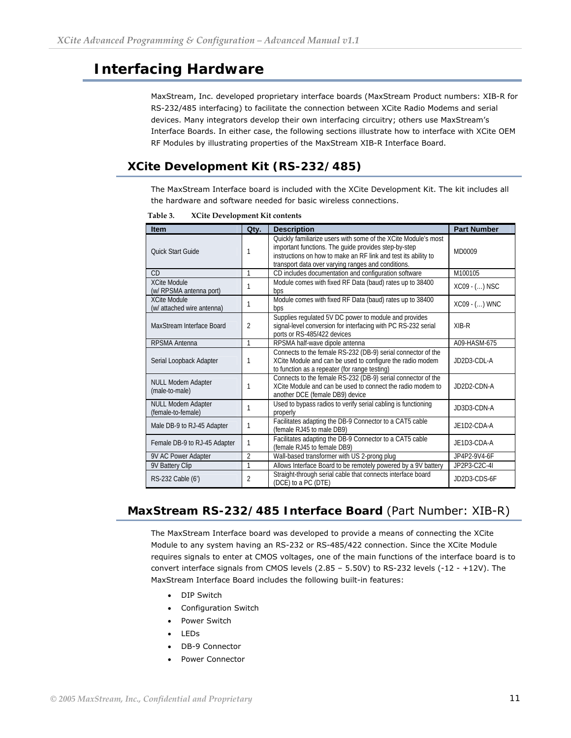# Interfacing Hardware

MaxStream, Inc. developed proprietary interface boards (MaxStream Product numbers: XIB-R for RS-232/485 interfacing) to facilitate the connection between XCite Radio Modems and serial devices. Many integrators develop their own interfacing circuitry; others use MaxStream's Interface Boards. In either case, the following sections illustrate how to interface with XCite OEM RF Modules by illustrating properties of the MaxStream XIB-R Interface Board.

## XCite Development Kit (RS-232/485)

The MaxStream Interface board is included with the XCite Development Kit. The kit includes all the hardware and software needed for basic wireless connections.

**Table 3. XCite Development Kit contents**

| Item | Qty. | Description | Part Number |
|---|---|---|---|
| Quick Start Guide | 1 | Quickly familiarize users with some of the XCite Module's most important functions. The guide provides step-by-step instructions on how to make an RF link and test its ability to transport data over varying ranges and conditions. | MD0009 |
| CD | 1 | CD includes documentation and configuration software | M100105 |
| XCite Module (w/ RPSMA antenna port) | 1 | Module comes with fixed RF Data (baud) rates up to 38400 bps | XC09 - (…) NSC |
| XCite Module (w/ attached wire antenna) | 1 | Module comes with fixed RF Data (baud) rates up to 38400 bps | XC09 - (…) WNC |
| MaxStream Interface Board | 2 | Supplies regulated 5V DC power to module and provides signal-level conversion for interfacing with PC RS-232 serial ports or RS-485/422 devices | XIB-R |
| RPSMA Antenna | 1 | RPSMA half-wave dipole antenna | A09-HASM-675 |
| Serial Loopback Adapter | 1 | Connects to the female RS-232 (DB-9) serial connector of the XCite Module and can be used to configure the radio modem to function as a repeater (for range testing) | JD2D3-CDL-A |
| NULL Modem Adapter (male-to-male) | 1 | Connects to the female RS-232 (DB-9) serial connector of the XCite Module and can be used to connect the radio modem to another DCE (female DB9) device | JD2D2-CDN-A |
| NULL Modem Adapter (female-to-female) | 1 | Used to bypass radios to verify serial cabling is functioning properly | JD3D3-CDN-A |
| Male DB-9 to RJ-45 Adapter | 1 | Facilitates adapting the DB-9 Connector to a CAT5 cable (female RJ45 to male DB9) | JE1D2-CDA-A |
| Female DB-9 to RJ-45 Adapter | 1 | Facilitates adapting the DB-9 Connector to a CAT5 cable (female RJ45 to female DB9) | JE1D3-CDA-A |
| 9V AC Power Adapter | 2 | Wall-based transformer with US 2-prong plug | JP4P2-9V4-6F |
| 9V Battery Clip | 1 | Allows Interface Board to be remotely powered by a 9V battery | JP2P3-C2C-4I |
| RS-232 Cable (6') | 2 | Straight-through serial cable that connects interface board (DCE) to a PC (DTE) | JD2D3-CDS-6F |

## MaxStream RS-232/485 Interface Board (Part Number: XIB-R)

The MaxStream Interface board was developed to provide a means of connecting the XCite Module to any system having an RS-232 or RS-485/422 connection. Since the XCite Module requires signals to enter at CMOS voltages, one of the main functions of the interface board is to convert interface signals from CMOS levels (2.85 – 5.50V) to RS-232 levels (-12 - +12V). The MaxStream Interface Board includes the following built-in features:

- DIP Switch
- Configuration Switch
- Power Switch
- LEDs
- DB-9 Connector
- Power Connector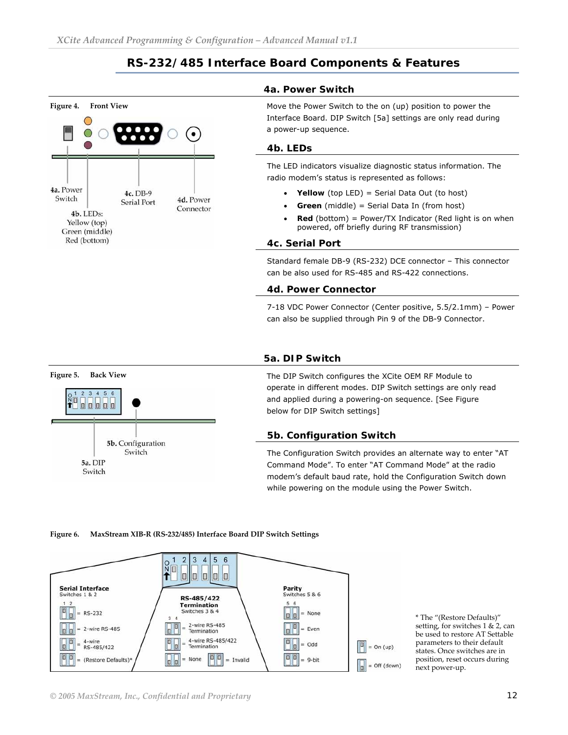## RS-232/485 Interface Board Components & Features

Figure 4. Front View

4a. Power Switch

4b. LEDs: Yellow (top) Green (middle) Red (bottom)

4c. DB-9 Serial Port

4d. Power Connector

### 4a. Power Switch

Move the Power Switch to the on (up) position to power the Interface Board. DIP Switch [5a] settings are only read during a power-up sequence.

### 4b. LEDs

The LED indicators visualize diagnostic status information. The radio modem's status is represented as follows:

- **Yellow** (top LED) = Serial Data Out (to host)
- **Green** (middle) = Serial Data In (from host)
- **Red** (bottom) = Power/TX Indicator (Red light is on when powered, off briefly during RF transmission)

### 4c. Serial Port

Standard female DB-9 (RS-232) DCE connector – This connector can be also used for RS-485 and RS-422 connections.

### 4d. Power Connector

7-18 VDC Power Connector (Center positive, 5.5/2.1mm) – Power can also be supplied through Pin 9 of the DB-9 Connector.

Figure 5. Back View

5b. Configuration Switch

5a. DIP Switch

### 5a. DIP Switch

The DIP Switch configures the XCite OEM RF Module to operate in different modes. DIP Switch settings are only read and applied during a powering-on sequence. [See Figure below for DIP Switch settings]

### 5b. Configuration Switch

The Configuration Switch provides an alternate way to enter "AT Command Mode". To enter "AT Command Mode" at the radio modem's default baud rate, hold the Configuration Switch down while powering on the module using the Power Switch.

Figure 6. MaxStream XIB-R (RS-232/485) Interface Board DIP Switch Settings

**Serial Interface** Switches 1 & 2
- RS-232
- 2-wire RS-485
- 4-wire RS-485/422
- (Restore Defaults)*

**RS-485/422 Termination** Switches 3 & 4
- 2-wire RS-485 Termination
- 4-wire RS-485/422 Termination
- None
- Invalid

**Parity** Switches 5 & 6
- None
- Even
- Odd
- 9-bit

= On (up)

= Off (down)

* The "(Restore Defaults)" setting, for switches 1 & 2, can be used to restore AT Settable parameters to their default states. Once switches are in position, reset occurs during next power-up.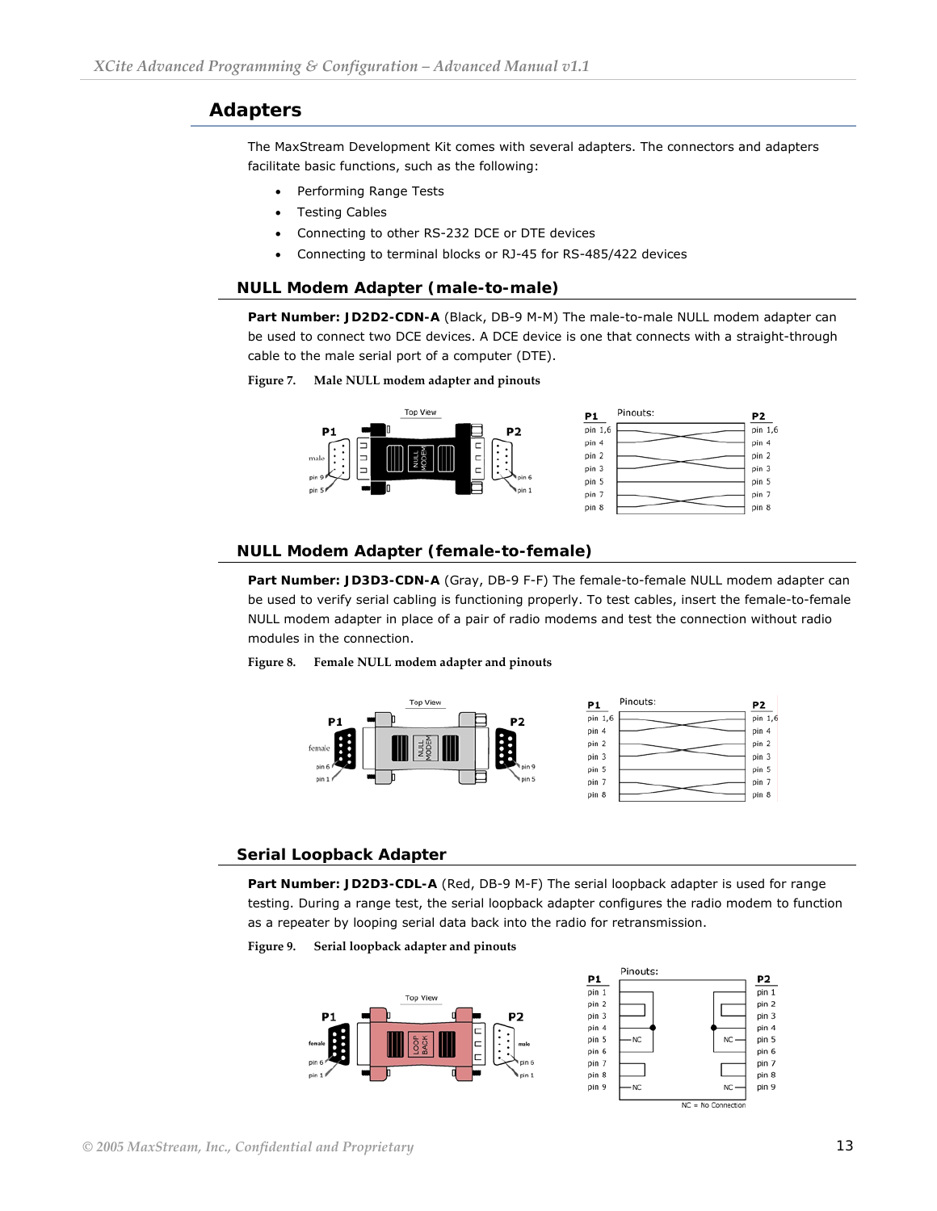## Adapters

The MaxStream Development Kit comes with several adapters. The connectors and adapters facilitate basic functions, such as the following:

- Performing Range Tests
- Testing Cables
- Connecting to other RS-232 DCE or DTE devices
- Connecting to terminal blocks or RJ-45 for RS-485/422 devices

### NULL Modem Adapter (male-to-male)

**Part Number: JD2D2-CDN-A** (Black, DB-9 M-M) The male-to-male NULL modem adapter can be used to connect two DCE devices. A DCE device is one that connects with a straight-through cable to the male serial port of a computer (DTE).

**Figure 7. Male NULL modem adapter and pinouts**

### NULL Modem Adapter (female-to-female)

**Part Number: JD3D3-CDN-A** (Gray, DB-9 F-F) The female-to-female NULL modem adapter can be used to verify serial cabling is functioning properly. To test cables, insert the female-to-female NULL modem adapter in place of a pair of radio modems and test the connection without radio modules in the connection.

**Figure 8. Female NULL modem adapter and pinouts**

### Serial Loopback Adapter

**Part Number: JD2D3-CDL-A** (Red, DB-9 M-F) The serial loopback adapter is used for range testing. During a range test, the serial loopback adapter configures the radio modem to function as a repeater by looping serial data back into the radio for retransmission.

**Figure 9. Serial loopback adapter and pinouts**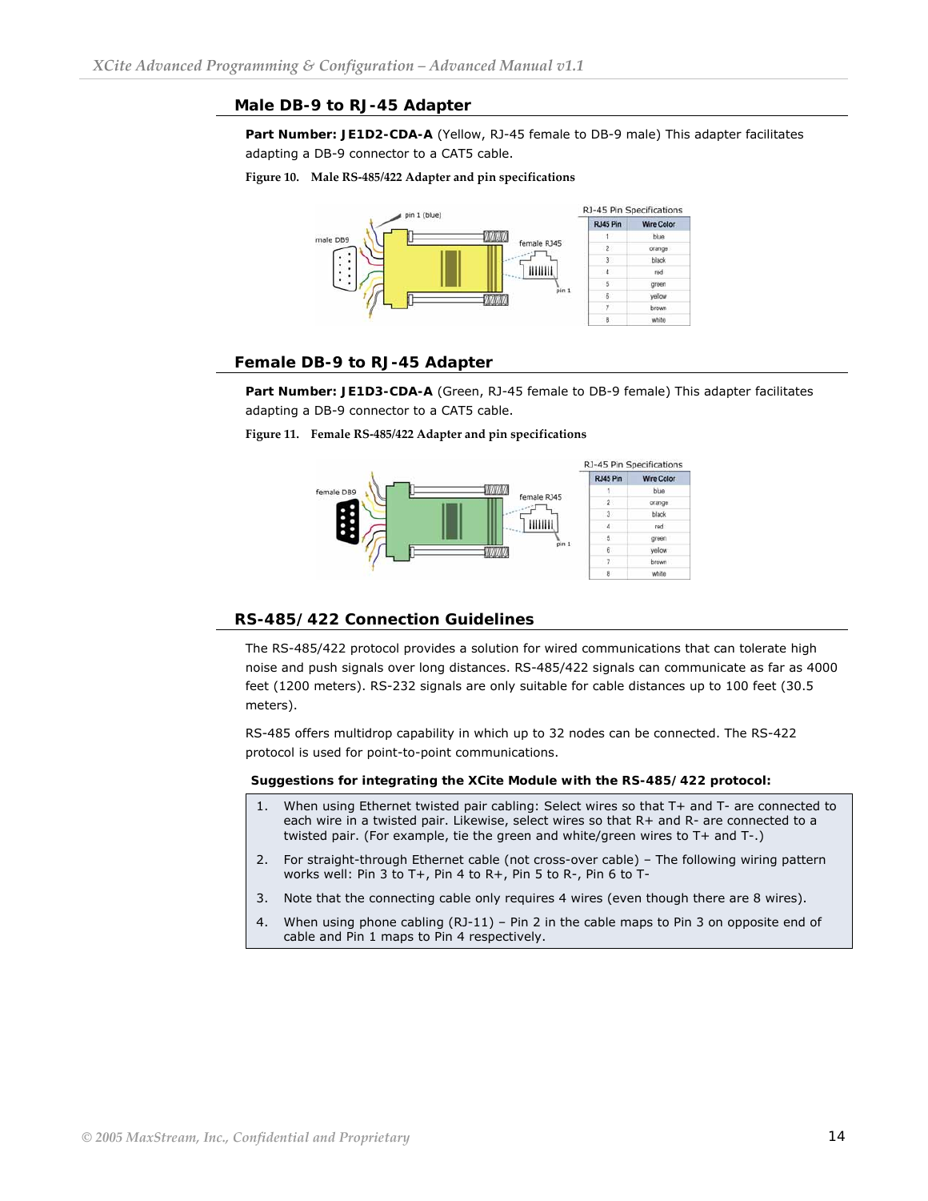## Male DB-9 to RJ-45 Adapter

**Part Number: JE1D2-CDA-A** (Yellow, RJ-45 female to DB-9 male) This adapter facilitates adapting a DB-9 connector to a CAT5 cable.

**Figure 10. Male RS-485/422 Adapter and pin specifications**

RJ-45 Pin Specifications

| RJ45 Pin | Wire Color |
|---|---|
| 1 | blue |
| 2 | orange |
| 3 | black |
| 4 | red |
| 5 | green |
| 6 | yellow |
| 7 | brown |
| 8 | white |

## Female DB-9 to RJ-45 Adapter

**Part Number: JE1D3-CDA-A** (Green, RJ-45 female to DB-9 female) This adapter facilitates adapting a DB-9 connector to a CAT5 cable.

**Figure 11. Female RS-485/422 Adapter and pin specifications**

RJ-45 Pin Specifications

| RJ45 Pin | Wire Color |
|---|---|
| 1 | blue |
| 2 | orange |
| 3 | black |
| 4 | red |
| 5 | green |
| 6 | yellow |
| 7 | brown |
| 8 | white |

## RS-485/422 Connection Guidelines

The RS-485/422 protocol provides a solution for wired communications that can tolerate high noise and push signals over long distances. RS-485/422 signals can communicate as far as 4000 feet (1200 meters). RS-232 signals are only suitable for cable distances up to 100 feet (30.5 meters).

RS-485 offers multidrop capability in which up to 32 nodes can be connected. The RS-422 protocol is used for point-to-point communications.

**Suggestions for integrating the XCite Module with the RS-485/422 protocol:**

1. When using Ethernet twisted pair cabling: Select wires so that T+ and T- are connected to each wire in a twisted pair. Likewise, select wires so that R+ and R- are connected to a twisted pair. (For example, tie the green and white/green wires to T+ and T-.)
2. For straight-through Ethernet cable (not cross-over cable) – The following wiring pattern works well: Pin 3 to T+, Pin 4 to R+, Pin 5 to R-, Pin 6 to T-
3. Note that the connecting cable only requires 4 wires (even though there are 8 wires).
4. When using phone cabling (RJ-11) – Pin 2 in the cable maps to Pin 3 on opposite end of cable and Pin 1 maps to Pin 4 respectively.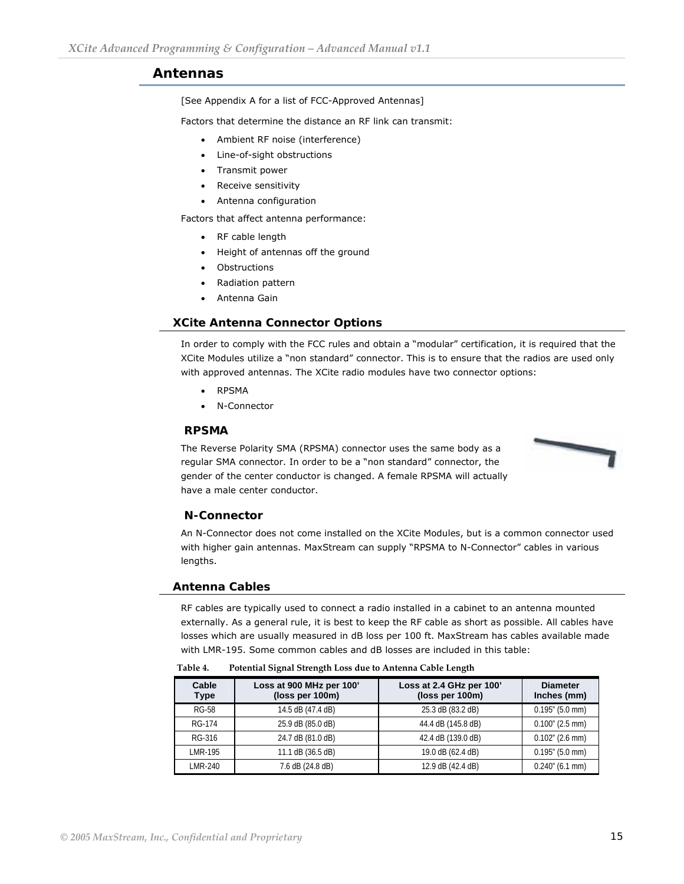# Antennas

[See Appendix A for a list of FCC-Approved Antennas]

Factors that determine the distance an RF link can transmit:

- Ambient RF noise (interference)
- Line-of-sight obstructions
- Transmit power
- Receive sensitivity
- Antenna configuration

Factors that affect antenna performance:

- RF cable length
- Height of antennas off the ground
- Obstructions
- Radiation pattern
- Antenna Gain

## XCite Antenna Connector Options

In order to comply with the FCC rules and obtain a "modular" certification, it is required that the XCite Modules utilize a "non standard" connector. This is to ensure that the radios are used only with approved antennas. The XCite radio modules have two connector options:

- RPSMA
- N-Connector

### RPSMA

The Reverse Polarity SMA (RPSMA) connector uses the same body as a regular SMA connector. In order to be a "non standard" connector, the gender of the center conductor is changed. A female RPSMA will actually have a male center conductor.

### N-Connector

An N-Connector does not come installed on the XCite Modules, but is a common connector used with higher gain antennas. MaxStream can supply "RPSMA to N-Connector" cables in various lengths.

## Antenna Cables

RF cables are typically used to connect a radio installed in a cabinet to an antenna mounted externally. As a general rule, it is best to keep the RF cable as short as possible. All cables have losses which are usually measured in dB loss per 100 ft. MaxStream has cables available made with LMR-195. Some common cables and dB losses are included in this table:

Table 4. Potential Signal Strength Loss due to Antenna Cable Length

| Cable Type | Loss at 900 MHz per 100' (loss per 100m) | Loss at 2.4 GHz per 100' (loss per 100m) | Diameter Inches (mm) |
|---|---|---|---|
| RG-58 | 14.5 dB (47.4 dB) | 25.3 dB (83.2 dB) | 0.195" (5.0 mm) |
| RG-174 | 25.9 dB (85.0 dB) | 44.4 dB (145.8 dB) | 0.100" (2.5 mm) |
| RG-316 | 24.7 dB (81.0 dB) | 42.4 dB (139.0 dB) | 0.102" (2.6 mm) |
| LMR-195 | 11.1 dB (36.5 dB) | 19.0 dB (62.4 dB) | 0.195" (5.0 mm) |
| LMR-240 | 7.6 dB (24.8 dB) | 12.9 dB (42.4 dB) | 0.240" (6.1 mm) |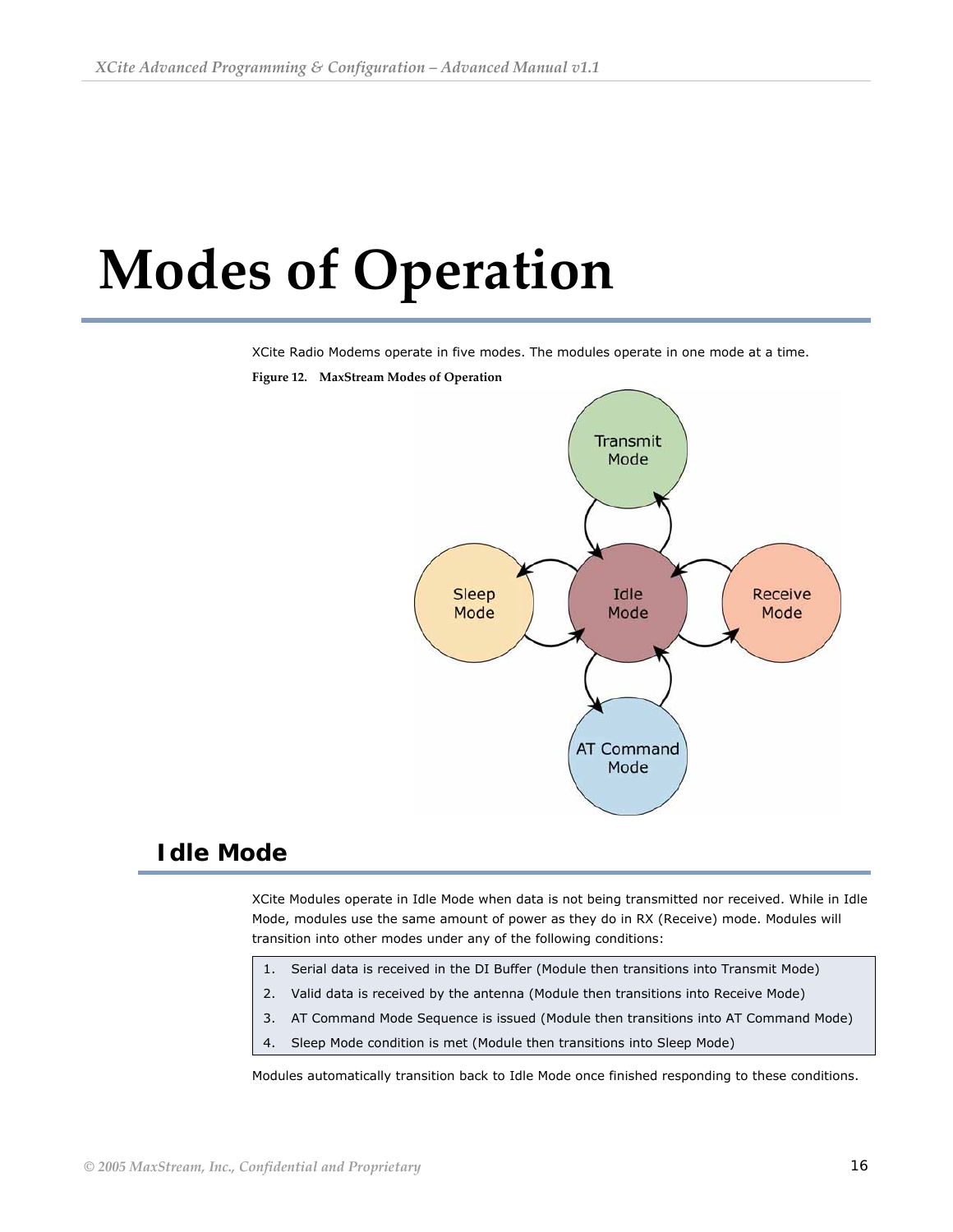# Modes of Operation

XCite Radio Modems operate in five modes. The modules operate in one mode at a time.

**Figure 12. MaxStream Modes of Operation**

## Idle Mode

XCite Modules operate in Idle Mode when data is not being transmitted nor received. While in Idle Mode, modules use the same amount of power as they do in RX (Receive) mode. Modules will transition into other modes under any of the following conditions:

1. Serial data is received in the DI Buffer (Module then transitions into Transmit Mode)
2. Valid data is received by the antenna (Module then transitions into Receive Mode)
3. AT Command Mode Sequence is issued (Module then transitions into AT Command Mode)
4. Sleep Mode condition is met (Module then transitions into Sleep Mode)

Modules automatically transition back to Idle Mode once finished responding to these conditions.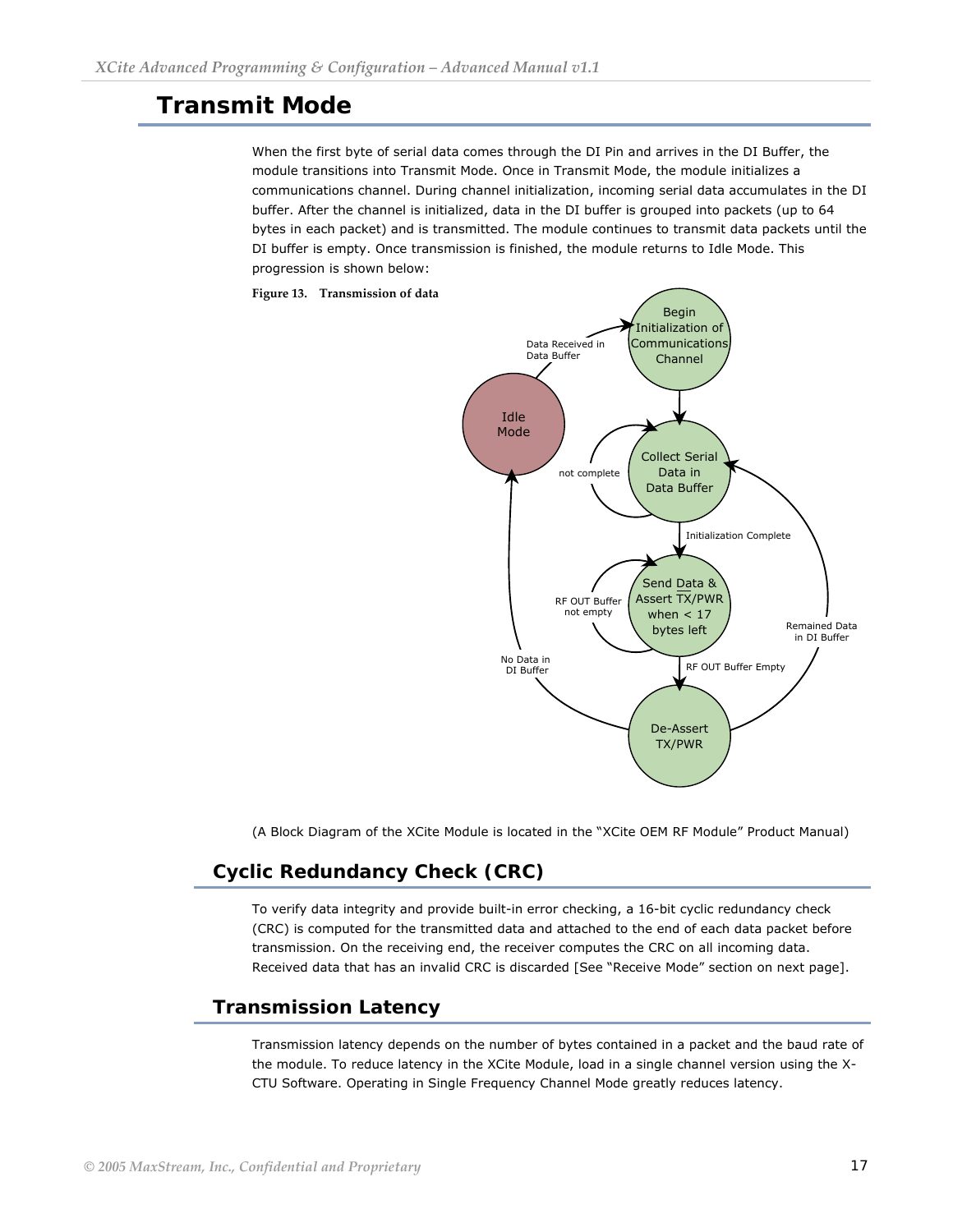# Transmit Mode

When the first byte of serial data comes through the DI Pin and arrives in the DI Buffer, the module transitions into Transmit Mode. Once in Transmit Mode, the module initializes a communications channel. During channel initialization, incoming serial data accumulates in the DI buffer. After the channel is initialized, data in the DI buffer is grouped into packets (up to 64 bytes in each packet) and is transmitted. The module continues to transmit data packets until the DI buffer is empty. Once transmission is finished, the module returns to Idle Mode. This progression is shown below:

**Figure 13. Transmission of data**

(A Block Diagram of the XCite Module is located in the "XCite OEM RF Module" Product Manual)

## Cyclic Redundancy Check (CRC)

To verify data integrity and provide built-in error checking, a 16-bit cyclic redundancy check (CRC) is computed for the transmitted data and attached to the end of each data packet before transmission. On the receiving end, the receiver computes the CRC on all incoming data. Received data that has an invalid CRC is discarded [See "Receive Mode" section on next page].

## Transmission Latency

Transmission latency depends on the number of bytes contained in a packet and the baud rate of the module. To reduce latency in the XCite Module, load in a single channel version using the X-CTU Software. Operating in Single Frequency Channel Mode greatly reduces latency.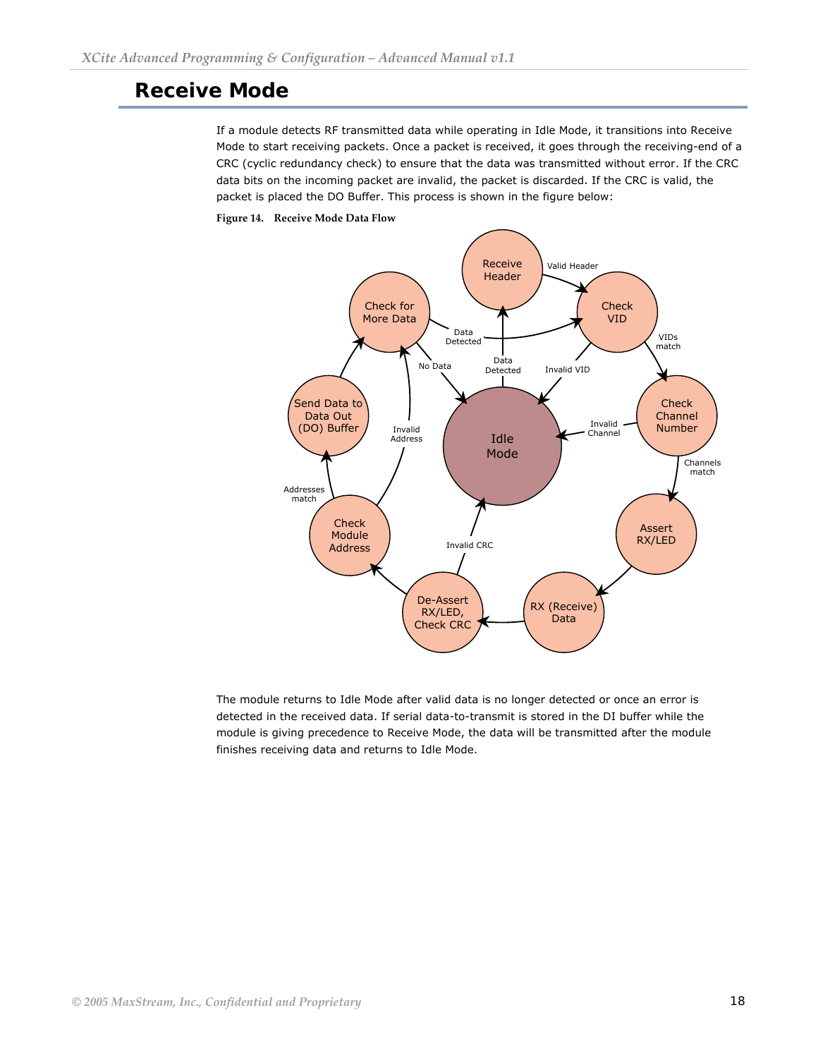# Receive Mode

If a module detects RF transmitted data while operating in Idle Mode, it transitions into Receive Mode to start receiving packets. Once a packet is received, it goes through the receiving-end of a CRC (cyclic redundancy check) to ensure that the data was transmitted without error. If the CRC data bits on the incoming packet are invalid, the packet is discarded. If the CRC is valid, the packet is placed the DO Buffer. This process is shown in the figure below:

**Figure 14. Receive Mode Data Flow**

The module returns to Idle Mode after valid data is no longer detected or once an error is detected in the received data. If serial data-to-transmit is stored in the DI buffer while the module is giving precedence to Receive Mode, the data will be transmitted after the module finishes receiving data and returns to Idle Mode.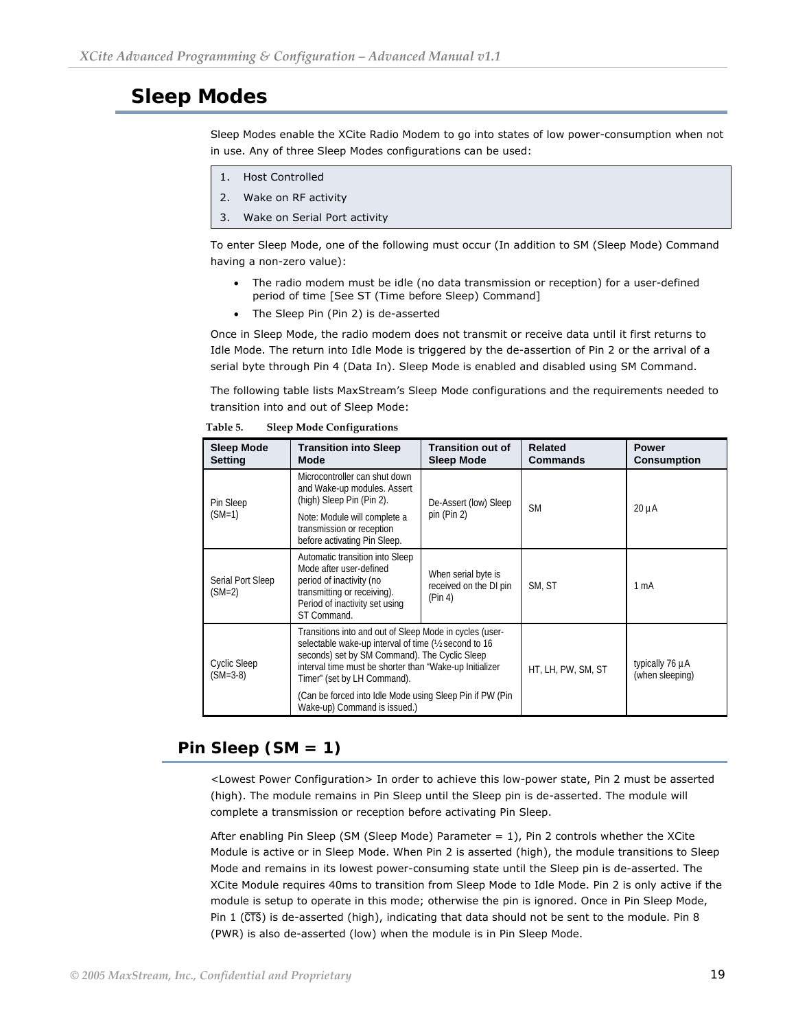# Sleep Modes

Sleep Modes enable the XCite Radio Modem to go into states of low power-consumption when not in use. Any of three Sleep Modes configurations can be used:

1. Host Controlled
2. Wake on RF activity
3. Wake on Serial Port activity

To enter Sleep Mode, one of the following must occur (In addition to SM (Sleep Mode) Command having a non-zero value):

- The radio modem must be idle (no data transmission or reception) for a user-defined period of time [See ST (Time before Sleep) Command]
- The Sleep Pin (Pin 2) is de-asserted

Once in Sleep Mode, the radio modem does not transmit or receive data until it first returns to Idle Mode. The return into Idle Mode is triggered by the de-assertion of Pin 2 or the arrival of a serial byte through Pin 4 (Data In). Sleep Mode is enabled and disabled using SM Command.

The following table lists MaxStream's Sleep Mode configurations and the requirements needed to transition into and out of Sleep Mode:

**Table 5. Sleep Mode Configurations**

| Sleep Mode Setting | Transition into Sleep Mode | Transition out of Sleep Mode | Related Commands | Power Consumption |
|---|---|---|---|---|
| Pin Sleep (SM=1) | Microcontroller can shut down and Wake-up modules. Assert (high) Sleep Pin (Pin 2). Note: Module will complete a transmission or reception before activating Pin Sleep. | De-Assert (low) Sleep pin (Pin 2) | SM | 20 µA |
| Serial Port Sleep (SM=2) | Automatic transition into Sleep Mode after user-defined period of inactivity (no transmitting or receiving). Period of inactivity set using ST Command. | When serial byte is received on the DI pin (Pin 4) | SM, ST | 1 mA |
| Cyclic Sleep (SM=3-8) | Transitions into and out of Sleep Mode in cycles (user-selectable wake-up interval of time (½ second to 16 seconds) set by SM Command). The Cyclic Sleep interval time must be shorter than "Wake-up Initializer Timer" (set by LH Command). (Can be forced into Idle Mode using Sleep Pin if PW (Pin Wake-up) Command is issued.) | | HT, LH, PW, SM, ST | typically 76 µA (when sleeping) |

## Pin Sleep (SM = 1)

<Lowest Power Configuration> In order to achieve this low-power state, Pin 2 must be asserted (high). The module remains in Pin Sleep until the Sleep pin is de-asserted. The module will complete a transmission or reception before activating Pin Sleep.

After enabling Pin Sleep (SM (Sleep Mode) Parameter = 1), Pin 2 controls whether the XCite Module is active or in Sleep Mode. When Pin 2 is asserted (high), the module transitions to Sleep Mode and remains in its lowest power-consuming state until the Sleep pin is de-asserted. The XCite Module requires 40ms to transition from Sleep Mode to Idle Mode. Pin 2 is only active if the module is setup to operate in this mode; otherwise the pin is ignored. Once in Pin Sleep Mode, Pin 1 ($\overline{\text{CTS}}$) is de-asserted (high), indicating that data should not be sent to the module. Pin 8 (PWR) is also de-asserted (low) when the module is in Pin Sleep Mode.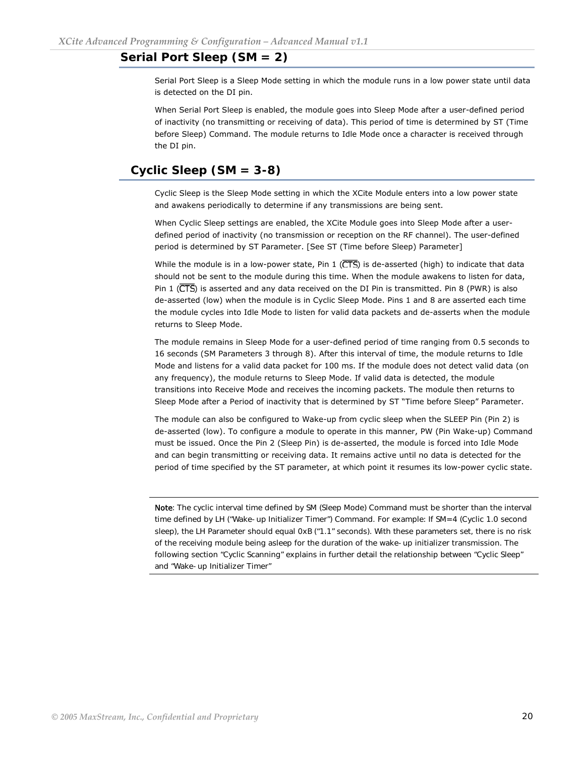## Serial Port Sleep (SM = 2)

Serial Port Sleep is a Sleep Mode setting in which the module runs in a low power state until data is detected on the DI pin.

When Serial Port Sleep is enabled, the module goes into Sleep Mode after a user-defined period of inactivity (no transmitting or receiving of data). This period of time is determined by ST (Time before Sleep) Command. The module returns to Idle Mode once a character is received through the DI pin.

## Cyclic Sleep (SM = 3-8)

Cyclic Sleep is the Sleep Mode setting in which the XCite Module enters into a low power state and awakens periodically to determine if any transmissions are being sent.

When Cyclic Sleep settings are enabled, the XCite Module goes into Sleep Mode after a user-defined period of inactivity (no transmission or reception on the RF channel). The user-defined period is determined by ST Parameter. [See ST (Time before Sleep) Parameter]

While the module is in a low-power state, Pin 1 ($\overline{CTS}$) is de-asserted (high) to indicate that data should not be sent to the module during this time. When the module awakens to listen for data, Pin 1 ($\overline{CTS}$) is asserted and any data received on the DI Pin is transmitted. Pin 8 (PWR) is also de-asserted (low) when the module is in Cyclic Sleep Mode. Pins 1 and 8 are asserted each time the module cycles into Idle Mode to listen for valid data packets and de-asserts when the module returns to Sleep Mode.

The module remains in Sleep Mode for a user-defined period of time ranging from 0.5 seconds to 16 seconds (SM Parameters 3 through 8). After this interval of time, the module returns to Idle Mode and listens for a valid data packet for 100 ms. If the module does not detect valid data (on any frequency), the module returns to Sleep Mode. If valid data is detected, the module transitions into Receive Mode and receives the incoming packets. The module then returns to Sleep Mode after a Period of inactivity that is determined by ST "Time before Sleep" Parameter.

The module can also be configured to Wake-up from cyclic sleep when the SLEEP Pin (Pin 2) is de-asserted (low). To configure a module to operate in this manner, PW (Pin Wake-up) Command must be issued. Once the Pin 2 (Sleep Pin) is de-asserted, the module is forced into Idle Mode and can begin transmitting or receiving data. It remains active until no data is detected for the period of time specified by the ST parameter, at which point it resumes its low-power cyclic state.

---

**Note**: The cyclic interval time defined by SM (Sleep Mode) Command must be shorter than the interval time defined by LH ("Wake-up Initializer Timer") Command. For example: If SM=4 (Cyclic 1.0 second sleep), the LH Parameter should equal 0xB ("1.1" seconds). With these parameters set, there is no risk of the receiving module being asleep for the duration of the wake-up initializer transmission. The following section "Cyclic Scanning" explains in further detail the relationship between "Cyclic Sleep" and "Wake-up Initializer Timer"

---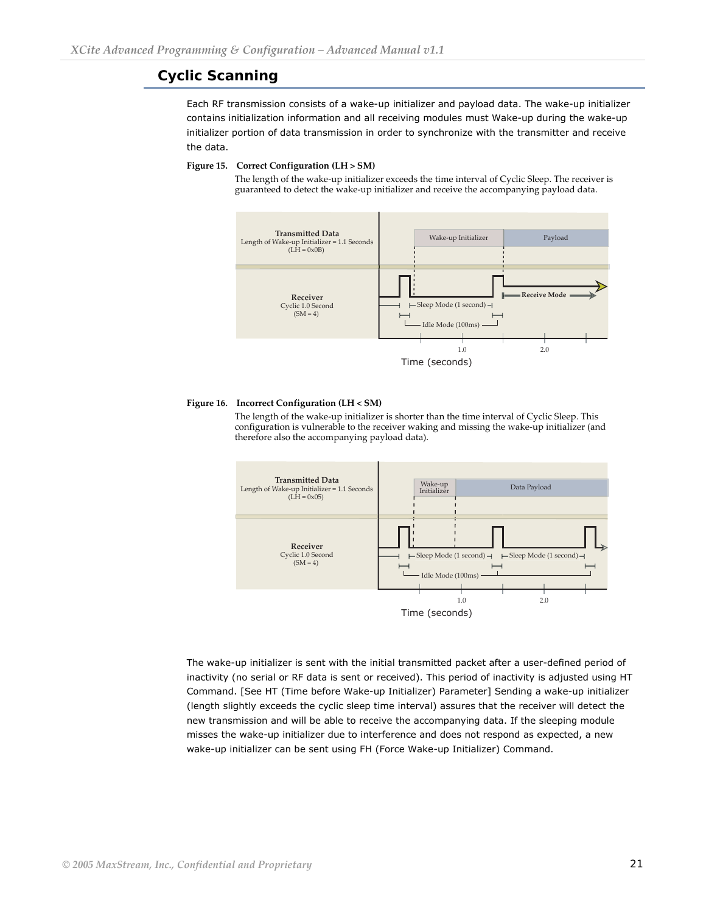## Cyclic Scanning

Each RF transmission consists of a wake-up initializer and payload data. The wake-up initializer contains initialization information and all receiving modules must Wake-up during the wake-up initializer portion of data transmission in order to synchronize with the transmitter and receive the data.

**Figure 15. Correct Configuration (LH > SM)**

The length of the wake-up initializer exceeds the time interval of Cyclic Sleep. The receiver is guaranteed to detect the wake-up initializer and receive the accompanying payload data.

**Figure 16. Incorrect Configuration (LH < SM)**

The length of the wake-up initializer is shorter than the time interval of Cyclic Sleep. This configuration is vulnerable to the receiver waking and missing the wake-up initializer (and therefore also the accompanying payload data).

The wake-up initializer is sent with the initial transmitted packet after a user-defined period of inactivity (no serial or RF data is sent or received). This period of inactivity is adjusted using HT Command. [See HT (Time before Wake-up Initializer) Parameter] Sending a wake-up initializer (length slightly exceeds the cyclic sleep time interval) assures that the receiver will detect the new transmission and will be able to receive the accompanying data. If the sleeping module misses the wake-up initializer due to interference and does not respond as expected, a new wake-up initializer can be sent using FH (Force Wake-up Initializer) Command.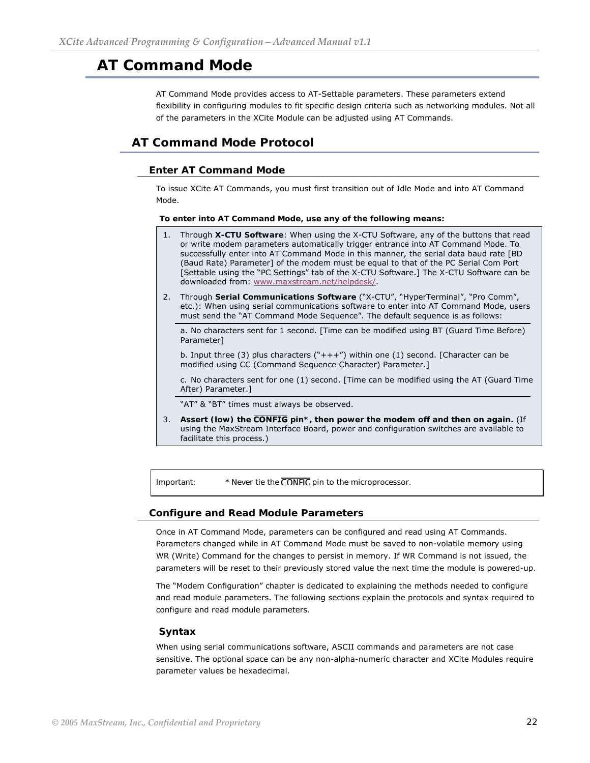# AT Command Mode

AT Command Mode provides access to AT-Settable parameters. These parameters extend flexibility in configuring modules to fit specific design criteria such as networking modules. Not all of the parameters in the XCite Module can be adjusted using AT Commands.

## AT Command Mode Protocol

### Enter AT Command Mode

To issue XCite AT Commands, you must first transition out of Idle Mode and into AT Command Mode.

**To enter into AT Command Mode, use any of the following means:**

1. Through **X-CTU Software**: When using the X-CTU Software, any of the buttons that read or write modem parameters automatically trigger entrance into AT Command Mode. To successfully enter into AT Command Mode in this manner, the serial data baud rate [BD (Baud Rate) Parameter] of the modem must be equal to that of the PC Serial Com Port [Settable using the "PC Settings" tab of the X-CTU Software.] The X-CTU Software can be downloaded from: www.maxstream.net/helpdesk/.

2. Through **Serial Communications Software** ("X-CTU", "HyperTerminal", "Pro Comm", etc.): When using serial communications software to enter into AT Command Mode, users must send the "AT Command Mode Sequence". The default sequence is as follows:

   a. No characters sent for 1 second. [Time can be modified using BT (Guard Time Before) Parameter]

   b. Input three (3) plus characters ("+++") within one (1) second. [Character can be modified using CC (Command Sequence Character) Parameter.]

   c. No characters sent for one (1) second. [Time can be modified using the AT (Guard Time After) Parameter.]

   "AT" & "BT" times must always be observed.

3. **Assert (low) the $\overline{\text{CONFIG}}$ pin*, then power the modem off and then on again.** (If using the MaxStream Interface Board, power and configuration switches are available to facilitate this process.)

| Important: | * Never tie the $\overline{\text{CONFIG}}$ pin to the microprocessor. |
|---|---|

### Configure and Read Module Parameters

Once in AT Command Mode, parameters can be configured and read using AT Commands. Parameters changed while in AT Command Mode must be saved to non-volatile memory using WR (Write) Command for the changes to persist in memory. If WR Command is not issued, the parameters will be reset to their previously stored value the next time the module is powered-up.

The "Modem Configuration" chapter is dedicated to explaining the methods needed to configure and read module parameters. The following sections explain the protocols and syntax required to configure and read module parameters.

#### Syntax

When using serial communications software, ASCII commands and parameters are not case sensitive. The optional space can be any non-alpha-numeric character and XCite Modules require parameter values be hexadecimal.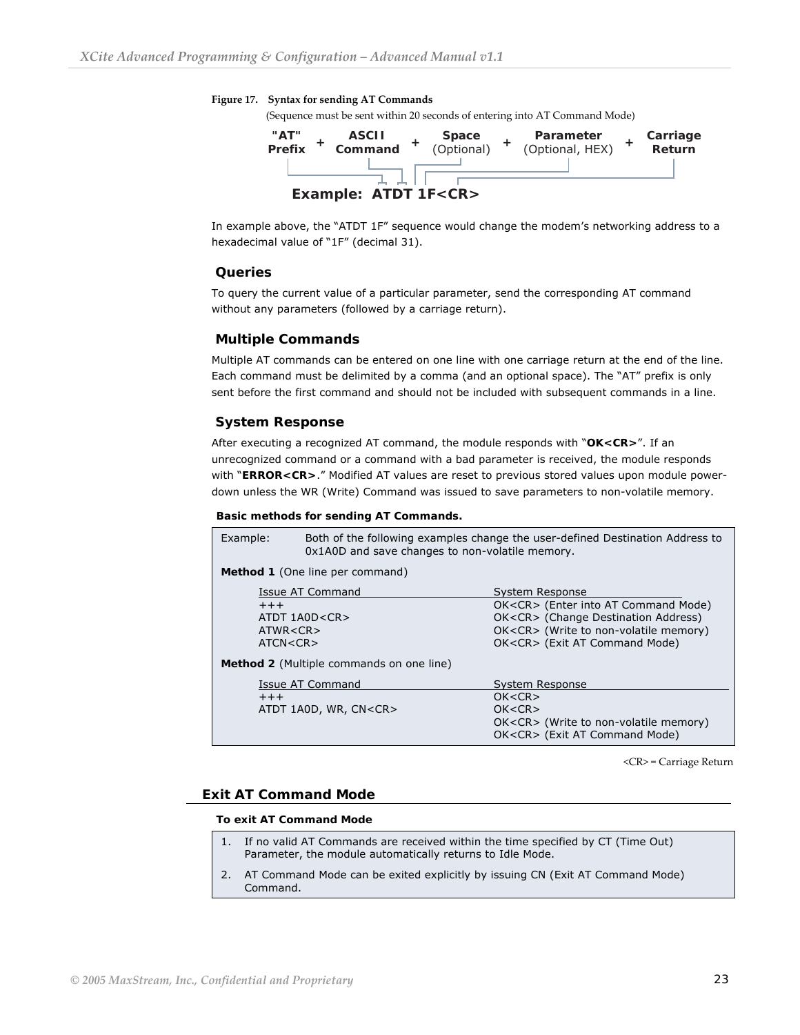**Figure 17. Syntax for sending AT Commands**

(Sequence must be sent within 20 seconds of entering into AT Command Mode)

| "AT" Prefix | + | ASCII Command | + | Space (Optional) | + | Parameter (Optional, HEX) | + | Carriage Return |
|---|---|---|---|---|---|---|---|---|

**Example: ATDT 1F<CR>**

In example above, the "ATDT 1F" sequence would change the modem's networking address to a hexadecimal value of "1F" (decimal 31).

### Queries

To query the current value of a particular parameter, send the corresponding AT command without any parameters (followed by a carriage return).

### Multiple Commands

Multiple AT commands can be entered on one line with one carriage return at the end of the line. Each command must be delimited by a comma (and an optional space). The "AT" prefix is only sent before the first command and should not be included with subsequent commands in a line.

### System Response

After executing a recognized AT command, the module responds with "**OK<CR>**". If an unrecognized command or a command with a bad parameter is received, the module responds with "**ERROR<CR>**." Modified AT values are reset to previous stored values upon module power-down unless the WR (Write) Command was issued to save parameters to non-volatile memory.

**Basic methods for sending AT Commands.**

Example: Both of the following examples change the user-defined Destination Address to 0x1A0D and save changes to non-volatile memory.

**Method 1** (One line per command)

| Issue AT Command | System Response |
|---|---|
| +++ | OK<CR> (Enter into AT Command Mode) |
| ATDT 1A0D<CR> | OK<CR> (Change Destination Address) |
| ATWR<CR> | OK<CR> (Write to non-volatile memory) |
| ATCN<CR> | OK<CR> (Exit AT Command Mode) |

**Method 2** (Multiple commands on one line)

| Issue AT Command | System Response |
|---|---|
| +++ | OK<CR> |
| ATDT 1A0D, WR, CN<CR> | OK<CR> |
| | OK<CR> (Write to non-volatile memory) |
| | OK<CR> (Exit AT Command Mode) |

<CR> = Carriage Return

## Exit AT Command Mode

**To exit AT Command Mode**

1. If no valid AT Commands are received within the time specified by CT (Time Out) Parameter, the module automatically returns to Idle Mode.
2. AT Command Mode can be exited explicitly by issuing CN (Exit AT Command Mode) Command.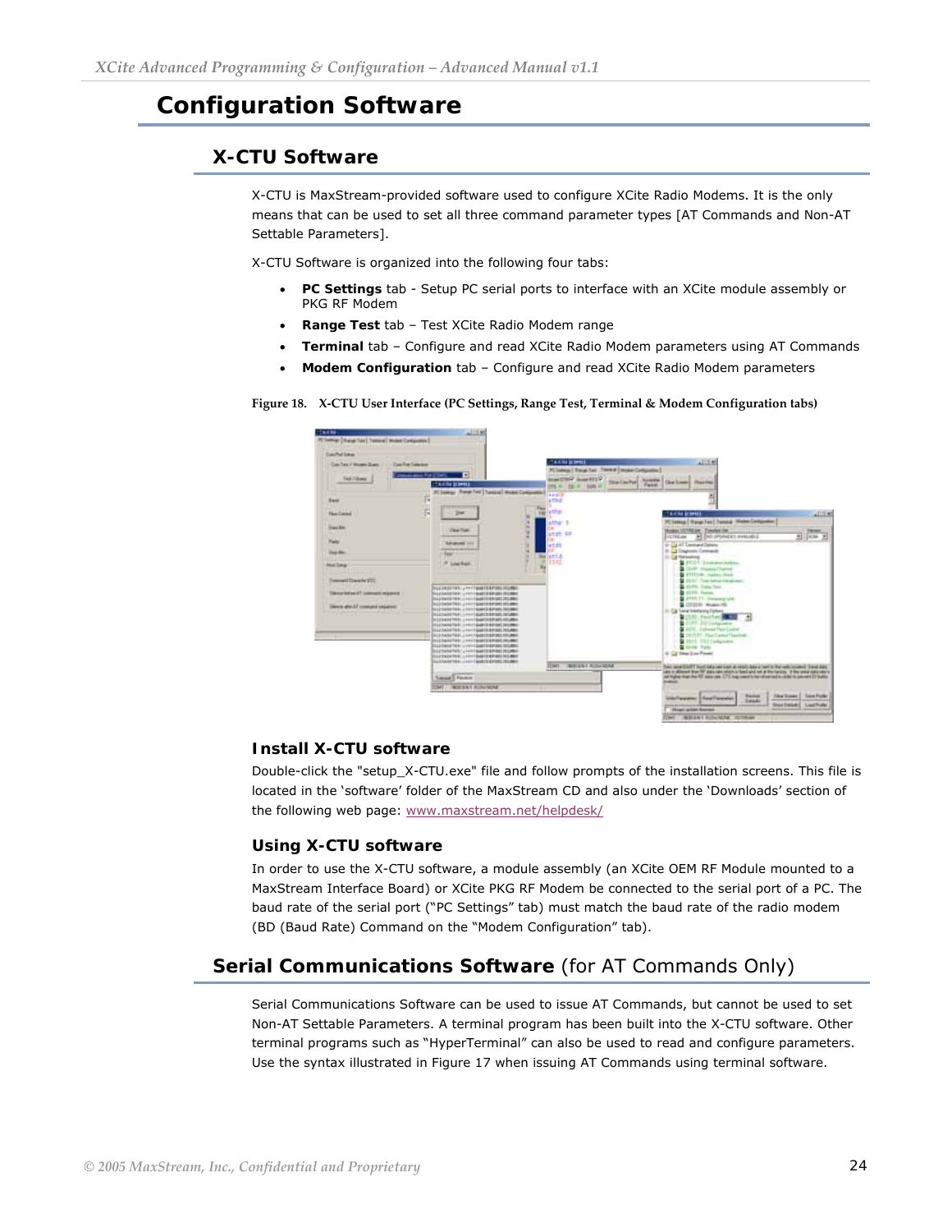# Configuration Software

## X-CTU Software

X-CTU is MaxStream-provided software used to configure XCite Radio Modems. It is the only means that can be used to set all three command parameter types [AT Commands and Non-AT Settable Parameters].

X-CTU Software is organized into the following four tabs:

- **PC Settings** tab - Setup PC serial ports to interface with an XCite module assembly or PKG RF Modem
- **Range Test** tab – Test XCite Radio Modem range
- **Terminal** tab – Configure and read XCite Radio Modem parameters using AT Commands
- **Modem Configuration** tab – Configure and read XCite Radio Modem parameters

**Figure 18. X-CTU User Interface (PC Settings, Range Test, Terminal & Modem Configuration tabs)**

### Install X-CTU software

Double-click the "setup_X-CTU.exe" file and follow prompts of the installation screens. This file is located in the 'software' folder of the MaxStream CD and also under the 'Downloads' section of the following web page: www.maxstream.net/helpdesk/

### Using X-CTU software

In order to use the X-CTU software, a module assembly (an XCite OEM RF Module mounted to a MaxStream Interface Board) or XCite PKG RF Modem be connected to the serial port of a PC. The baud rate of the serial port ("PC Settings" tab) must match the baud rate of the radio modem (BD (Baud Rate) Command on the "Modem Configuration" tab).

## Serial Communications Software (for AT Commands Only)

Serial Communications Software can be used to issue AT Commands, but cannot be used to set Non-AT Settable Parameters. A terminal program has been built into the X-CTU software. Other terminal programs such as "HyperTerminal" can also be used to read and configure parameters. Use the syntax illustrated in Figure 17 when issuing AT Commands using terminal software.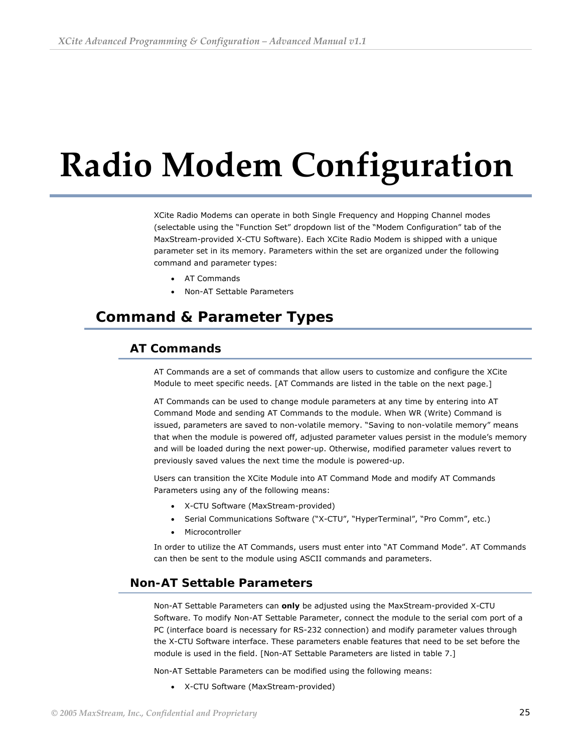# Radio Modem Configuration

XCite Radio Modems can operate in both Single Frequency and Hopping Channel modes (selectable using the "Function Set" dropdown list of the "Modem Configuration" tab of the MaxStream-provided X-CTU Software). Each XCite Radio Modem is shipped with a unique parameter set in its memory. Parameters within the set are organized under the following command and parameter types:

- AT Commands
- Non-AT Settable Parameters

## Command & Parameter Types

### AT Commands

AT Commands are a set of commands that allow users to customize and configure the XCite Module to meet specific needs. [AT Commands are listed in the table on the next page.]

AT Commands can be used to change module parameters at any time by entering into AT Command Mode and sending AT Commands to the module. When WR (Write) Command is issued, parameters are saved to non-volatile memory. "Saving to non-volatile memory" means that when the module is powered off, adjusted parameter values persist in the module's memory and will be loaded during the next power-up. Otherwise, modified parameter values revert to previously saved values the next time the module is powered-up.

Users can transition the XCite Module into AT Command Mode and modify AT Commands Parameters using any of the following means:

- X-CTU Software (MaxStream-provided)
- Serial Communications Software ("X-CTU", "HyperTerminal", "Pro Comm", etc.)
- Microcontroller

In order to utilize the AT Commands, users must enter into "AT Command Mode". AT Commands can then be sent to the module using ASCII commands and parameters.

### Non-AT Settable Parameters

Non-AT Settable Parameters can **only** be adjusted using the MaxStream-provided X-CTU Software. To modify Non-AT Settable Parameter, connect the module to the serial com port of a PC (interface board is necessary for RS-232 connection) and modify parameter values through the X-CTU Software interface. These parameters enable features that need to be set before the module is used in the field. [Non-AT Settable Parameters are listed in table 7.]

Non-AT Settable Parameters can be modified using the following means:

- X-CTU Software (MaxStream-provided)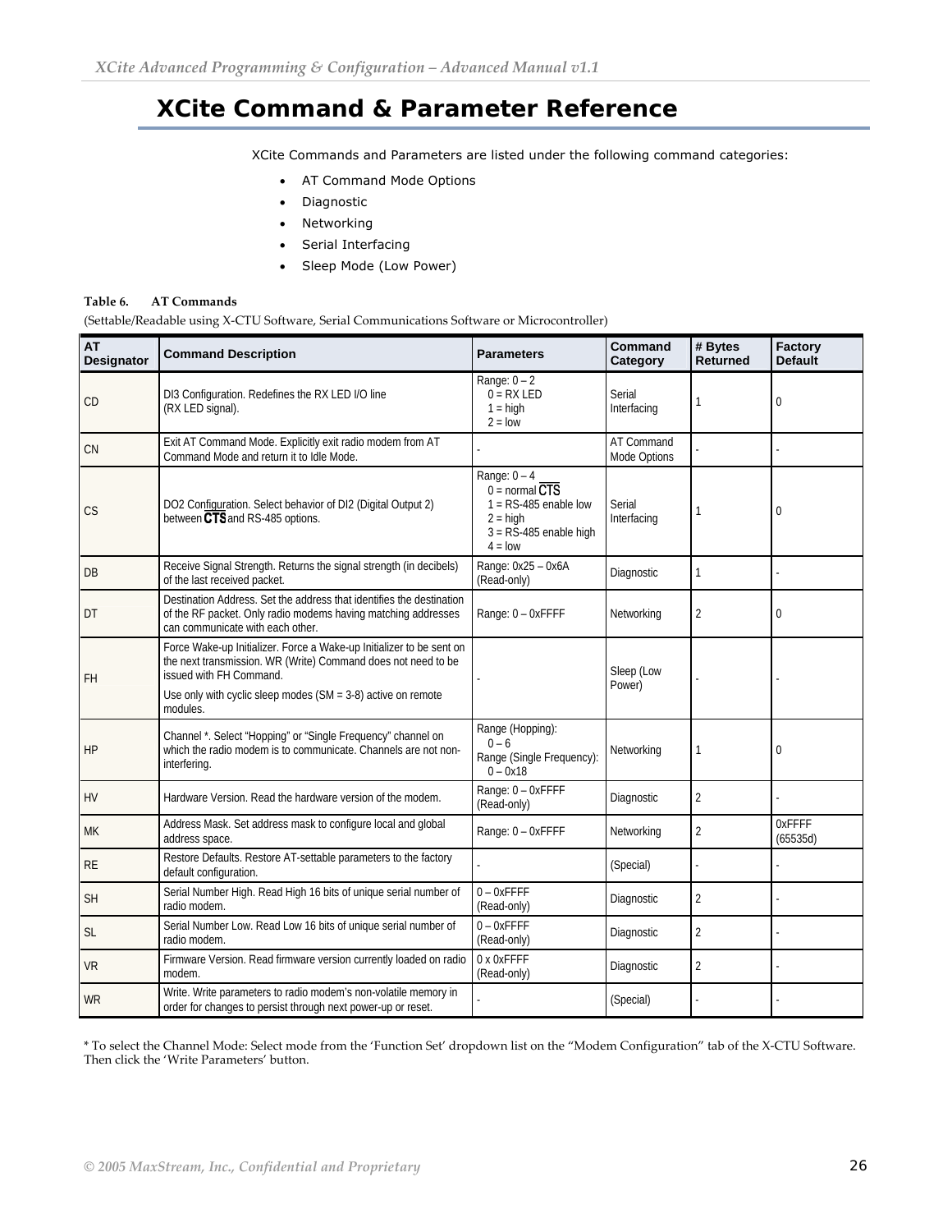# XCite Command & Parameter Reference

XCite Commands and Parameters are listed under the following command categories:

- AT Command Mode Options
- Diagnostic
- Networking
- Serial Interfacing
- Sleep Mode (Low Power)

**Table 6. AT Commands**

(Settable/Readable using X-CTU Software, Serial Communications Software or Microcontroller)

| AT Designator | Command Description | Parameters | Command Category | # Bytes Returned | Factory Default |
|---|---|---|---|---|---|
| CD | DI3 Configuration. Redefines the RX LED I/O line (RX LED signal). | Range: 0 – 2<br>0 = RX LED<br>1 = high<br>2 = low | Serial Interfacing | 1 | 0 |
| CN | Exit AT Command Mode. Explicitly exit radio modem from AT Command Mode and return it to Idle Mode. | - | AT Command Mode Options | - | - |
| CS | DO2 Configuration. Select behavior of DI2 (Digital Output 2) between $\overline{CTS}$ and RS-485 options. | Range: 0 – 4<br>0 = normal $\overline{CTS}$<br>1 = RS-485 enable low<br>2 = high<br>3 = RS-485 enable high<br>4 = low | Serial Interfacing | 1 | 0 |
| DB | Receive Signal Strength. Returns the signal strength (in decibels) of the last received packet. | Range: 0x25 – 0x6A (Read-only) | Diagnostic | 1 | - |
| DT | Destination Address. Set the address that identifies the destination of the RF packet. Only radio modems having matching addresses can communicate with each other. | Range: 0 – 0xFFFF | Networking | 2 | 0 |
| FH | Force Wake-up Initializer. Force a Wake-up Initializer to be sent on the next transmission. WR (Write) Command does not need to be issued with FH Command.<br>Use only with cyclic sleep modes (SM = 3-8) active on remote modules. | - | Sleep (Low Power) | - | - |
| HP | Channel *. Select "Hopping" or "Single Frequency" channel on which the radio modem is to communicate. Channels are not non-interfering. | Range (Hopping):<br>0 – 6<br>Range (Single Frequency):<br>0 – 0x18 | Networking | 1 | 0 |
| HV | Hardware Version. Read the hardware version of the modem. | Range: 0 – 0xFFFF (Read-only) | Diagnostic | 2 | - |
| MK | Address Mask. Set address mask to configure local and global address space. | Range: 0 – 0xFFFF | Networking | 2 | 0xFFFF (65535d) |
| RE | Restore Defaults. Restore AT-settable parameters to the factory default configuration. | - | (Special) | - | - |
| SH | Serial Number High. Read High 16 bits of unique serial number of radio modem. | 0 – 0xFFFF (Read-only) | Diagnostic | 2 | - |
| SL | Serial Number Low. Read Low 16 bits of unique serial number of radio modem. | 0 – 0xFFFF (Read-only) | Diagnostic | 2 | - |
| VR | Firmware Version. Read firmware version currently loaded on radio modem. | 0 x 0xFFFF (Read-only) | Diagnostic | 2 | - |
| WR | Write. Write parameters to radio modem's non-volatile memory in order for changes to persist through next power-up or reset. | - | (Special) | - | - |

* To select the Channel Mode: Select mode from the 'Function Set' dropdown list on the "Modem Configuration" tab of the X-CTU Software. Then click the 'Write Parameters' button.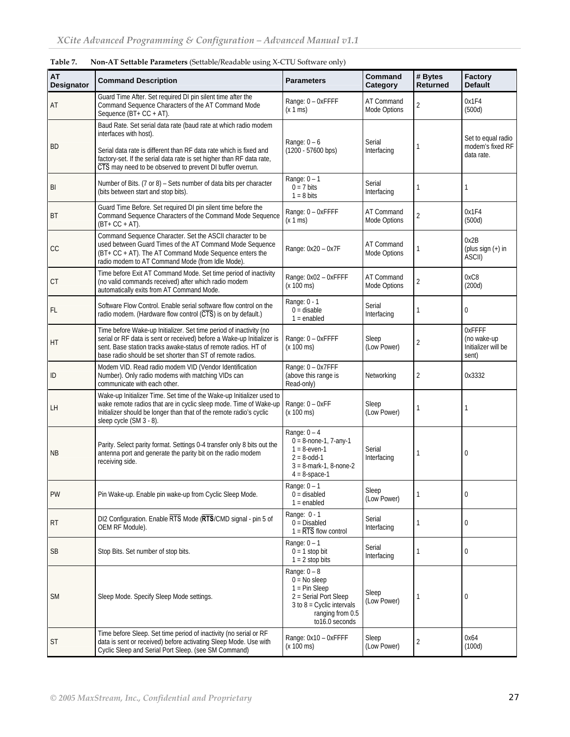**Table 7. Non-AT Settable Parameters** (Settable/Readable using X-CTU Software only)

| AT Designator | Command Description | Parameters | Command Category | # Bytes Returned | Factory Default |
|---|---|---|---|---|---|
| AT | Guard Time After. Set required DI pin silent time after the Command Sequence Characters of the AT Command Mode Sequence (BT+ CC + AT). | Range: 0 – 0xFFFF (x 1 ms) | AT Command Mode Options | 2 | 0x1F4 (500d) |
| BD | Baud Rate. Set serial data rate (baud rate at which radio modem interfaces with host).<br><br>Serial data rate is different than RF data rate which is fixed and factory-set. If the serial data rate is set higher than RF data rate, $\overline{\text{CTS}}$ may need to be observed to prevent DI buffer overrun. | Range: 0 – 6 (1200 - 57600 bps) | Serial Interfacing | 1 | Set to equal radio modem's fixed RF data rate. |
| BI | Number of Bits. (7 or 8) – Sets number of data bits per character (bits between start and stop bits). | Range: 0 – 1<br>0 = 7 bits<br>1 = 8 bits | Serial Interfacing | 1 | 1 |
| BT | Guard Time Before. Set required DI pin silent time before the Command Sequence Characters of the Command Mode Sequence (BT+ CC + AT). | Range: 0 – 0xFFFF (x 1 ms) | AT Command Mode Options | 2 | 0x1F4 (500d) |
| CC | Command Sequence Character. Set the ASCII character to be used between Guard Times of the AT Command Mode Sequence (BT+ CC + AT). The AT Command Mode Sequence enters the radio modem to AT Command Mode (from Idle Mode). | Range: 0x20 – 0x7F | AT Command Mode Options | 1 | 0x2B (plus sign (+) in ASCII) |
| CT | Time before Exit AT Command Mode. Set time period of inactivity (no valid commands received) after which radio modem automatically exits from AT Command Mode. | Range: 0x02 – 0xFFFF (x 100 ms) | AT Command Mode Options | 2 | 0xC8 (200d) |
| FL | Software Flow Control. Enable serial software flow control on the radio modem. (Hardware flow control ($\overline{\text{CTS}}$) is on by default.) | Range: 0 - 1<br>0 = disable<br>1 = enabled | Serial Interfacing | 1 | 0 |
| HT | Time before Wake-up Initializer. Set time period of inactivity (no serial or RF data is sent or received) before a Wake-up Initializer is sent. Base station tracks awake-status of remote radios. HT of base radio should be set shorter than ST of remote radios. | Range: 0 – 0xFFFF (x 100 ms) | Sleep (Low Power) | 2 | 0xFFFF (no wake-up Initializer will be sent) |
| ID | Modem VID. Read radio modem VID (Vendor Identification Number). Only radio modems with matching VIDs can communicate with each other. | Range: 0 – 0x7FFF (above this range is Read-only) | Networking | 2 | 0x3332 |
| LH | Wake-up Initializer Time. Set time of the Wake-up Initializer used to wake remote radios that are in cyclic sleep mode. Time of Wake-up Initializer should be longer than that of the remote radio's cyclic sleep cycle (SM 3 - 8). | Range: 0 – 0xFF (x 100 ms) | Sleep (Low Power) | 1 | 1 |
| NB | Parity. Select parity format. Settings 0-4 transfer only 8 bits out the antenna port and generate the parity bit on the radio modem receiving side. | Range: 0 – 4<br>0 = 8-none-1, 7-any-1<br>1 = 8-even-1<br>2 = 8-odd-1<br>3 = 8-mark-1, 8-none-2<br>4 = 8-space-1 | Serial Interfacing | 1 | 0 |
| PW | Pin Wake-up. Enable pin wake-up from Cyclic Sleep Mode. | Range: 0 – 1<br>0 = disabled<br>1 = enabled | Sleep (Low Power) | 1 | 0 |
| RT | DI2 Configuration. Enable $\overline{\text{RTS}}$ Mode (**$\overline{\text{RTS}}$**/CMD signal - pin 5 of OEM RF Module). | Range: 0 - 1<br>0 = Disabled<br>1 = $\overline{\text{RTS}}$ flow control | Serial Interfacing | 1 | 0 |
| SB | Stop Bits. Set number of stop bits. | Range: 0 – 1<br>0 = 1 stop bit<br>1 = 2 stop bits | Serial Interfacing | 1 | 0 |
| SM | Sleep Mode. Specify Sleep Mode settings. | Range: 0 – 8<br>0 = No sleep<br>1 = Pin Sleep<br>2 = Serial Port Sleep<br>3 to 8 = Cyclic intervals ranging from 0.5 to16.0 seconds | Sleep (Low Power) | 1 | 0 |
| ST | Time before Sleep. Set time period of inactivity (no serial or RF data is sent or received) before activating Sleep Mode. Use with Cyclic Sleep and Serial Port Sleep. (see SM Command) | Range: 0x10 – 0xFFFF (x 100 ms) | Sleep (Low Power) | 2 | 0x64 (100d) |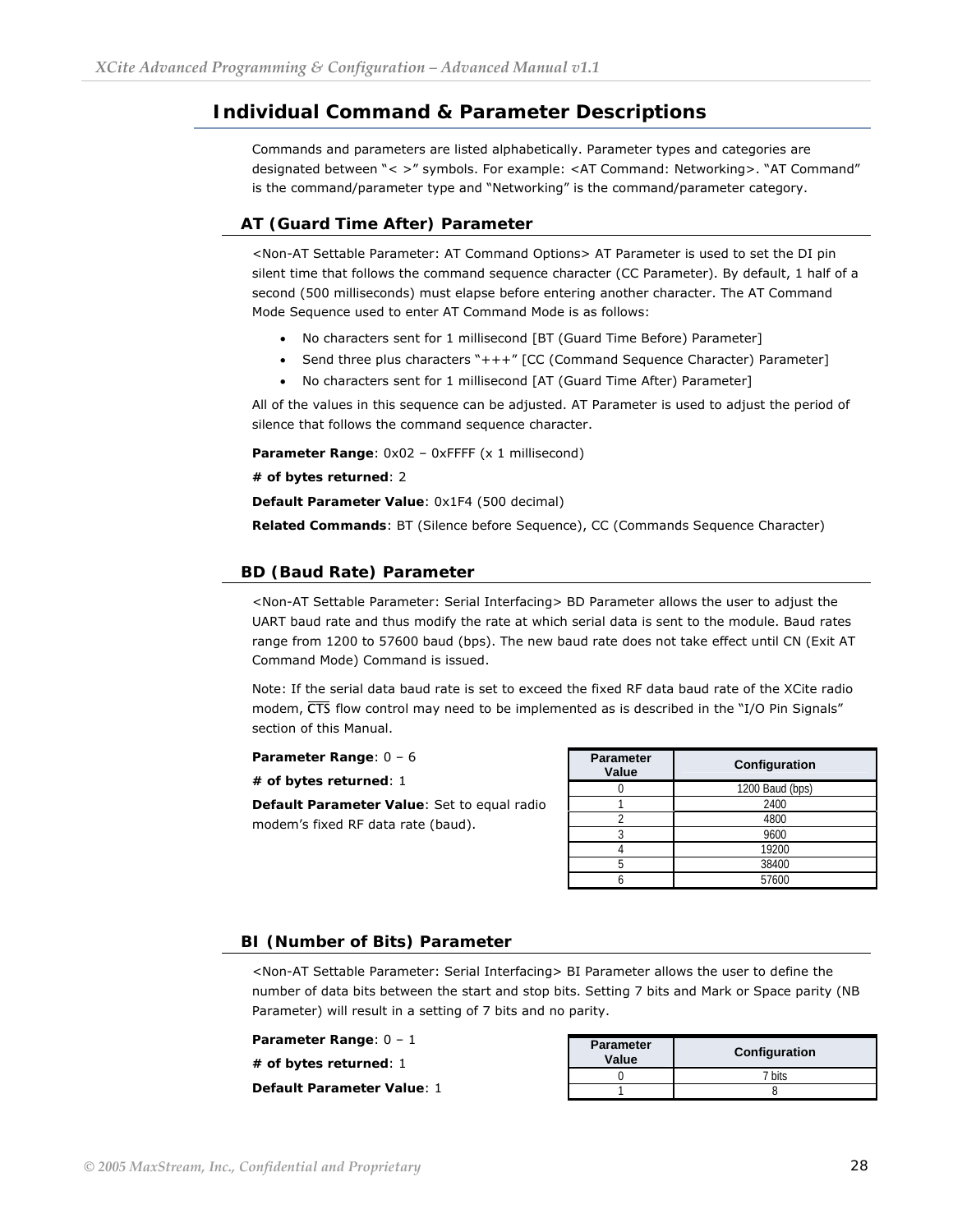## Individual Command & Parameter Descriptions

Commands and parameters are listed alphabetically. Parameter types and categories are designated between "< >" symbols. For example: <AT Command: Networking>. "AT Command" is the command/parameter type and "Networking" is the command/parameter category.

### AT (Guard Time After) Parameter

<Non-AT Settable Parameter: AT Command Options> AT Parameter is used to set the DI pin silent time that follows the command sequence character (CC Parameter). By default, 1 half of a second (500 milliseconds) must elapse before entering another character. The AT Command Mode Sequence used to enter AT Command Mode is as follows:

- No characters sent for 1 millisecond [BT (Guard Time Before) Parameter]
- Send three plus characters "+++" [CC (Command Sequence Character) Parameter]
- No characters sent for 1 millisecond [AT (Guard Time After) Parameter]

All of the values in this sequence can be adjusted. AT Parameter is used to adjust the period of silence that follows the command sequence character.

**Parameter Range**: 0x02 – 0xFFFF (x 1 millisecond)

**# of bytes returned**: 2

**Default Parameter Value**: 0x1F4 (500 decimal)

**Related Commands**: BT (Silence before Sequence), CC (Commands Sequence Character)

### BD (Baud Rate) Parameter

<Non-AT Settable Parameter: Serial Interfacing> BD Parameter allows the user to adjust the UART baud rate and thus modify the rate at which serial data is sent to the module. Baud rates range from 1200 to 57600 baud (bps). The new baud rate does not take effect until CN (Exit AT Command Mode) Command is issued.

Note: If the serial data baud rate is set to exceed the fixed RF data baud rate of the XCite radio modem, $\overline{CTS}$ flow control may need to be implemented as is described in the "I/O Pin Signals" section of this Manual.

**Parameter Range**: 0 – 6

**# of bytes returned**: 1

**Default Parameter Value**: Set to equal radio modem's fixed RF data rate (baud).

| Parameter Value | Configuration |
|---|---|
| 0 | 1200 Baud (bps) |
| 1 | 2400 |
| 2 | 4800 |
| 3 | 9600 |
| 4 | 19200 |
| 5 | 38400 |
| 6 | 57600 |

### BI (Number of Bits) Parameter

<Non-AT Settable Parameter: Serial Interfacing> BI Parameter allows the user to define the number of data bits between the start and stop bits. Setting 7 bits and Mark or Space parity (NB Parameter) will result in a setting of 7 bits and no parity.

**Parameter Range**: 0 – 1

**# of bytes returned**: 1

**Default Parameter Value**: 1

| Parameter Value | Configuration |
|---|---|
| 0 | 7 bits |
| 1 | 8 |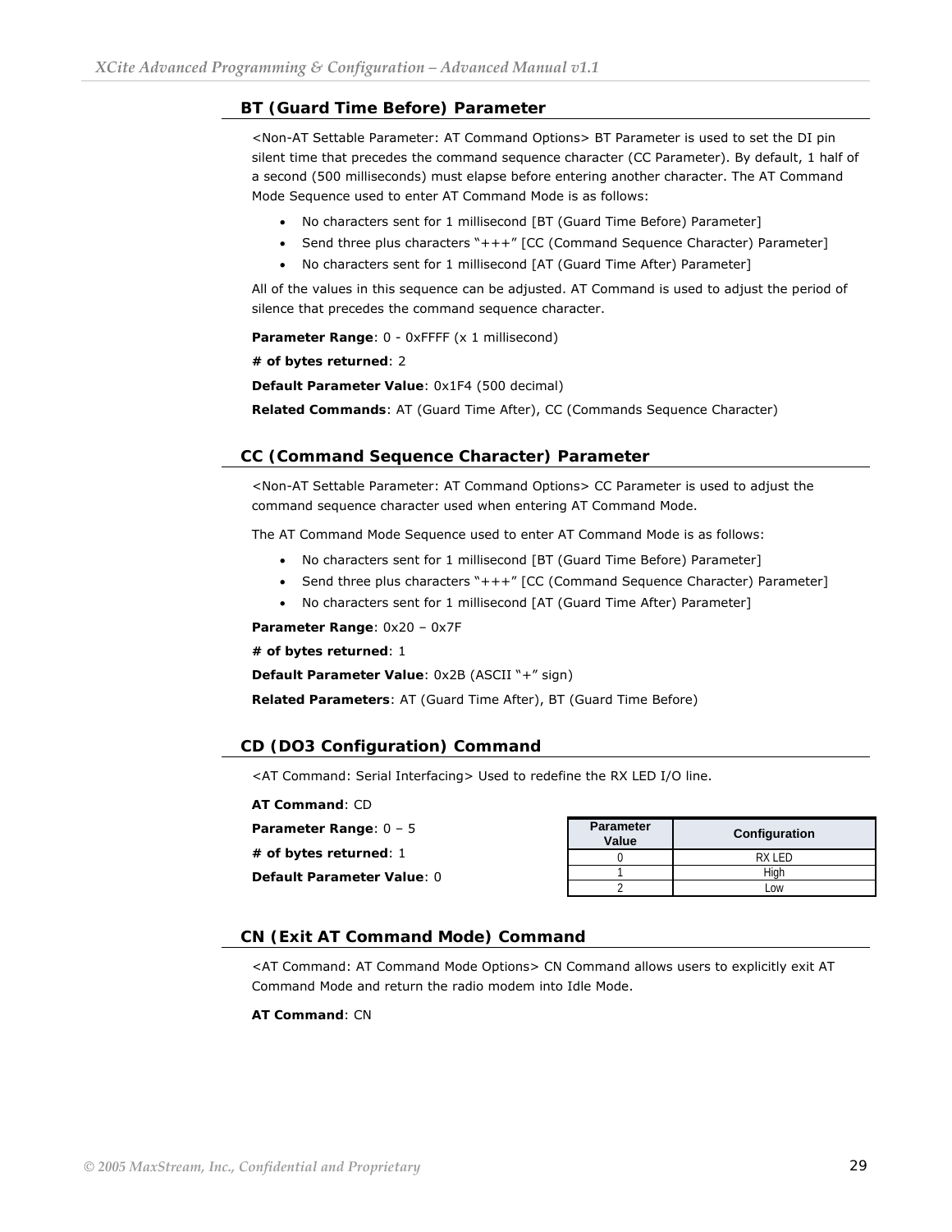### BT (Guard Time Before) Parameter

<Non-AT Settable Parameter: AT Command Options> BT Parameter is used to set the DI pin silent time that precedes the command sequence character (CC Parameter). By default, 1 half of a second (500 milliseconds) must elapse before entering another character. The AT Command Mode Sequence used to enter AT Command Mode is as follows:

- No characters sent for 1 millisecond [BT (Guard Time Before) Parameter]
- Send three plus characters "+++" [CC (Command Sequence Character) Parameter]
- No characters sent for 1 millisecond [AT (Guard Time After) Parameter]

All of the values in this sequence can be adjusted. AT Command is used to adjust the period of silence that precedes the command sequence character.

**Parameter Range**: 0 - 0xFFFF (x 1 millisecond)

**# of bytes returned**: 2

**Default Parameter Value**: 0x1F4 (500 decimal)

**Related Commands**: AT (Guard Time After), CC (Commands Sequence Character)

### CC (Command Sequence Character) Parameter

<Non-AT Settable Parameter: AT Command Options> CC Parameter is used to adjust the command sequence character used when entering AT Command Mode.

The AT Command Mode Sequence used to enter AT Command Mode is as follows:

- No characters sent for 1 millisecond [BT (Guard Time Before) Parameter]
- Send three plus characters "+++" [CC (Command Sequence Character) Parameter]
- No characters sent for 1 millisecond [AT (Guard Time After) Parameter]

**Parameter Range**: 0x20 – 0x7F

**# of bytes returned**: 1

**Default Parameter Value**: 0x2B (ASCII "+" sign)

**Related Parameters**: AT (Guard Time After), BT (Guard Time Before)

### CD (DO3 Configuration) Command

<AT Command: Serial Interfacing> Used to redefine the RX LED I/O line.

**AT Command**: CD

**Parameter Range**: 0 – 5

**# of bytes returned**: 1

**Default Parameter Value**: 0

| Parameter Value | Configuration |
|---|---|
| 0 | RX LED |
| 1 | High |
| 2 | Low |

### CN (Exit AT Command Mode) Command

<AT Command: AT Command Mode Options> CN Command allows users to explicitly exit AT Command Mode and return the radio modem into Idle Mode.

**AT Command**: CN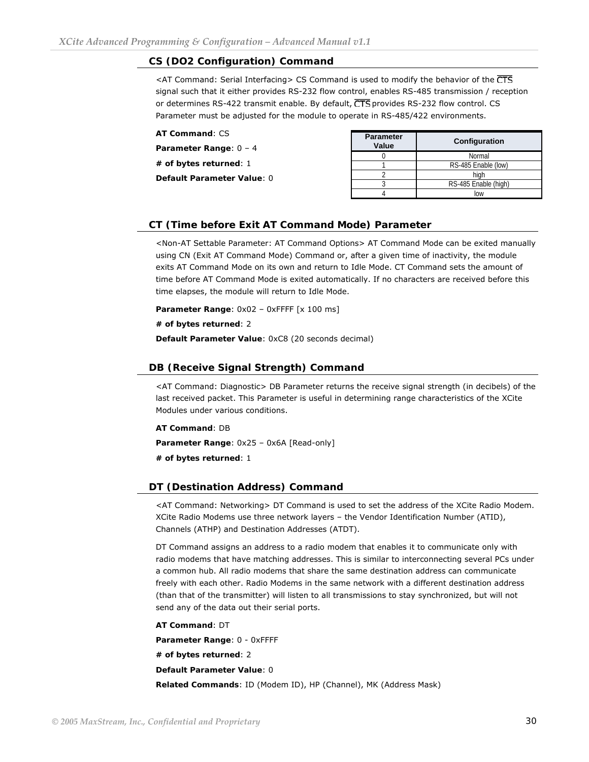## CS (DO2 Configuration) Command

<AT Command: Serial Interfacing> CS Command is used to modify the behavior of the $\overline{CTS}$ signal such that it either provides RS-232 flow control, enables RS-485 transmission / reception or determines RS-422 transmit enable. By default, $\overline{CTS}$ provides RS-232 flow control. CS Parameter must be adjusted for the module to operate in RS-485/422 environments.

**AT Command**: CS

**Parameter Range**: 0 – 4

**# of bytes returned**: 1

**Default Parameter Value**: 0

| Parameter Value | Configuration |
|---|---|
| 0 | Normal |
| 1 | RS-485 Enable (low) |
| 2 | high |
| 3 | RS-485 Enable (high) |
| 4 | low |

## CT (Time before Exit AT Command Mode) Parameter

<Non-AT Settable Parameter: AT Command Options> AT Command Mode can be exited manually using CN (Exit AT Command Mode) Command or, after a given time of inactivity, the module exits AT Command Mode on its own and return to Idle Mode. CT Command sets the amount of time before AT Command Mode is exited automatically. If no characters are received before this time elapses, the module will return to Idle Mode.

**Parameter Range**: 0x02 – 0xFFFF [x 100 ms]

**# of bytes returned**: 2

**Default Parameter Value**: 0xC8 (20 seconds decimal)

## DB (Receive Signal Strength) Command

<AT Command: Diagnostic> DB Parameter returns the receive signal strength (in decibels) of the last received packet. This Parameter is useful in determining range characteristics of the XCite Modules under various conditions.

**AT Command**: DB

**Parameter Range**: 0x25 – 0x6A [Read-only]

**# of bytes returned**: 1

## DT (Destination Address) Command

<AT Command: Networking> DT Command is used to set the address of the XCite Radio Modem. XCite Radio Modems use three network layers – the Vendor Identification Number (ATID), Channels (ATHP) and Destination Addresses (ATDT).

DT Command assigns an address to a radio modem that enables it to communicate only with radio modems that have matching addresses. This is similar to interconnecting several PCs under a common hub. All radio modems that share the same destination address can communicate freely with each other. Radio Modems in the same network with a different destination address (than that of the transmitter) will listen to all transmissions to stay synchronized, but will not send any of the data out their serial ports.

**AT Command**: DT

**Parameter Range**: 0 - 0xFFFF

**# of bytes returned**: 2

**Default Parameter Value**: 0

**Related Commands**: ID (Modem ID), HP (Channel), MK (Address Mask)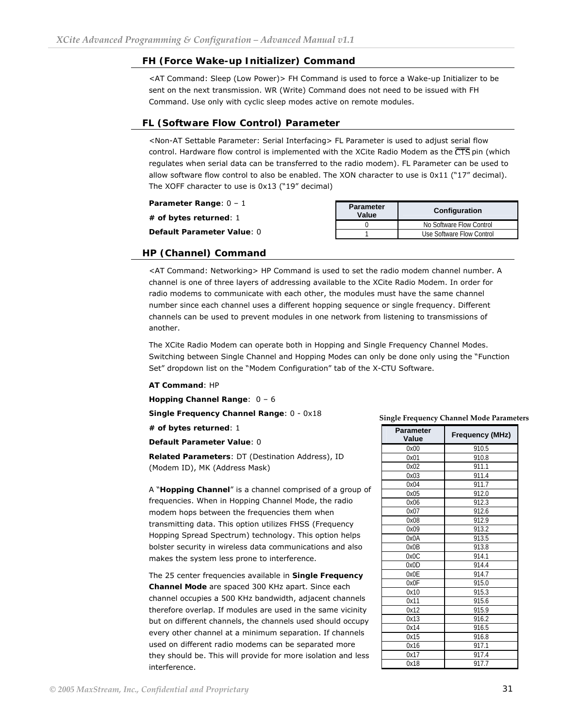## FH (Force Wake-up Initializer) Command

<AT Command: Sleep (Low Power)> FH Command is used to force a Wake-up Initializer to be sent on the next transmission. WR (Write) Command does not need to be issued with FH Command. Use only with cyclic sleep modes active on remote modules.

## FL (Software Flow Control) Parameter

<Non-AT Settable Parameter: Serial Interfacing> FL Parameter is used to adjust serial flow control. Hardware flow control is implemented with the XCite Radio Modem as the $\overline{CTS}$ pin (which regulates when serial data can be transferred to the radio modem). FL Parameter can be used to allow software flow control to also be enabled. The XON character to use is 0x11 ("17" decimal). The XOFF character to use is 0x13 ("19" decimal)

**Parameter Range**: 0 – 1

**# of bytes returned**: 1

**Default Parameter Value**: 0

| Parameter Value | Configuration |
|---|---|
| 0 | No Software Flow Control |
| 1 | Use Software Flow Control |

## HP (Channel) Command

<AT Command: Networking> HP Command is used to set the radio modem channel number. A channel is one of three layers of addressing available to the XCite Radio Modem. In order for radio modems to communicate with each other, the modules must have the same channel number since each channel uses a different hopping sequence or single frequency. Different channels can be used to prevent modules in one network from listening to transmissions of another.

The XCite Radio Modem can operate both in Hopping and Single Frequency Channel Modes. Switching between Single Channel and Hopping Modes can only be done only using the "Function Set" dropdown list on the "Modem Configuration" tab of the X-CTU Software.

**AT Command**: HP

**Hopping Channel Range**: 0 – 6

**Single Frequency Channel Range**: 0 - 0x18

**# of bytes returned**: 1

**Default Parameter Value**: 0

**Related Parameters**: DT (Destination Address), ID (Modem ID), MK (Address Mask)

A "**Hopping Channel**" is a channel comprised of a group of frequencies. When in Hopping Channel Mode, the radio modem hops between the frequencies them when transmitting data. This option utilizes FHSS (Frequency Hopping Spread Spectrum) technology. This option helps bolster security in wireless data communications and also makes the system less prone to interference.

The 25 center frequencies available in **Single Frequency Channel Mode** are spaced 300 KHz apart. Since each channel occupies a 500 KHz bandwidth, adjacent channels therefore overlap. If modules are used in the same vicinity but on different channels, the channels used should occupy every other channel at a minimum separation. If channels used on different radio modems can be separated more they should be. This will provide for more isolation and less interference.

**Single Frequency Channel Mode Parameters**

| Parameter Value | Frequency (MHz) |
|---|---|
| 0x00 | 910.5 |
| 0x01 | 910.8 |
| 0x02 | 911.1 |
| 0x03 | 911.4 |
| 0x04 | 911.7 |
| 0x05 | 912.0 |
| 0x06 | 912.3 |
| 0x07 | 912.6 |
| 0x08 | 912.9 |
| 0x09 | 913.2 |
| 0x0A | 913.5 |
| 0x0B | 913.8 |
| 0x0C | 914.1 |
| 0x0D | 914.4 |
| 0x0E | 914.7 |
| 0x0F | 915.0 |
| 0x10 | 915.3 |
| 0x11 | 915.6 |
| 0x12 | 915.9 |
| 0x13 | 916.2 |
| 0x14 | 916.5 |
| 0x15 | 916.8 |
| 0x16 | 917.1 |
| 0x17 | 917.4 |
| 0x18 | 917.7 |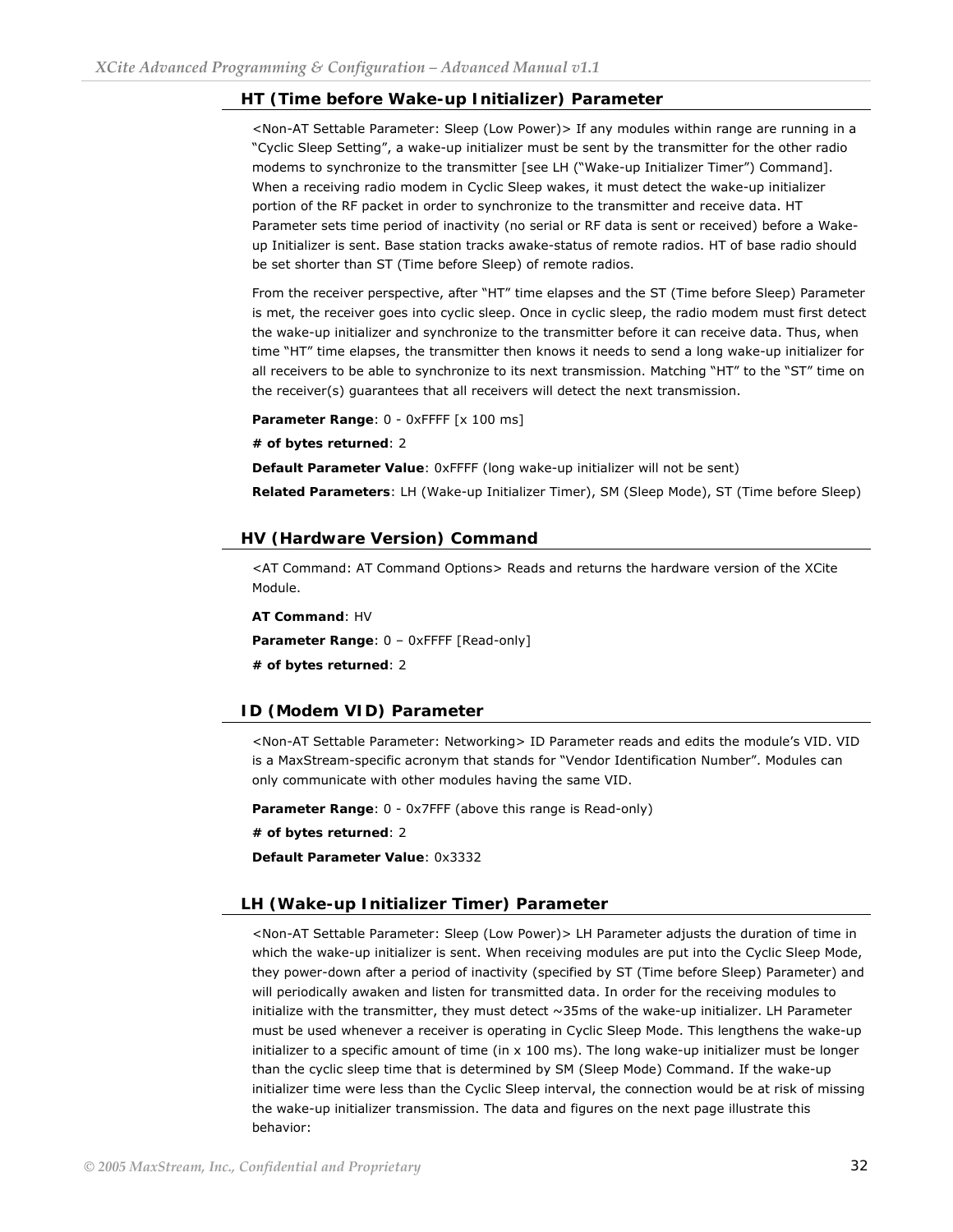## HT (Time before Wake-up Initializer) Parameter

<Non-AT Settable Parameter: Sleep (Low Power)> If any modules within range are running in a "Cyclic Sleep Setting", a wake-up initializer must be sent by the transmitter for the other radio modems to synchronize to the transmitter [see LH ("Wake-up Initializer Timer") Command]. When a receiving radio modem in Cyclic Sleep wakes, it must detect the wake-up initializer portion of the RF packet in order to synchronize to the transmitter and receive data. HT Parameter sets time period of inactivity (no serial or RF data is sent or received) before a Wake-up Initializer is sent. Base station tracks awake-status of remote radios. HT of base radio should be set shorter than ST (Time before Sleep) of remote radios.

From the receiver perspective, after "HT" time elapses and the ST (Time before Sleep) Parameter is met, the receiver goes into cyclic sleep. Once in cyclic sleep, the radio modem must first detect the wake-up initializer and synchronize to the transmitter before it can receive data. Thus, when time "HT" time elapses, the transmitter then knows it needs to send a long wake-up initializer for all receivers to be able to synchronize to its next transmission. Matching "HT" to the "ST" time on the receiver(s) guarantees that all receivers will detect the next transmission.

**Parameter Range**: 0 - 0xFFFF [x 100 ms]

**# of bytes returned**: 2

**Default Parameter Value**: 0xFFFF (long wake-up initializer will not be sent)

**Related Parameters**: LH (Wake-up Initializer Timer), SM (Sleep Mode), ST (Time before Sleep)

## HV (Hardware Version) Command

<AT Command: AT Command Options> Reads and returns the hardware version of the XCite Module.

**AT Command**: HV

**Parameter Range**: 0 – 0xFFFF [Read-only]

**# of bytes returned**: 2

## ID (Modem VID) Parameter

<Non-AT Settable Parameter: Networking> ID Parameter reads and edits the module's VID. VID is a MaxStream-specific acronym that stands for "Vendor Identification Number". Modules can only communicate with other modules having the same VID.

**Parameter Range**: 0 - 0x7FFF (above this range is Read-only)

**# of bytes returned**: 2

**Default Parameter Value**: 0x3332

## LH (Wake-up Initializer Timer) Parameter

<Non-AT Settable Parameter: Sleep (Low Power)> LH Parameter adjusts the duration of time in which the wake-up initializer is sent. When receiving modules are put into the Cyclic Sleep Mode, they power-down after a period of inactivity (specified by ST (Time before Sleep) Parameter) and will periodically awaken and listen for transmitted data. In order for the receiving modules to initialize with the transmitter, they must detect ~35ms of the wake-up initializer. LH Parameter must be used whenever a receiver is operating in Cyclic Sleep Mode. This lengthens the wake-up initializer to a specific amount of time (in x 100 ms). The long wake-up initializer must be longer than the cyclic sleep time that is determined by SM (Sleep Mode) Command. If the wake-up initializer time were less than the Cyclic Sleep interval, the connection would be at risk of missing the wake-up initializer transmission. The data and figures on the next page illustrate this behavior: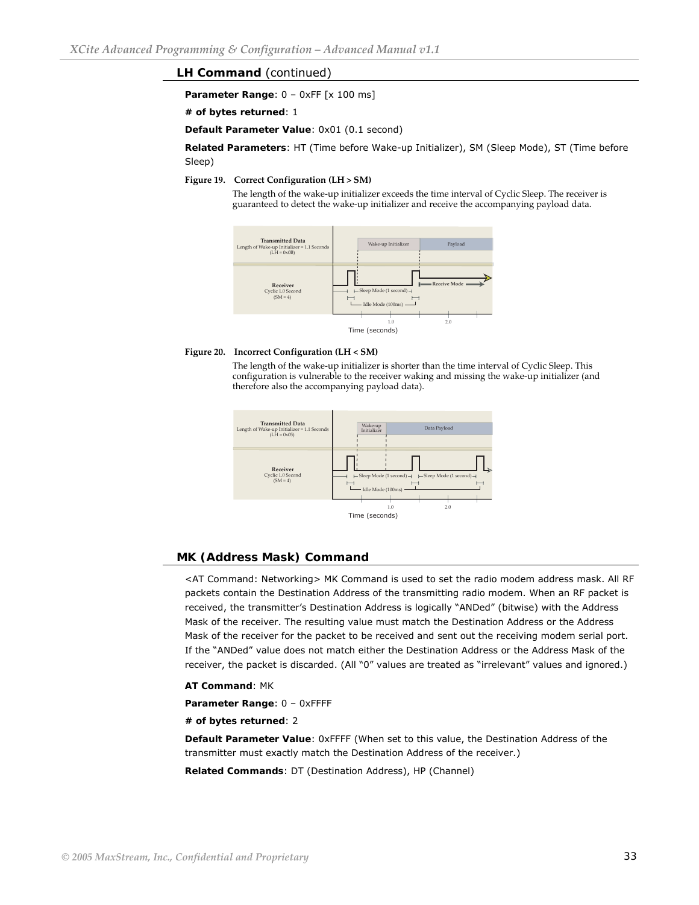## LH Command (continued)

**Parameter Range**: 0 – 0xFF [x 100 ms]

**# of bytes returned**: 1

**Default Parameter Value**: 0x01 (0.1 second)

**Related Parameters**: HT (Time before Wake-up Initializer), SM (Sleep Mode), ST (Time before Sleep)

**Figure 19. Correct Configuration (LH > SM)**

The length of the wake-up initializer exceeds the time interval of Cyclic Sleep. The receiver is guaranteed to detect the wake-up initializer and receive the accompanying payload data.

**Figure 20. Incorrect Configuration (LH < SM)**

The length of the wake-up initializer is shorter than the time interval of Cyclic Sleep. This configuration is vulnerable to the receiver waking and missing the wake-up initializer (and therefore also the accompanying payload data).

## MK (Address Mask) Command

<AT Command: Networking> MK Command is used to set the radio modem address mask. All RF packets contain the Destination Address of the transmitting radio modem. When an RF packet is received, the transmitter's Destination Address is logically "ANDed" (bitwise) with the Address Mask of the receiver. The resulting value must match the Destination Address or the Address Mask of the receiver for the packet to be received and sent out the receiving modem serial port. If the "ANDed" value does not match either the Destination Address or the Address Mask of the receiver, the packet is discarded. (All "0" values are treated as "irrelevant" values and ignored.)

**AT Command**: MK

**Parameter Range**: 0 – 0xFFFF

**# of bytes returned**: 2

**Default Parameter Value**: 0xFFFF (When set to this value, the Destination Address of the transmitter must exactly match the Destination Address of the receiver.)

**Related Commands**: DT (Destination Address), HP (Channel)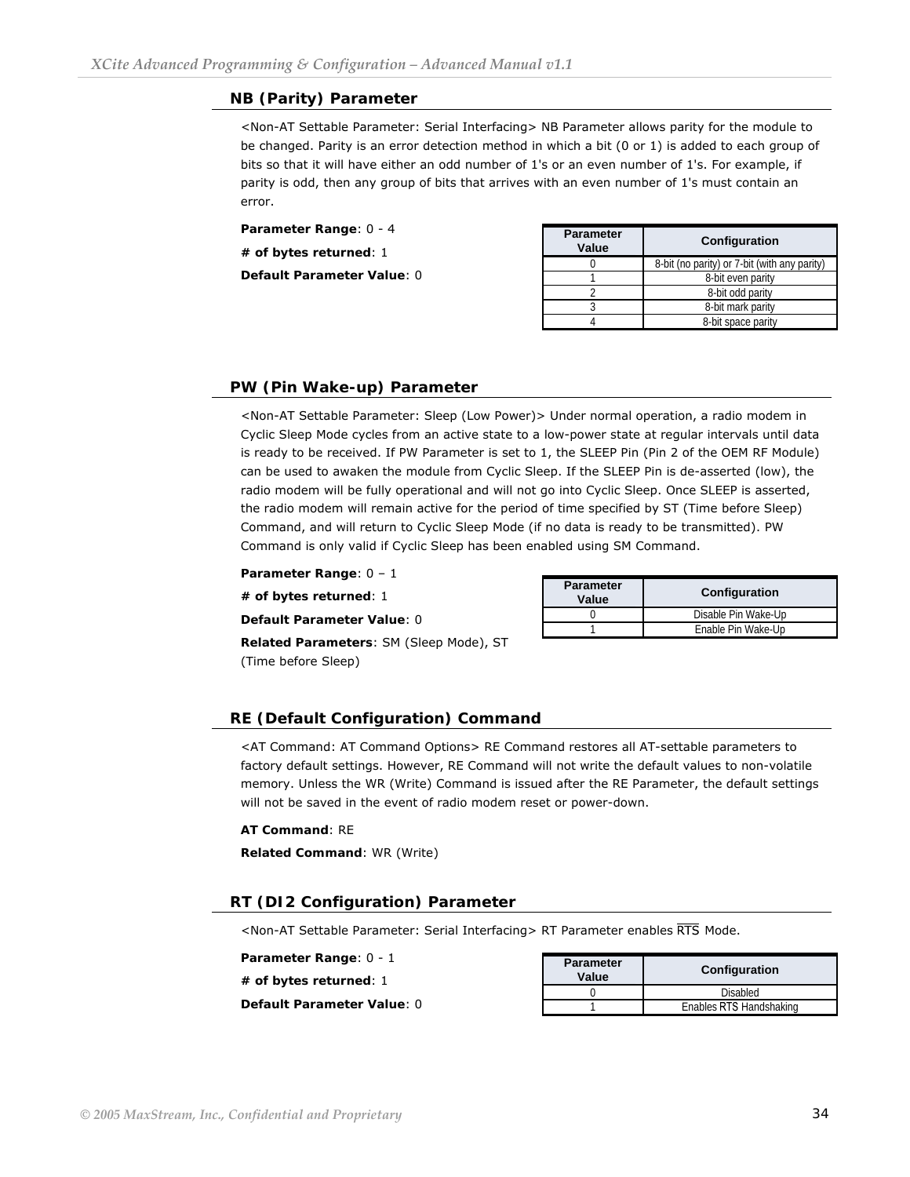## NB (Parity) Parameter

<Non-AT Settable Parameter: Serial Interfacing> NB Parameter allows parity for the module to be changed. Parity is an error detection method in which a bit (0 or 1) is added to each group of bits so that it will have either an odd number of 1's or an even number of 1's. For example, if parity is odd, then any group of bits that arrives with an even number of 1's must contain an error.

**Parameter Range**: 0 - 4

**# of bytes returned**: 1

**Default Parameter Value**: 0

| Parameter Value | Configuration |
|---|---|
| 0 | 8-bit (no parity) or 7-bit (with any parity) |
| 1 | 8-bit even parity |
| 2 | 8-bit odd parity |
| 3 | 8-bit mark parity |
| 4 | 8-bit space parity |

## PW (Pin Wake-up) Parameter

<Non-AT Settable Parameter: Sleep (Low Power)> Under normal operation, a radio modem in Cyclic Sleep Mode cycles from an active state to a low-power state at regular intervals until data is ready to be received. If PW Parameter is set to 1, the SLEEP Pin (Pin 2 of the OEM RF Module) can be used to awaken the module from Cyclic Sleep. If the SLEEP Pin is de-asserted (low), the radio modem will be fully operational and will not go into Cyclic Sleep. Once SLEEP is asserted, the radio modem will remain active for the period of time specified by ST (Time before Sleep) Command, and will return to Cyclic Sleep Mode (if no data is ready to be transmitted). PW Command is only valid if Cyclic Sleep has been enabled using SM Command.

**Parameter Range**: 0 – 1

**# of bytes returned**: 1

**Default Parameter Value**: 0

**Related Parameters**: SM (Sleep Mode), ST (Time before Sleep)

| Parameter Value | Configuration |
|---|---|
| 0 | Disable Pin Wake-Up |
| 1 | Enable Pin Wake-Up |

## RE (Default Configuration) Command

<AT Command: AT Command Options> RE Command restores all AT-settable parameters to factory default settings. However, RE Command will not write the default values to non-volatile memory. Unless the WR (Write) Command is issued after the RE Parameter, the default settings will not be saved in the event of radio modem reset or power-down.

**AT Command**: RE

**Related Command**: WR (Write)

## RT (DI2 Configuration) Parameter

<Non-AT Settable Parameter: Serial Interfacing> RT Parameter enables $\overline{\text{RTS}}$ Mode.

**Parameter Range**: 0 - 1

**# of bytes returned**: 1

**Default Parameter Value**: 0

| Parameter Value | Configuration |
|---|---|
| 0 | Disabled |
| 1 | Enables RTS Handshaking |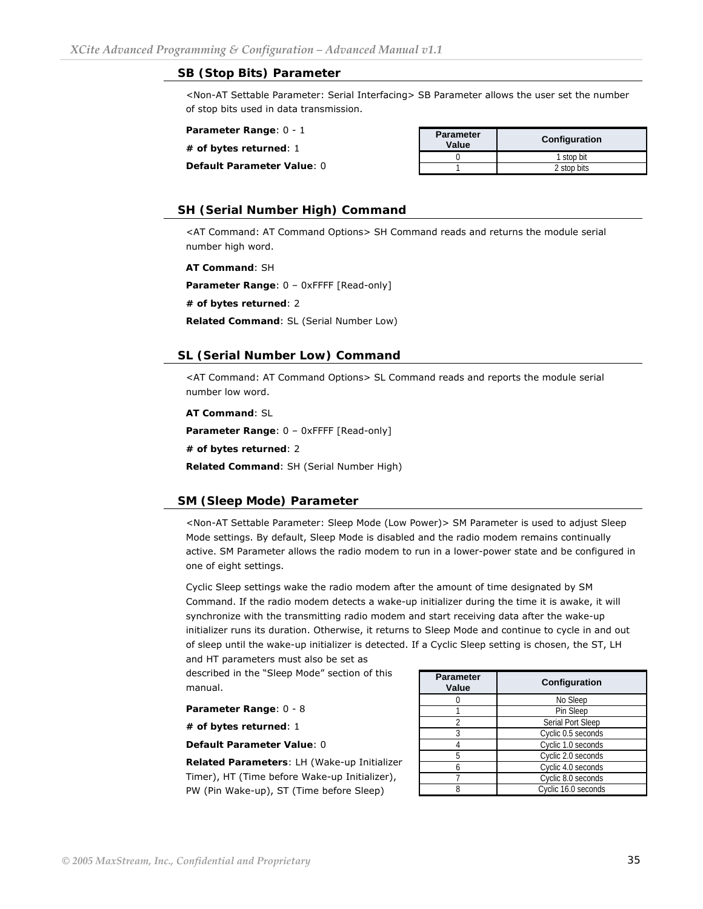## SB (Stop Bits) Parameter

<Non-AT Settable Parameter: Serial Interfacing> SB Parameter allows the user set the number of stop bits used in data transmission.

**Parameter Range**: 0 - 1

**# of bytes returned**: 1

**Default Parameter Value**: 0

| Parameter Value | Configuration |
|---|---|
| 0 | 1 stop bit |
| 1 | 2 stop bits |

## SH (Serial Number High) Command

<AT Command: AT Command Options> SH Command reads and returns the module serial number high word.

**AT Command**: SH

**Parameter Range**: 0 – 0xFFFF [Read-only]

**# of bytes returned**: 2

**Related Command**: SL (Serial Number Low)

## SL (Serial Number Low) Command

<AT Command: AT Command Options> SL Command reads and reports the module serial number low word.

**AT Command**: SL

**Parameter Range**: 0 – 0xFFFF [Read-only]

**# of bytes returned**: 2

**Related Command**: SH (Serial Number High)

## SM (Sleep Mode) Parameter

<Non-AT Settable Parameter: Sleep Mode (Low Power)> SM Parameter is used to adjust Sleep Mode settings. By default, Sleep Mode is disabled and the radio modem remains continually active. SM Parameter allows the radio modem to run in a lower-power state and be configured in one of eight settings.

Cyclic Sleep settings wake the radio modem after the amount of time designated by SM Command. If the radio modem detects a wake-up initializer during the time it is awake, it will synchronize with the transmitting radio modem and start receiving data after the wake-up initializer runs its duration. Otherwise, it returns to Sleep Mode and continue to cycle in and out of sleep until the wake-up initializer is detected. If a Cyclic Sleep setting is chosen, the ST, LH and HT parameters must also be set as described in the "Sleep Mode" section of this manual.

**Parameter Range**: 0 - 8

**# of bytes returned**: 1

**Default Parameter Value**: 0

**Related Parameters**: LH (Wake-up Initializer Timer), HT (Time before Wake-up Initializer), PW (Pin Wake-up), ST (Time before Sleep)

| Parameter Value | Configuration |
|---|---|
| 0 | No Sleep |
| 1 | Pin Sleep |
| 2 | Serial Port Sleep |
| 3 | Cyclic 0.5 seconds |
| 4 | Cyclic 1.0 seconds |
| 5 | Cyclic 2.0 seconds |
| 6 | Cyclic 4.0 seconds |
| 7 | Cyclic 8.0 seconds |
| 8 | Cyclic 16.0 seconds |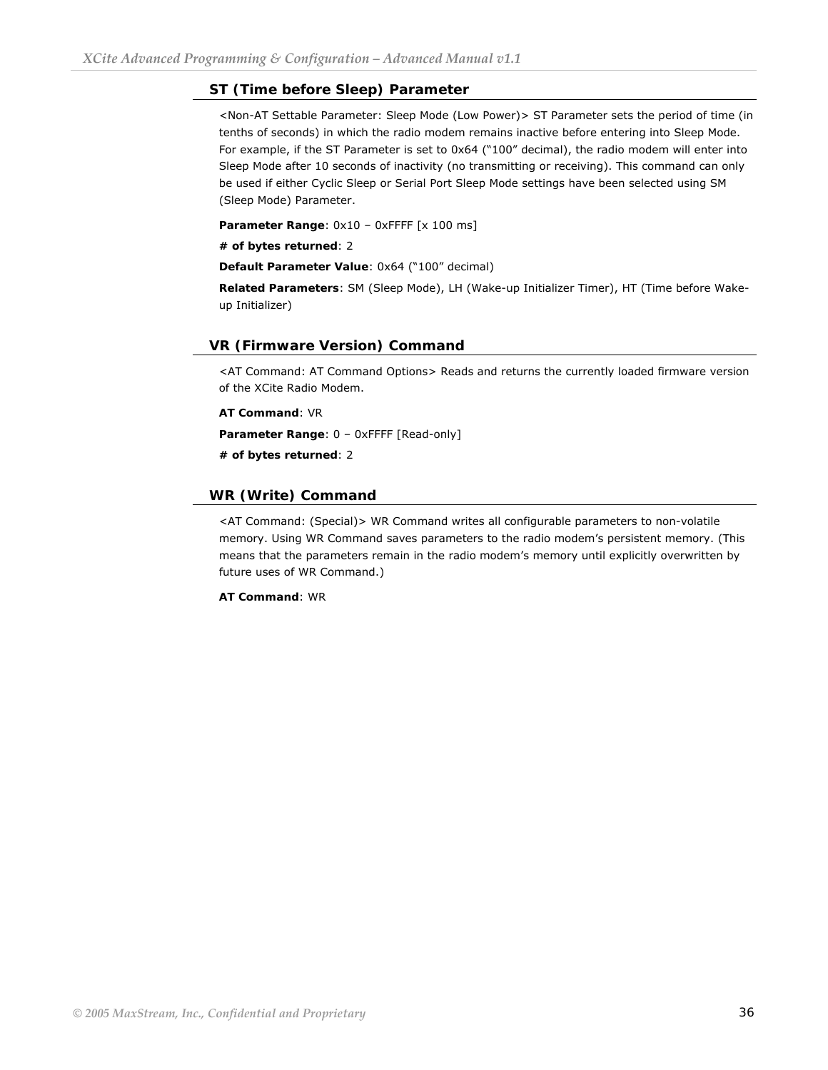## ST (Time before Sleep) Parameter

<Non-AT Settable Parameter: Sleep Mode (Low Power)> ST Parameter sets the period of time (in tenths of seconds) in which the radio modem remains inactive before entering into Sleep Mode. For example, if the ST Parameter is set to 0x64 ("100" decimal), the radio modem will enter into Sleep Mode after 10 seconds of inactivity (no transmitting or receiving). This command can only be used if either Cyclic Sleep or Serial Port Sleep Mode settings have been selected using SM (Sleep Mode) Parameter.

**Parameter Range**: 0x10 – 0xFFFF [x 100 ms]

**# of bytes returned**: 2

**Default Parameter Value**: 0x64 ("100" decimal)

**Related Parameters**: SM (Sleep Mode), LH (Wake-up Initializer Timer), HT (Time before Wake-up Initializer)

## VR (Firmware Version) Command

<AT Command: AT Command Options> Reads and returns the currently loaded firmware version of the XCite Radio Modem.

**AT Command**: VR

**Parameter Range**: 0 – 0xFFFF [Read-only]

**# of bytes returned**: 2

## WR (Write) Command

<AT Command: (Special)> WR Command writes all configurable parameters to non-volatile memory. Using WR Command saves parameters to the radio modem's persistent memory. (This means that the parameters remain in the radio modem's memory until explicitly overwritten by future uses of WR Command.)

**AT Command**: WR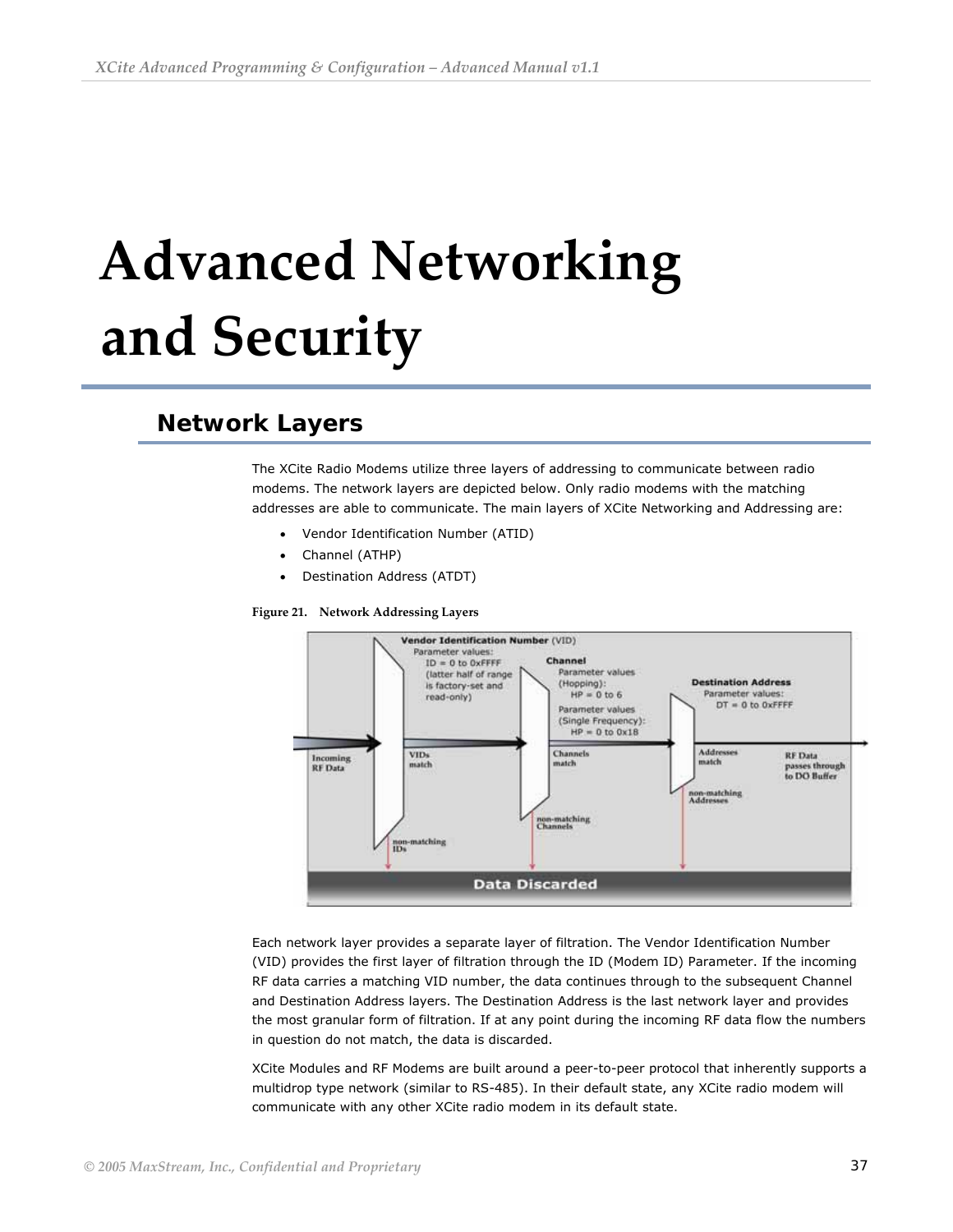# Advanced Networking and Security

## Network Layers

The XCite Radio Modems utilize three layers of addressing to communicate between radio modems. The network layers are depicted below. Only radio modems with the matching addresses are able to communicate. The main layers of XCite Networking and Addressing are:

- Vendor Identification Number (ATID)
- Channel (ATHP)
- Destination Address (ATDT)

**Figure 21. Network Addressing Layers**

Each network layer provides a separate layer of filtration. The Vendor Identification Number (VID) provides the first layer of filtration through the ID (Modem ID) Parameter. If the incoming RF data carries a matching VID number, the data continues through to the subsequent Channel and Destination Address layers. The Destination Address is the last network layer and provides the most granular form of filtration. If at any point during the incoming RF data flow the numbers in question do not match, the data is discarded.

XCite Modules and RF Modems are built around a peer-to-peer protocol that inherently supports a multidrop type network (similar to RS-485). In their default state, any XCite radio modem will communicate with any other XCite radio modem in its default state.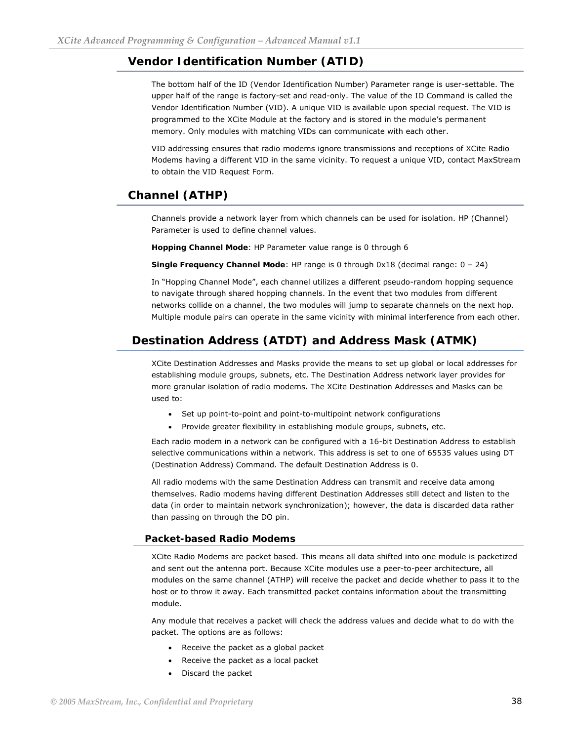## Vendor Identification Number (ATID)

The bottom half of the ID (Vendor Identification Number) Parameter range is user-settable. The upper half of the range is factory-set and read-only. The value of the ID Command is called the Vendor Identification Number (VID). A unique VID is available upon special request. The VID is programmed to the XCite Module at the factory and is stored in the module's permanent memory. Only modules with matching VIDs can communicate with each other.

VID addressing ensures that radio modems ignore transmissions and receptions of XCite Radio Modems having a different VID in the same vicinity. To request a unique VID, contact MaxStream to obtain the VID Request Form.

## Channel (ATHP)

Channels provide a network layer from which channels can be used for isolation. HP (Channel) Parameter is used to define channel values.

**Hopping Channel Mode**: HP Parameter value range is 0 through 6

**Single Frequency Channel Mode**: HP range is 0 through 0x18 (decimal range: 0 – 24)

In "Hopping Channel Mode", each channel utilizes a different pseudo-random hopping sequence to navigate through shared hopping channels. In the event that two modules from different networks collide on a channel, the two modules will jump to separate channels on the next hop. Multiple module pairs can operate in the same vicinity with minimal interference from each other.

## Destination Address (ATDT) and Address Mask (ATMK)

XCite Destination Addresses and Masks provide the means to set up global or local addresses for establishing module groups, subnets, etc. The Destination Address network layer provides for more granular isolation of radio modems. The XCite Destination Addresses and Masks can be used to:

- Set up point-to-point and point-to-multipoint network configurations
- Provide greater flexibility in establishing module groups, subnets, etc.

Each radio modem in a network can be configured with a 16-bit Destination Address to establish selective communications within a network. This address is set to one of 65535 values using DT (Destination Address) Command. The default Destination Address is 0.

All radio modems with the same Destination Address can transmit and receive data among themselves. Radio modems having different Destination Addresses still detect and listen to the data (in order to maintain network synchronization); however, the data is discarded data rather than passing on through the DO pin.

### Packet-based Radio Modems

XCite Radio Modems are packet based. This means all data shifted into one module is packetized and sent out the antenna port. Because XCite modules use a peer-to-peer architecture, all modules on the same channel (ATHP) will receive the packet and decide whether to pass it to the host or to throw it away. Each transmitted packet contains information about the transmitting module.

Any module that receives a packet will check the address values and decide what to do with the packet. The options are as follows:

- Receive the packet as a global packet
- Receive the packet as a local packet
- Discard the packet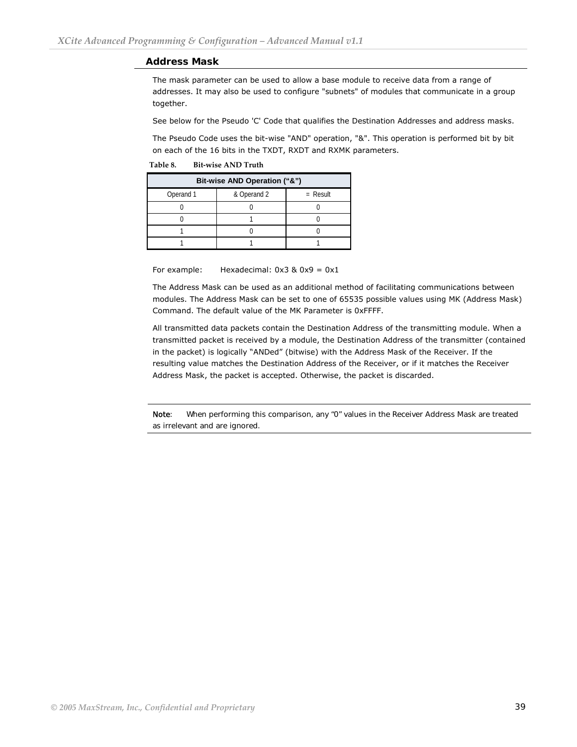## Address Mask

The mask parameter can be used to allow a base module to receive data from a range of addresses. It may also be used to configure "subnets" of modules that communicate in a group together.

See below for the Pseudo 'C' Code that qualifies the Destination Addresses and address masks.

The Pseudo Code uses the bit-wise "AND" operation, "&". This operation is performed bit by bit on each of the 16 bits in the TXDT, RXDT and RXMK parameters.

**Table 8. Bit-wise AND Truth**

| Bit-wise AND Operation (“&”) | | |
|---|---|---|
| Operand 1 | & Operand 2 | = Result |
| 0 | 0 | 0 |
| 0 | 1 | 0 |
| 1 | 0 | 0 |
| 1 | 1 | 1 |

For example: Hexadecimal: 0x3 & 0x9 = 0x1

The Address Mask can be used as an additional method of facilitating communications between modules. The Address Mask can be set to one of 65535 possible values using MK (Address Mask) Command. The default value of the MK Parameter is 0xFFFF.

All transmitted data packets contain the Destination Address of the transmitting module. When a transmitted packet is received by a module, the Destination Address of the transmitter (contained in the packet) is logically “ANDed” (bitwise) with the Address Mask of the Receiver. If the resulting value matches the Destination Address of the Receiver, or if it matches the Receiver Address Mask, the packet is accepted. Otherwise, the packet is discarded.

---

**Note**: When performing this comparison, any “0” values in the Receiver Address Mask are treated as irrelevant and are ignored.

---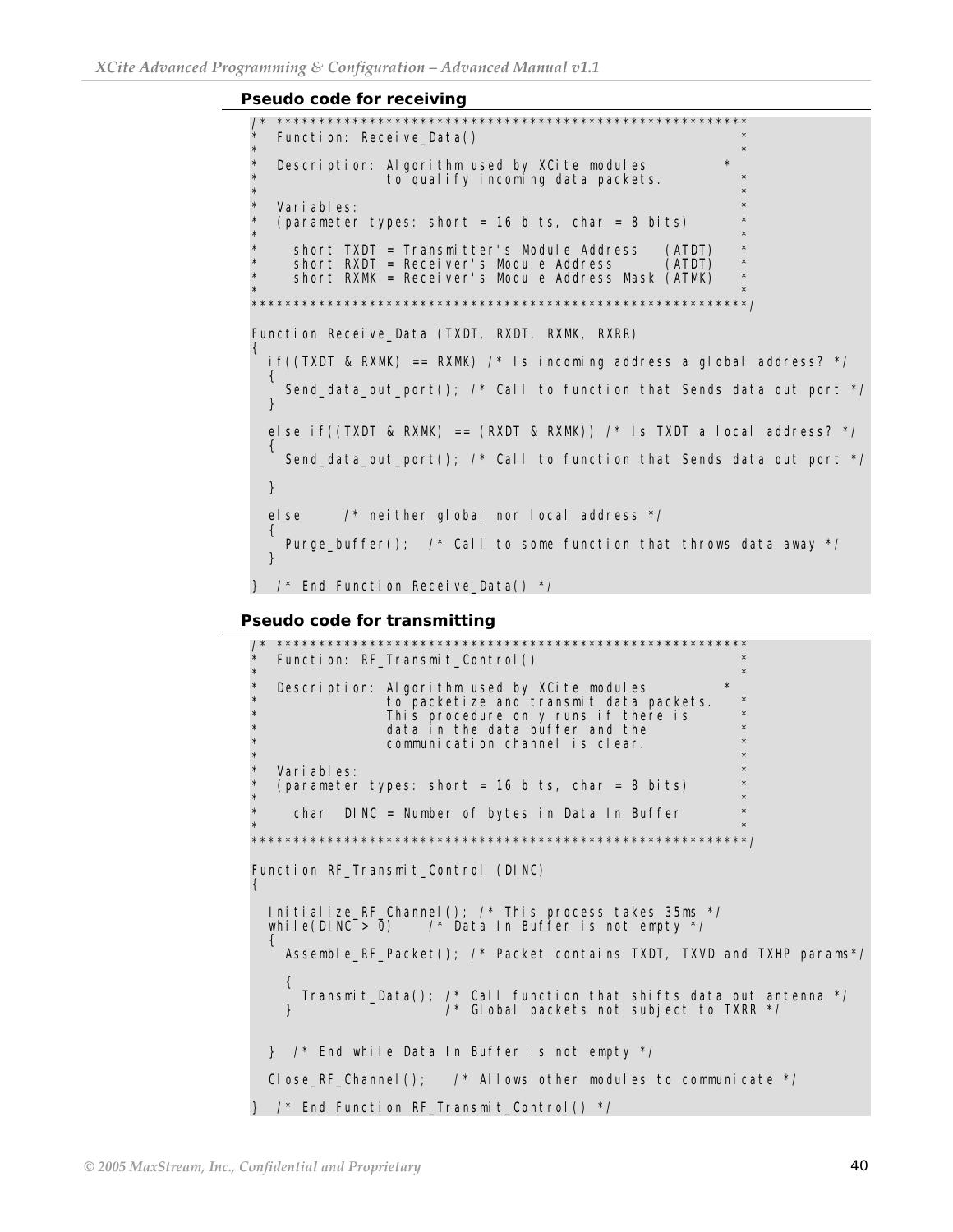**Pseudo code for receiving**

```
/* ***********************************************************
*  Function: Receive_Data()                                  *
*                                                            *
*  Description: Algorithm used by XCite modules             *
*               to qualify incoming data packets.            *
*                                                            *
*  Variables:                                                *
*  (parameter types: short = 16 bits, char = 8 bits)         *
*                                                            *
*    short TXDT = Transmitter's Module Address    (ATDT)     *
*    short RXDT = Receiver's Module Address       (ATDT)     *
*    short RXMK = Receiver's Module Address Mask (ATMK)      *
*                                                            *
*************************************************************/

Function Receive_Data (TXDT, RXDT, RXMK, RXRR)
{
  if((TXDT & RXMK) == RXMK) /* Is incoming address a global address? */
  {
    Send_data_out_port(); /* Call to function that Sends data out port */
  }

  else if((TXDT & RXMK) == (RXDT & RXMK)) /* Is TXDT a local address? */
  {
    Send_data_out_port(); /* Call to function that Sends data out port */

  }

  else     /* neither global nor local address */
  {
    Purge_buffer();  /* Call to some function that throws data away */
  }

}  /* End Function Receive_Data() */
```

**Pseudo code for transmitting**

```
/* ***********************************************************
*  Function: RF_Transmit_Control()                           *
*                                                            *
*  Description: Algorithm used by XCite modules             *
*               to packetize and transmit data packets.      *
*               This procedure only runs if there is         *
*               data in the data buffer and the              *
*               communication channel is clear.              *
*                                                            *
*  Variables:                                                *
*  (parameter types: short = 16 bits, char = 8 bits)         *
*                                                            *
*    char  DINC = Number of bytes in Data In Buffer          *
*                                                            *
*************************************************************/

Function RF_Transmit_Control (DINC)
{

  Initialize_RF_Channel(); /* This process takes 35ms */
  while(DINC > 0)    /* Data In Buffer is not empty */
  {
    Assemble_RF_Packet(); /* Packet contains TXDT, TXVD and TXHP params*/

    {
      Transmit_Data(); /* Call function that shifts data out antenna */
    }                    /* Global packets not subject to TXRR */


  }  /* End while Data In Buffer is not empty */

  Close_RF_Channel();    /* Allows other modules to communicate */

}  /* End Function RF_Transmit_Control() */
```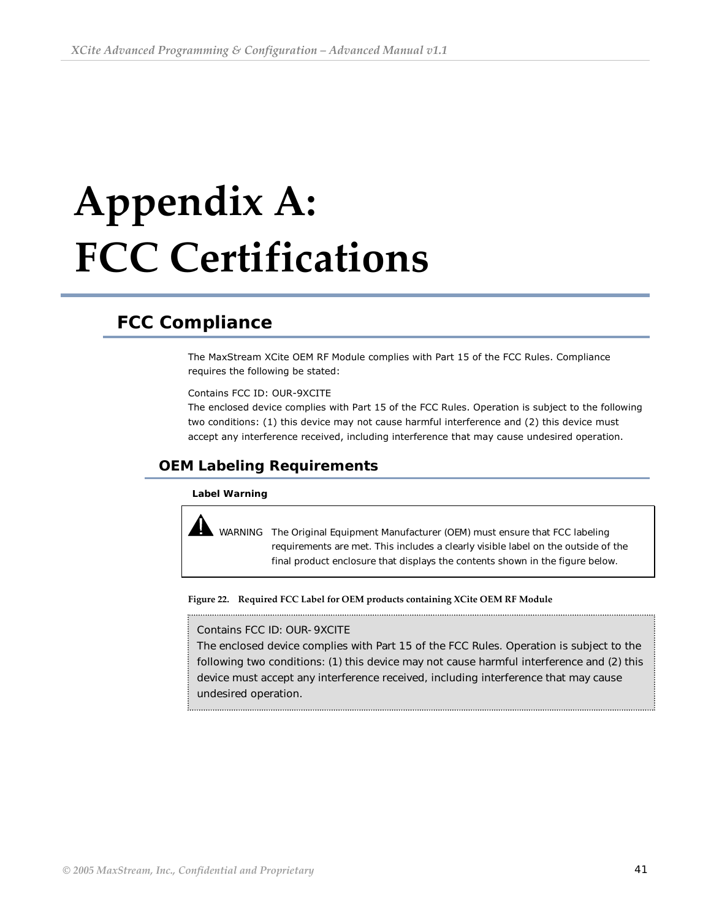# Appendix A: FCC Certifications

## FCC Compliance

The MaxStream XCite OEM RF Module complies with Part 15 of the FCC Rules. Compliance requires the following be stated:

Contains FCC ID: OUR-9XCITE
The enclosed device complies with Part 15 of the FCC Rules. Operation is subject to the following two conditions: (1) this device may not cause harmful interference and (2) this device must accept any interference received, including interference that may cause undesired operation.

### OEM Labeling Requirements

**Label Warning**

> WARNING The Original Equipment Manufacturer (OEM) must ensure that FCC labeling requirements are met. This includes a clearly visible label on the outside of the final product enclosure that displays the contents shown in the figure below.

**Figure 22. Required FCC Label for OEM products containing XCite OEM RF Module**

> Contains FCC ID: OUR-9XCITE
> The enclosed device complies with Part 15 of the FCC Rules. Operation is subject to the following two conditions: (1) this device may not cause harmful interference and (2) this device must accept any interference received, including interference that may cause undesired operation.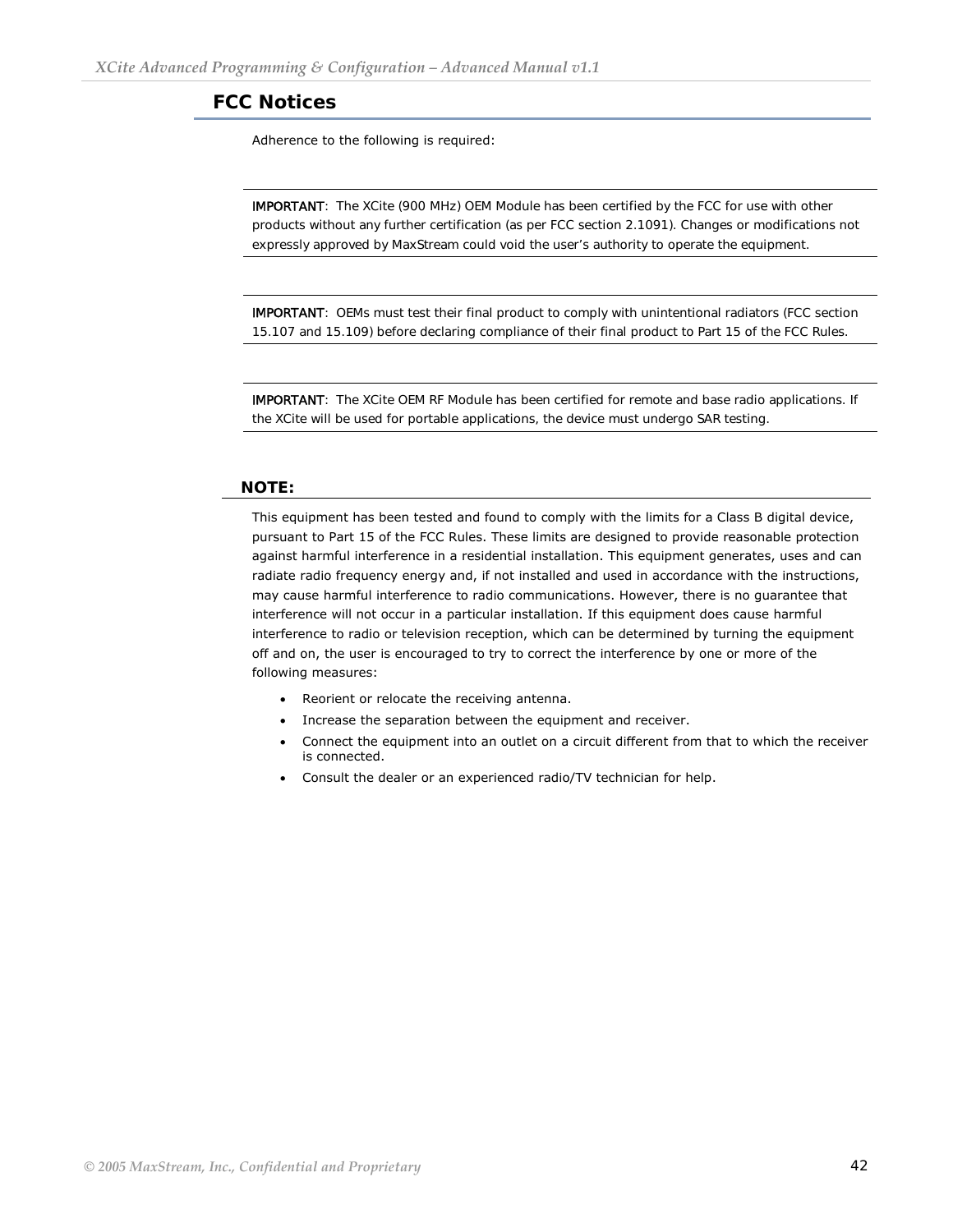## FCC Notices

Adherence to the following is required:

---

**IMPORTANT**: The XCite (900 MHz) OEM Module has been certified by the FCC for use with other products without any further certification (as per FCC section 2.1091). Changes or modifications not expressly approved by MaxStream could void the user's authority to operate the equipment.

---

**IMPORTANT**: OEMs must test their final product to comply with unintentional radiators (FCC section 15.107 and 15.109) before declaring compliance of their final product to Part 15 of the FCC Rules.

---

**IMPORTANT**: The XCite OEM RF Module has been certified for remote and base radio applications. If the XCite will be used for portable applications, the device must undergo SAR testing.

---

### NOTE:

This equipment has been tested and found to comply with the limits for a Class B digital device, pursuant to Part 15 of the FCC Rules. These limits are designed to provide reasonable protection against harmful interference in a residential installation. This equipment generates, uses and can radiate radio frequency energy and, if not installed and used in accordance with the instructions, may cause harmful interference to radio communications. However, there is no guarantee that interference will not occur in a particular installation. If this equipment does cause harmful interference to radio or television reception, which can be determined by turning the equipment off and on, the user is encouraged to try to correct the interference by one or more of the following measures:

- Reorient or relocate the receiving antenna.
- Increase the separation between the equipment and receiver.
- Connect the equipment into an outlet on a circuit different from that to which the receiver is connected.
- Consult the dealer or an experienced radio/TV technician for help.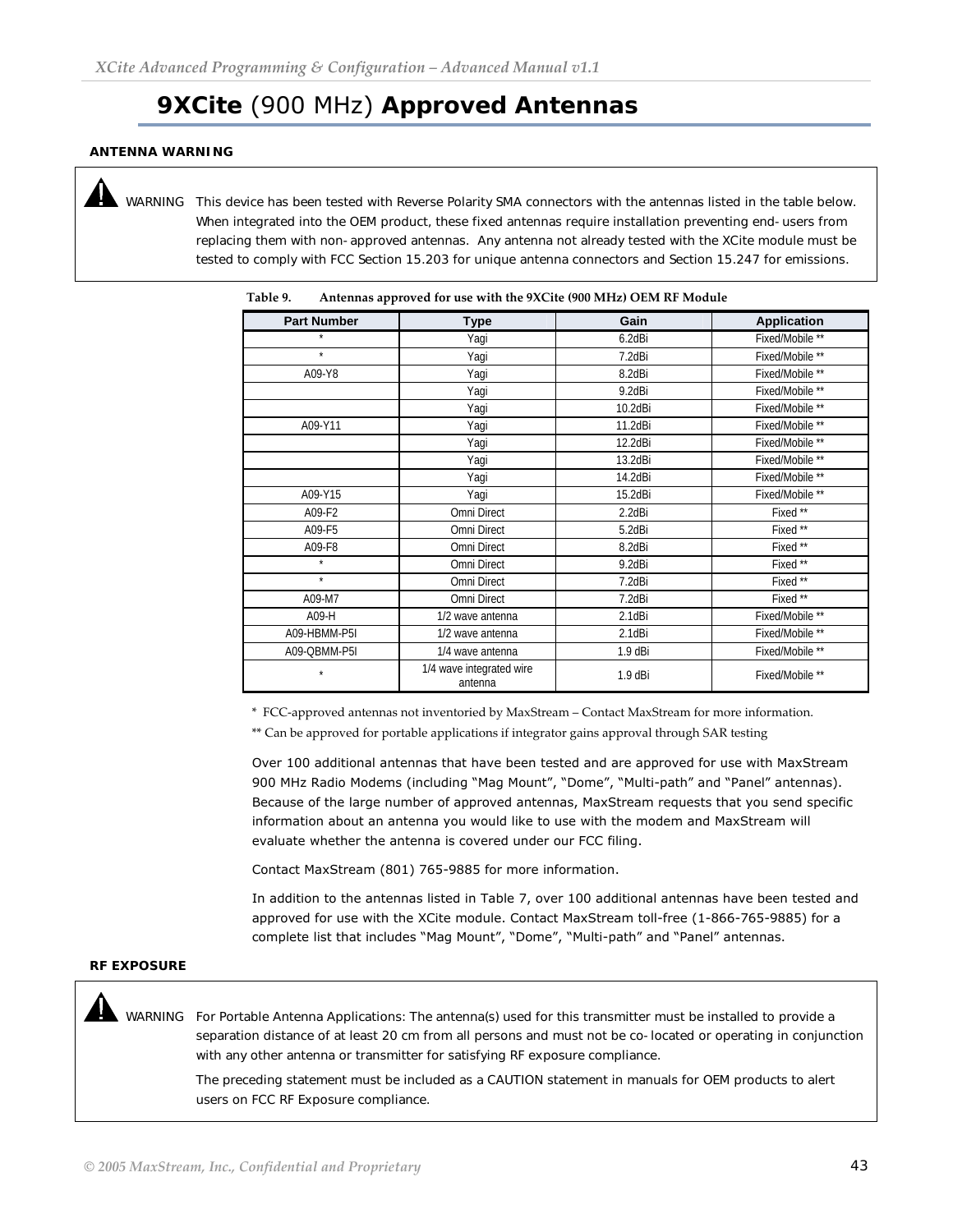## **9XCite** (900 MHz) **Approved Antennas**

**ANTENNA WARNING**

WARNING This device has been tested with Reverse Polarity SMA connectors with the antennas listed in the table below. When integrated into the OEM product, these fixed antennas require installation preventing end-users from replacing them with non-approved antennas. Any antenna not already tested with the XCite module must be tested to comply with FCC Section 15.203 for unique antenna connectors and Section 15.247 for emissions.

**Table 9. Antennas approved for use with the 9XCite (900 MHz) OEM RF Module**

| Part Number | Type | Gain | Application |
|---|---|---|---|
| * | Yagi | 6.2dBi | Fixed/Mobile ** |
| * | Yagi | 7.2dBi | Fixed/Mobile ** |
| A09-Y8 | Yagi | 8.2dBi | Fixed/Mobile ** |
| | Yagi | 9.2dBi | Fixed/Mobile ** |
| | Yagi | 10.2dBi | Fixed/Mobile ** |
| A09-Y11 | Yagi | 11.2dBi | Fixed/Mobile ** |
| | Yagi | 12.2dBi | Fixed/Mobile ** |
| | Yagi | 13.2dBi | Fixed/Mobile ** |
| | Yagi | 14.2dBi | Fixed/Mobile ** |
| A09-Y15 | Yagi | 15.2dBi | Fixed/Mobile ** |
| A09-F2 | Omni Direct | 2.2dBi | Fixed ** |
| A09-F5 | Omni Direct | 5.2dBi | Fixed ** |
| A09-F8 | Omni Direct | 8.2dBi | Fixed ** |
| * | Omni Direct | 9.2dBi | Fixed ** |
| * | Omni Direct | 7.2dBi | Fixed ** |
| A09-M7 | Omni Direct | 7.2dBi | Fixed ** |
| A09-H | 1/2 wave antenna | 2.1dBi | Fixed/Mobile ** |
| A09-HBMM-P5I | 1/2 wave antenna | 2.1dBi | Fixed/Mobile ** |
| A09-QBMM-P5I | 1/4 wave antenna | 1.9 dBi | Fixed/Mobile ** |
| * | 1/4 wave integrated wire antenna | 1.9 dBi | Fixed/Mobile ** |

* FCC-approved antennas not inventoried by MaxStream – Contact MaxStream for more information.

** Can be approved for portable applications if integrator gains approval through SAR testing

Over 100 additional antennas that have been tested and are approved for use with MaxStream 900 MHz Radio Modems (including "Mag Mount", "Dome", "Multi-path" and "Panel" antennas). Because of the large number of approved antennas, MaxStream requests that you send specific information about an antenna you would like to use with the modem and MaxStream will evaluate whether the antenna is covered under our FCC filing.

Contact MaxStream (801) 765-9885 for more information.

In addition to the antennas listed in Table 7, over 100 additional antennas have been tested and approved for use with the XCite module. Contact MaxStream toll-free (1-866-765-9885) for a complete list that includes "Mag Mount", "Dome", "Multi-path" and "Panel" antennas.

**RF EXPOSURE**

WARNING For Portable Antenna Applications: The antenna(s) used for this transmitter must be installed to provide a separation distance of at least 20 cm from all persons and must not be co-located or operating in conjunction with any other antenna or transmitter for satisfying RF exposure compliance.

The preceding statement must be included as a CAUTION statement in manuals for OEM products to alert users on FCC RF Exposure compliance.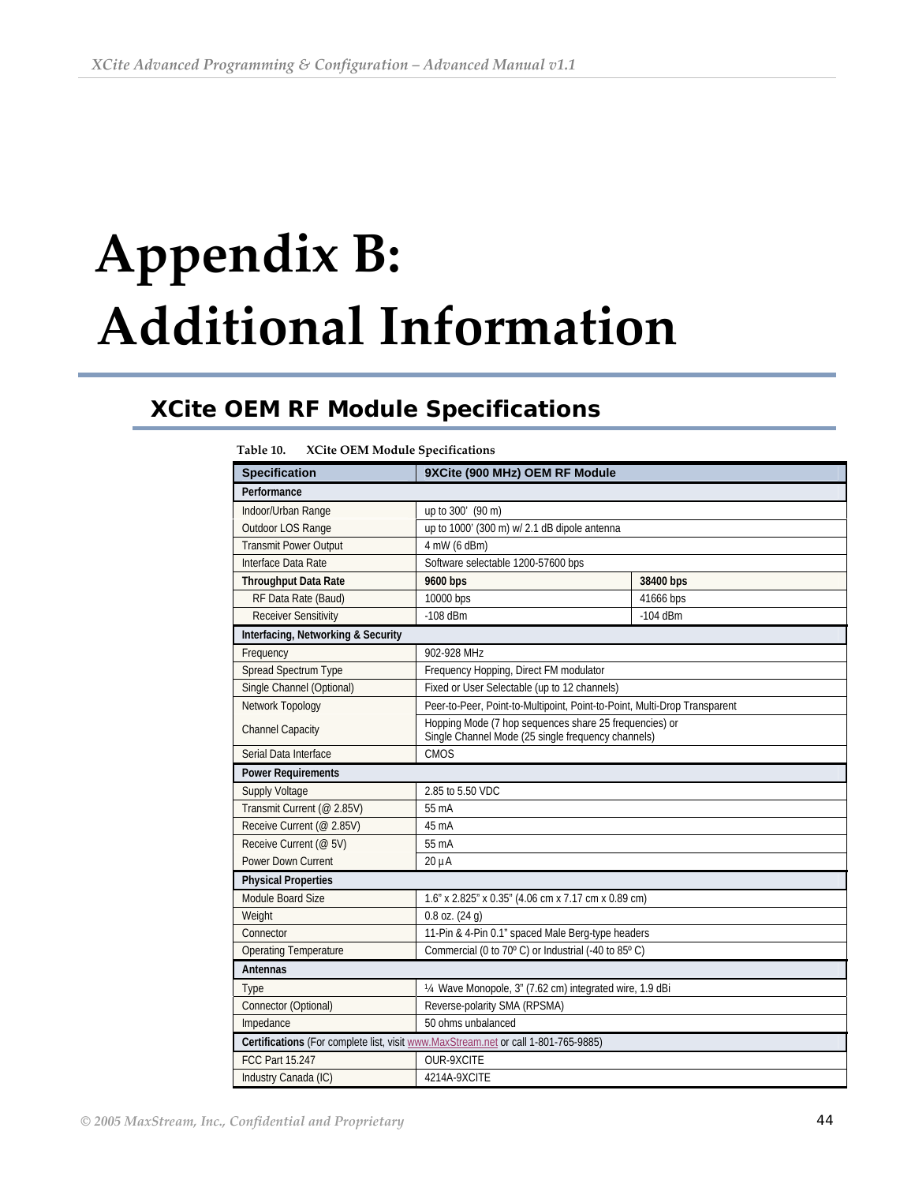# Appendix B: Additional Information

## XCite OEM RF Module Specifications

**Table 10. XCite OEM Module Specifications**

| Specification | 9XCite (900 MHz) OEM RF Module | |
|---|---|---|
| **Performance** | | |
| Indoor/Urban Range | up to 300' (90 m) | |
| Outdoor LOS Range | up to 1000' (300 m) w/ 2.1 dB dipole antenna | |
| Transmit Power Output | 4 mW (6 dBm) | |
| Interface Data Rate | Software selectable 1200-57600 bps | |
| **Throughput Data Rate** | **9600 bps** | **38400 bps** |
| RF Data Rate (Baud) | 10000 bps | 41666 bps |
| Receiver Sensitivity | -108 dBm | -104 dBm |
| **Interfacing, Networking & Security** | | |
| Frequency | 902-928 MHz | |
| Spread Spectrum Type | Frequency Hopping, Direct FM modulator | |
| Single Channel (Optional) | Fixed or User Selectable (up to 12 channels) | |
| Network Topology | Peer-to-Peer, Point-to-Multipoint, Point-to-Point, Multi-Drop Transparent | |
| Channel Capacity | Hopping Mode (7 hop sequences share 25 frequencies) or Single Channel Mode (25 single frequency channels) | |
| Serial Data Interface | CMOS | |
| **Power Requirements** | | |
| Supply Voltage | 2.85 to 5.50 VDC | |
| Transmit Current (@ 2.85V) | 55 mA | |
| Receive Current (@ 2.85V) | 45 mA | |
| Receive Current (@ 5V) | 55 mA | |
| Power Down Current | 20 µA | |
| **Physical Properties** | | |
| Module Board Size | 1.6" x 2.825" x 0.35" (4.06 cm x 7.17 cm x 0.89 cm) | |
| Weight | 0.8 oz. (24 g) | |
| Connector | 11-Pin & 4-Pin 0.1" spaced Male Berg-type headers | |
| Operating Temperature | Commercial (0 to 70º C) or Industrial (-40 to 85º C) | |
| **Antennas** | | |
| Type | ¼ Wave Monopole, 3" (7.62 cm) integrated wire, 1.9 dBi | |
| Connector (Optional) | Reverse-polarity SMA (RPSMA) | |
| Impedance | 50 ohms unbalanced | |
| **Certifications** (For complete list, visit www.MaxStream.net or call 1-801-765-9885) | | |
| FCC Part 15.247 | OUR-9XCITE | |
| Industry Canada (IC) | 4214A-9XCITE | |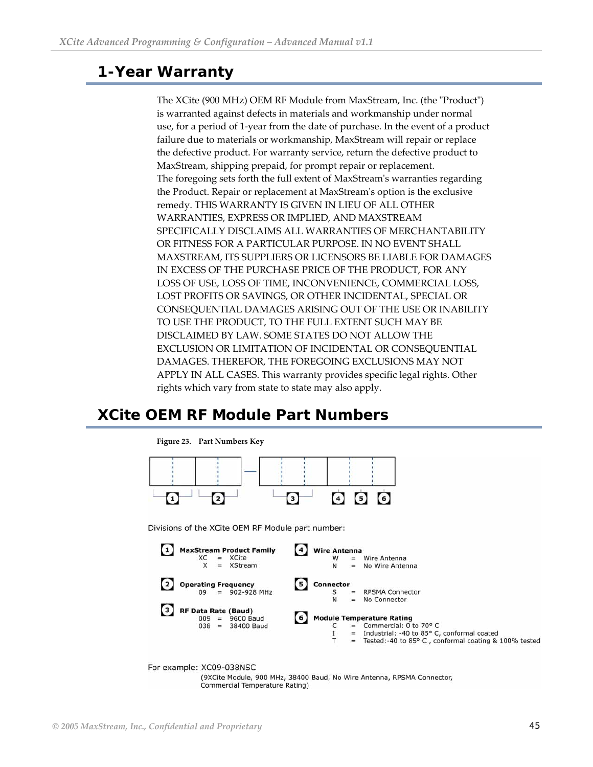## 1-Year Warranty

The XCite (900 MHz) OEM RF Module from MaxStream, Inc. (the "Product") is warranted against defects in materials and workmanship under normal use, for a period of 1-year from the date of purchase. In the event of a product failure due to materials or workmanship, MaxStream will repair or replace the defective product. For warranty service, return the defective product to MaxStream, shipping prepaid, for prompt repair or replacement.
The foregoing sets forth the full extent of MaxStream's warranties regarding the Product. Repair or replacement at MaxStream's option is the exclusive remedy. THIS WARRANTY IS GIVEN IN LIEU OF ALL OTHER WARRANTIES, EXPRESS OR IMPLIED, AND MAXSTREAM SPECIFICALLY DISCLAIMS ALL WARRANTIES OF MERCHANTABILITY OR FITNESS FOR A PARTICULAR PURPOSE. IN NO EVENT SHALL MAXSTREAM, ITS SUPPLIERS OR LICENSORS BE LIABLE FOR DAMAGES IN EXCESS OF THE PURCHASE PRICE OF THE PRODUCT, FOR ANY LOSS OF USE, LOSS OF TIME, INCONVENIENCE, COMMERCIAL LOSS, LOST PROFITS OR SAVINGS, OR OTHER INCIDENTAL, SPECIAL OR CONSEQUENTIAL DAMAGES ARISING OUT OF THE USE OR INABILITY TO USE THE PRODUCT, TO THE FULL EXTENT SUCH MAY BE DISCLAIMED BY LAW. SOME STATES DO NOT ALLOW THE EXCLUSION OR LIMITATION OF INCIDENTAL OR CONSEQUENTIAL DAMAGES. THEREFOR, THE FOREGOING EXCLUSIONS MAY NOT APPLY IN ALL CASES. This warranty provides specific legal rights. Other rights which vary from state to state may also apply.

## XCite OEM RF Module Part Numbers

**Figure 23. Part Numbers Key**

Divisions of the XCite OEM RF Module part number:

**1 MaxStream Product Family**
- XC = XCite
- X = XStream

**2 Operating Frequency**
- 09 = 902-928 MHz

**3 RF Data Rate (Baud)**
- 009 = 9600 Baud
- 038 = 38400 Baud

**4 Wire Antenna**
- W = Wire Antenna
- N = No Wire Antenna

**5 Connector**
- S = RPSMA Connector
- N = No Connector

**6 Module Temperature Rating**
- C = Commercial: 0 to 70° C
- I = Industrial: -40 to 85° C, conformal coated
- T = Tested:-40 to 85° C , conformal coating & 100% tested

For example: XC09-038NSC
(9XCite Module, 900 MHz, 38400 Baud, No Wire Antenna, RPSMA Connector, Commercial Temperature Rating)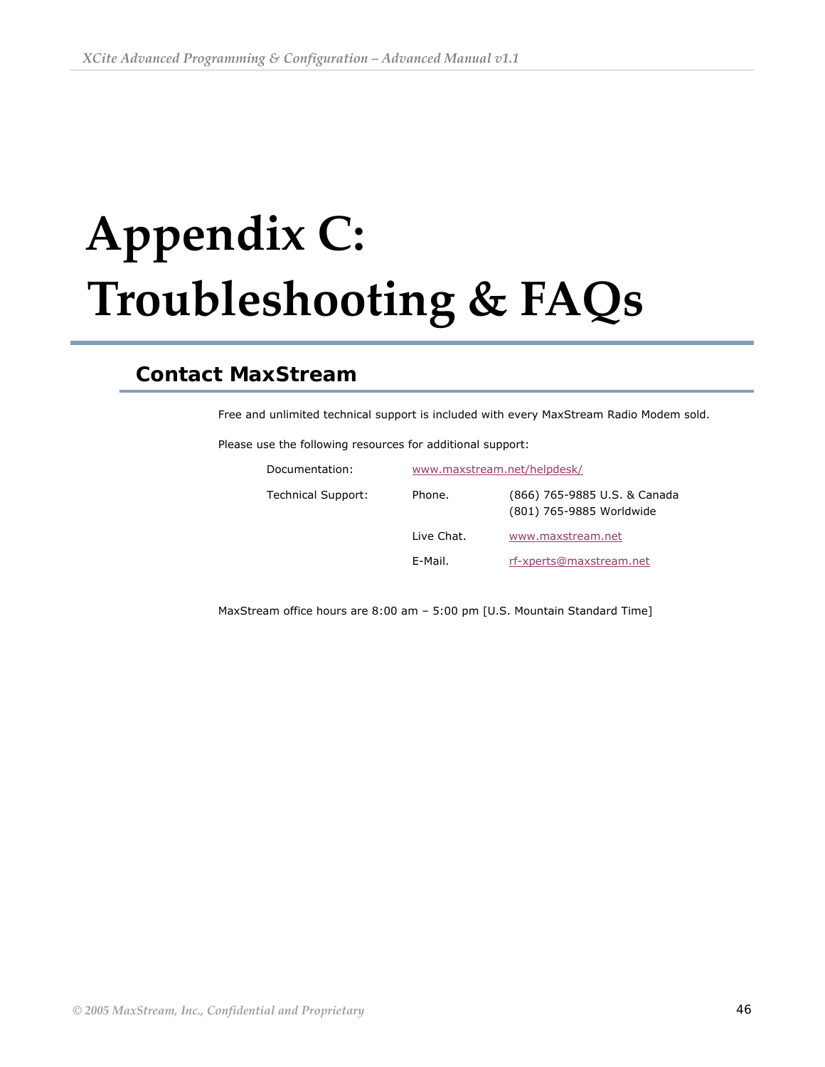# Appendix C: Troubleshooting & FAQs

## Contact MaxStream

Free and unlimited technical support is included with every MaxStream Radio Modem sold.

Please use the following resources for additional support:

| | | |
|---|---|---|
| Documentation: | www.maxstream.net/helpdesk/ | |
| Technical Support: | Phone. | (866) 765-9885 U.S. & Canada<br>(801) 765-9885 Worldwide |
| | Live Chat. | www.maxstream.net |
| | E-Mail. | rf-xperts@maxstream.net |

MaxStream office hours are 8:00 am – 5:00 pm [U.S. Mountain Standard Time]